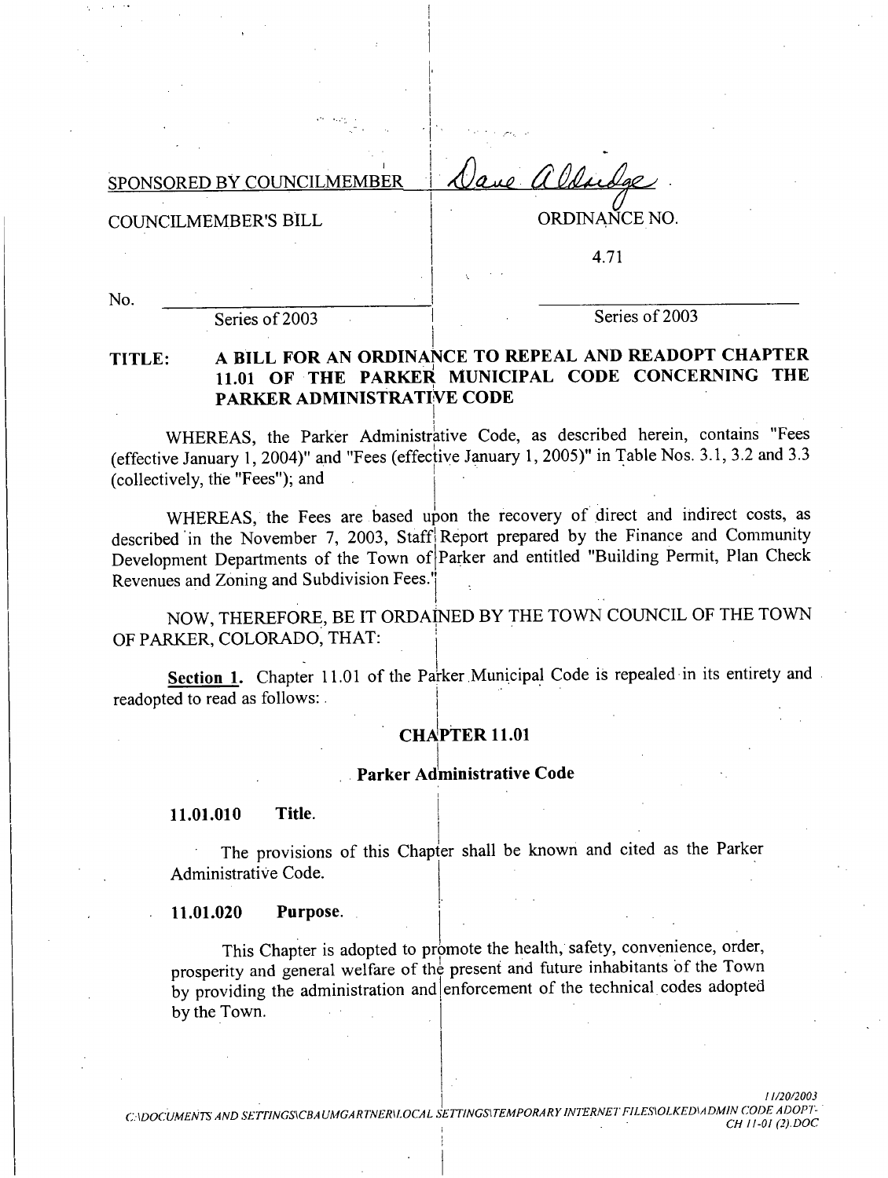SPONSORED BY COUNCILMEMBER Dave Aldridge

COUNCILMEMBER'S BILL

ORDINANCE NO.

4.71

No. ______________________
Series of 2003

______________________
Series of 2003

**TITLE: A BILL FOR AN ORDINANCE TO REPEAL AND READOPT CHAPTER 11.01 OF THE PARKER MUNICIPAL CODE CONCERNING THE PARKER ADMINISTRATIVE CODE**

WHEREAS, the Parker Administrative Code, as described herein, contains "Fees (effective January 1, 2004)" and "Fees (effective January 1, 2005)" in Table Nos. 3.1, 3.2 and 3.3 (collectively, the "Fees"); and

WHEREAS, the Fees are based upon the recovery of direct and indirect costs, as described in the November 7, 2003, Staff Report prepared by the Finance and Community Development Departments of the Town of Parker and entitled "Building Permit, Plan Check Revenues and Zoning and Subdivision Fees."

NOW, THEREFORE, BE IT ORDAINED BY THE TOWN COUNCIL OF THE TOWN OF PARKER, COLORADO, THAT:

**Section 1.** Chapter 11.01 of the Parker Municipal Code is repealed in its entirety and readopted to read as follows:

## CHAPTER 11.01

### Parker Administrative Code

**11.01.010 Title.**

The provisions of this Chapter shall be known and cited as the Parker Administrative Code.

**11.01.020 Purpose.**

This Chapter is adopted to promote the health, safety, convenience, order, prosperity and general welfare of the present and future inhabitants of the Town by providing the administration and enforcement of the technical codes adopted by the Town.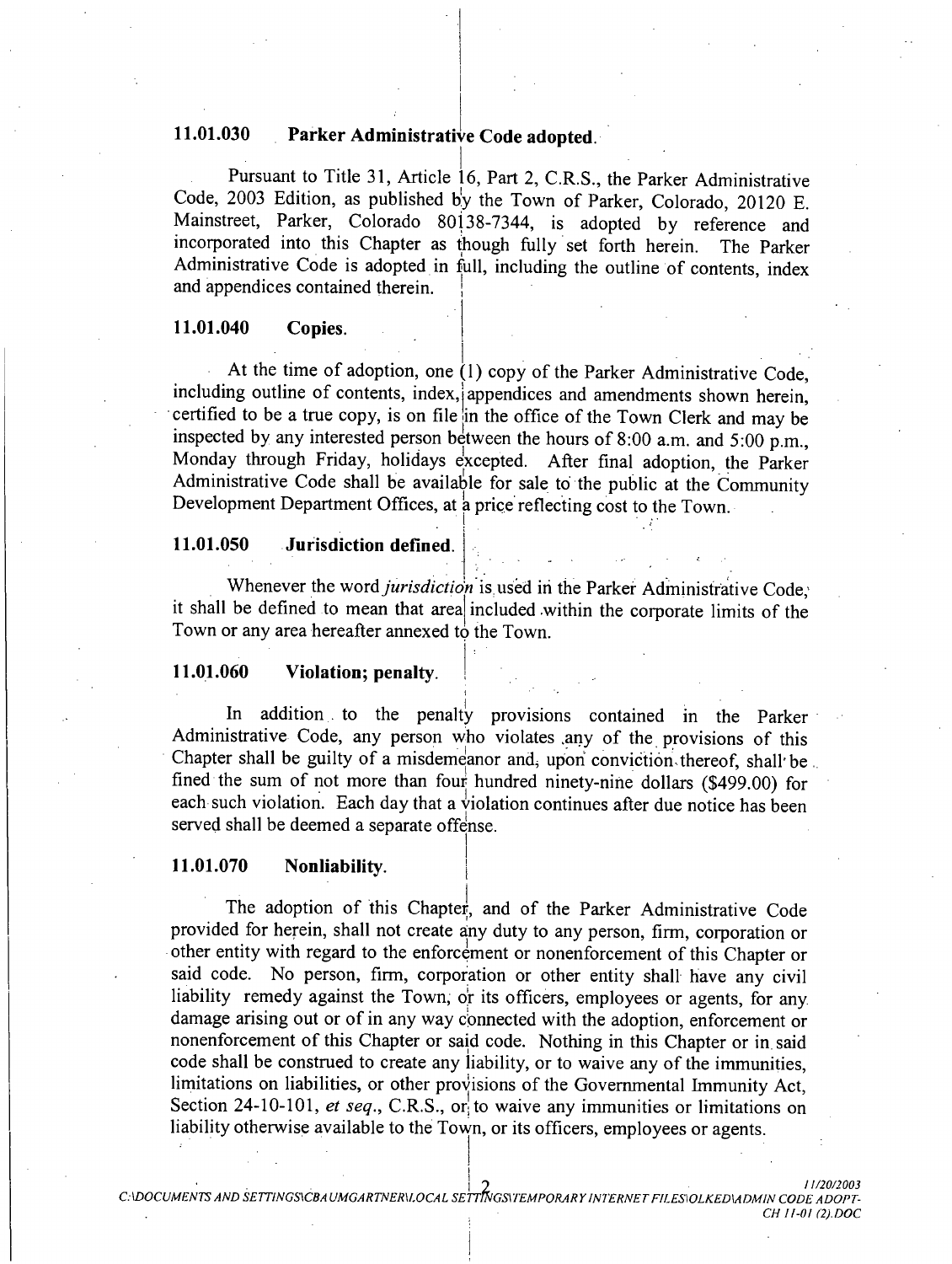### 11.01.030 Parker Administrative Code adopted.

Pursuant to Title 31, Article 16, Part 2, C.R.S., the Parker Administrative Code, 2003 Edition, as published by the Town of Parker, Colorado, 20120 E. Mainstreet, Parker, Colorado 80138-7344, is adopted by reference and incorporated into this Chapter as though fully set forth herein. The Parker Administrative Code is adopted in full, including the outline of contents, index and appendices contained therein.

### 11.01.040 Copies.

At the time of adoption, one (1) copy of the Parker Administrative Code, including outline of contents, index, appendices and amendments shown herein, certified to be a true copy, is on file in the office of the Town Clerk and may be inspected by any interested person between the hours of 8:00 a.m. and 5:00 p.m., Monday through Friday, holidays excepted. After final adoption, the Parker Administrative Code shall be available for sale to the public at the Community Development Department Offices, at a price reflecting cost to the Town.

### 11.01.050 Jurisdiction defined.

Whenever the word *jurisdiction* is used in the Parker Administrative Code, it shall be defined to mean that area included within the corporate limits of the Town or any area hereafter annexed to the Town.

### 11.01.060 Violation; penalty.

In addition to the penalty provisions contained in the Parker Administrative Code, any person who violates any of the provisions of this Chapter shall be guilty of a misdemeanor and, upon conviction thereof, shall be fined the sum of not more than four hundred ninety-nine dollars ($499.00) for each such violation. Each day that a violation continues after due notice has been served shall be deemed a separate offense.

### 11.01.070 Nonliability.

The adoption of this Chapter, and of the Parker Administrative Code provided for herein, shall not create any duty to any person, firm, corporation or other entity with regard to the enforcement or nonenforcement of this Chapter or said code. No person, firm, corporation or other entity shall have any civil liability remedy against the Town, or its officers, employees or agents, for any damage arising out or of in any way connected with the adoption, enforcement or nonenforcement of this Chapter or said code. Nothing in this Chapter or in said code shall be construed to create any liability, or to waive any of the immunities, limitations on liabilities, or other provisions of the Governmental Immunity Act, Section 24-10-101, *et seq.*, C.R.S., or to waive any immunities or limitations on liability otherwise available to the Town, or its officers, employees or agents.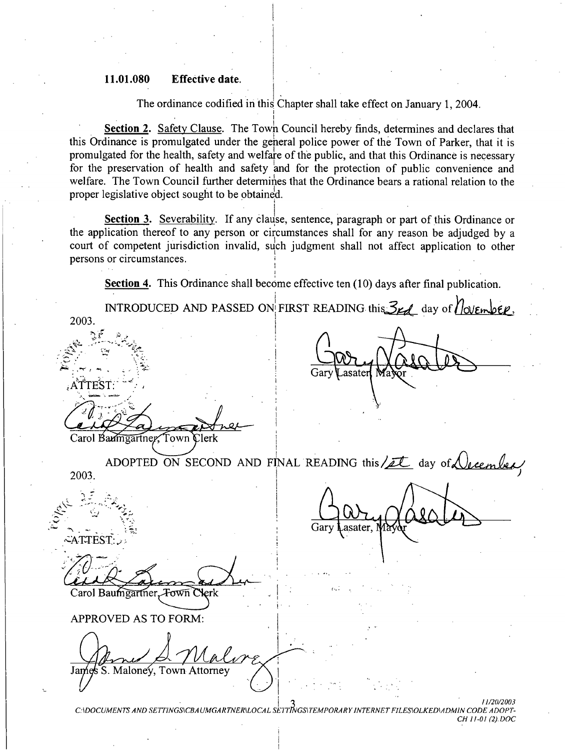**11.01.080 Effective date.**

The ordinance codified in this Chapter shall take effect on January 1, 2004.

**Section 2.** Safety Clause. The Town Council hereby finds, determines and declares that this Ordinance is promulgated under the general police power of the Town of Parker, that it is promulgated for the health, safety and welfare of the public, and that this Ordinance is necessary for the preservation of health and safety and for the protection of public convenience and welfare. The Town Council further determines that the Ordinance bears a rational relation to the proper legislative object sought to be obtained.

**Section 3.** Severability. If any clause, sentence, paragraph or part of this Ordinance or the application thereof to any person or circumstances shall for any reason be adjudged by a court of competent jurisdiction invalid, such judgment shall not affect application to other persons or circumstances.

**Section 4.** This Ordinance shall become effective ten (10) days after final publication.

INTRODUCED AND PASSED ON FIRST READING this 3rd day of November, 2003.

Gary Lasater, Mayor

ATTEST:

Carol Baumgartner, Town Clerk

ADOPTED ON SECOND AND FINAL READING this 1st day of December, 2003.

Gary Lasater, Mayor

ATTEST:

Carol Baumgartner, Town Clerk

APPROVED AS TO FORM:

James S. Maloney, Town Attorney

*11/20/2003*
*C:\DOCUMENTS AND SETTINGS\CBAUMGARTNER\LOCAL SETTINGS\TEMPORARY INTERNET FILES\OLKED\ADMIN CODE ADOPT-CH 11-01 (2).DOC*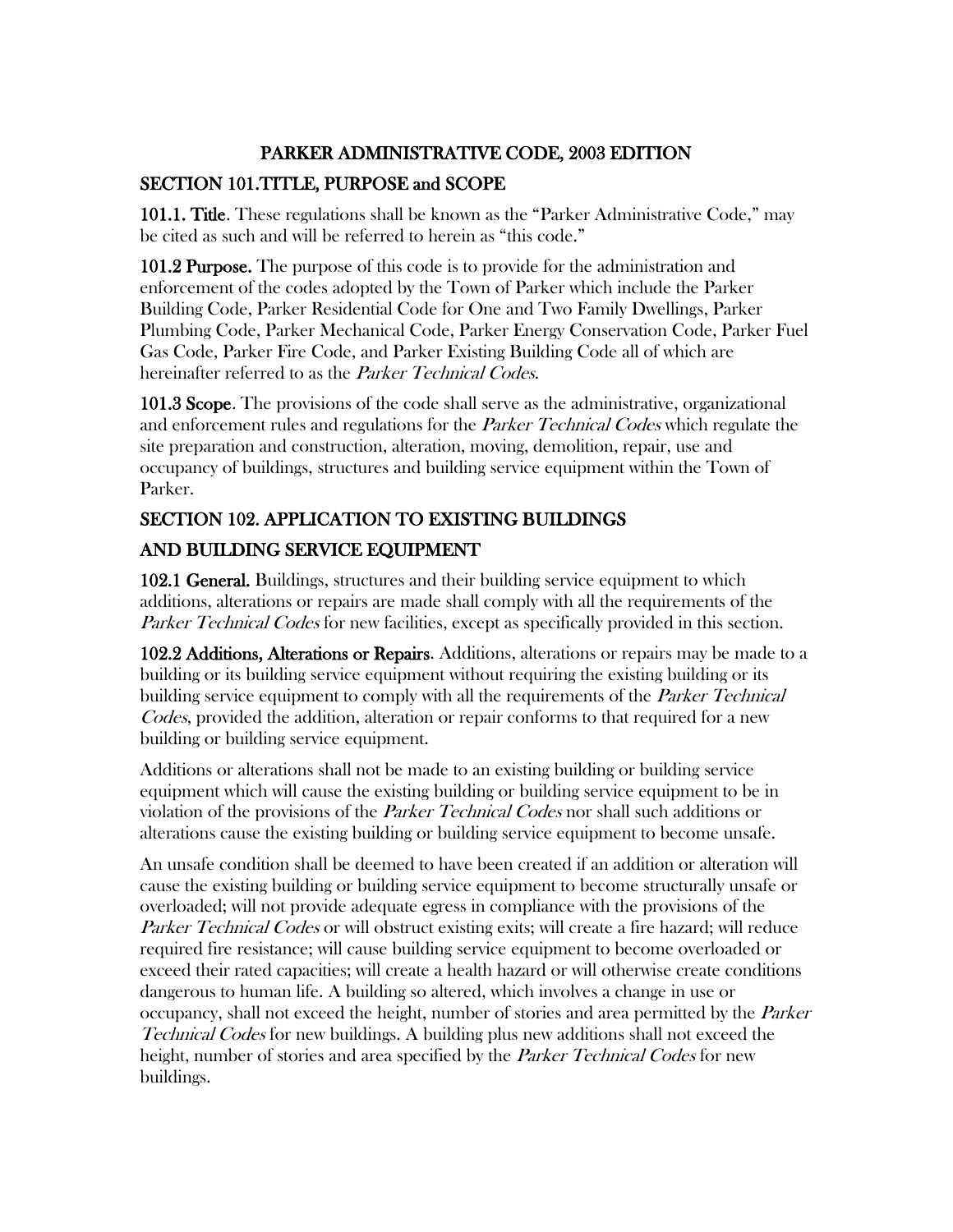# PARKER ADMINISTRATIVE CODE, 2003 EDITION

## SECTION 101.TITLE, PURPOSE and SCOPE

**101.1. Title**. These regulations shall be known as the "Parker Administrative Code," may be cited as such and will be referred to herein as "this code."

**101.2 Purpose.** The purpose of this code is to provide for the administration and enforcement of the codes adopted by the Town of Parker which include the Parker Building Code, Parker Residential Code for One and Two Family Dwellings, Parker Plumbing Code, Parker Mechanical Code, Parker Energy Conservation Code, Parker Fuel Gas Code, Parker Fire Code, and Parker Existing Building Code all of which are hereinafter referred to as the *Parker Technical Codes*.

**101.3 Scope**. The provisions of the code shall serve as the administrative, organizational and enforcement rules and regulations for the *Parker Technical Codes* which regulate the site preparation and construction, alteration, moving, demolition, repair, use and occupancy of buildings, structures and building service equipment within the Town of Parker.

## SECTION 102. APPLICATION TO EXISTING BUILDINGS AND BUILDING SERVICE EQUIPMENT

**102.1 General.** Buildings, structures and their building service equipment to which additions, alterations or repairs are made shall comply with all the requirements of the *Parker Technical Codes* for new facilities, except as specifically provided in this section.

**102.2 Additions, Alterations or Repairs**. Additions, alterations or repairs may be made to a building or its building service equipment without requiring the existing building or its building service equipment to comply with all the requirements of the *Parker Technical Codes*, provided the addition, alteration or repair conforms to that required for a new building or building service equipment.

Additions or alterations shall not be made to an existing building or building service equipment which will cause the existing building or building service equipment to be in violation of the provisions of the *Parker Technical Codes* nor shall such additions or alterations cause the existing building or building service equipment to become unsafe.

An unsafe condition shall be deemed to have been created if an addition or alteration will cause the existing building or building service equipment to become structurally unsafe or overloaded; will not provide adequate egress in compliance with the provisions of the *Parker Technical Codes* or will obstruct existing exits; will create a fire hazard; will reduce required fire resistance; will cause building service equipment to become overloaded or exceed their rated capacities; will create a health hazard or will otherwise create conditions dangerous to human life. A building so altered, which involves a change in use or occupancy, shall not exceed the height, number of stories and area permitted by the *Parker Technical Codes* for new buildings. A building plus new additions shall not exceed the height, number of stories and area specified by the *Parker Technical Codes* for new buildings.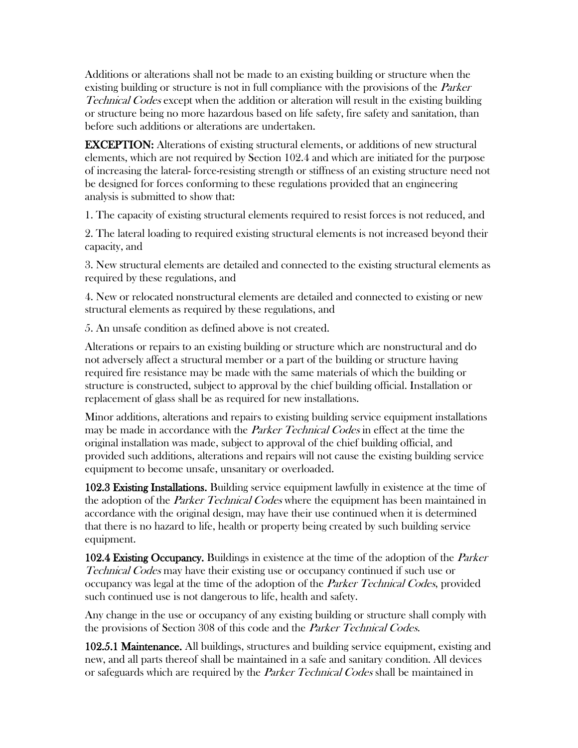Additions or alterations shall not be made to an existing building or structure when the existing building or structure is not in full compliance with the provisions of the *Parker Technical Codes* except when the addition or alteration will result in the existing building or structure being no more hazardous based on life safety, fire safety and sanitation, than before such additions or alterations are undertaken.

**EXCEPTION:** Alterations of existing structural elements, or additions of new structural elements, which are not required by Section 102.4 and which are initiated for the purpose of increasing the lateral- force-resisting strength or stiffness of an existing structure need not be designed for forces conforming to these regulations provided that an engineering analysis is submitted to show that:

1. The capacity of existing structural elements required to resist forces is not reduced, and

2. The lateral loading to required existing structural elements is not increased beyond their capacity, and

3. New structural elements are detailed and connected to the existing structural elements as required by these regulations, and

4. New or relocated nonstructural elements are detailed and connected to existing or new structural elements as required by these regulations, and

5. An unsafe condition as defined above is not created.

Alterations or repairs to an existing building or structure which are nonstructural and do not adversely affect a structural member or a part of the building or structure having required fire resistance may be made with the same materials of which the building or structure is constructed, subject to approval by the chief building official. Installation or replacement of glass shall be as required for new installations.

Minor additions, alterations and repairs to existing building service equipment installations may be made in accordance with the *Parker Technical Codes* in effect at the time the original installation was made, subject to approval of the chief building official, and provided such additions, alterations and repairs will not cause the existing building service equipment to become unsafe, unsanitary or overloaded.

**102.3 Existing Installations.** Building service equipment lawfully in existence at the time of the adoption of the *Parker Technical Codes* where the equipment has been maintained in accordance with the original design, may have their use continued when it is determined that there is no hazard to life, health or property being created by such building service equipment.

**102.4 Existing Occupancy.** Buildings in existence at the time of the adoption of the *Parker Technical Codes* may have their existing use or occupancy continued if such use or occupancy was legal at the time of the adoption of the *Parker Technical Codes*, provided such continued use is not dangerous to life, health and safety.

Any change in the use or occupancy of any existing building or structure shall comply with the provisions of Section 308 of this code and the *Parker Technical Codes*.

**102.5.1 Maintenance.** All buildings, structures and building service equipment, existing and new, and all parts thereof shall be maintained in a safe and sanitary condition. All devices or safeguards which are required by the *Parker Technical Codes* shall be maintained in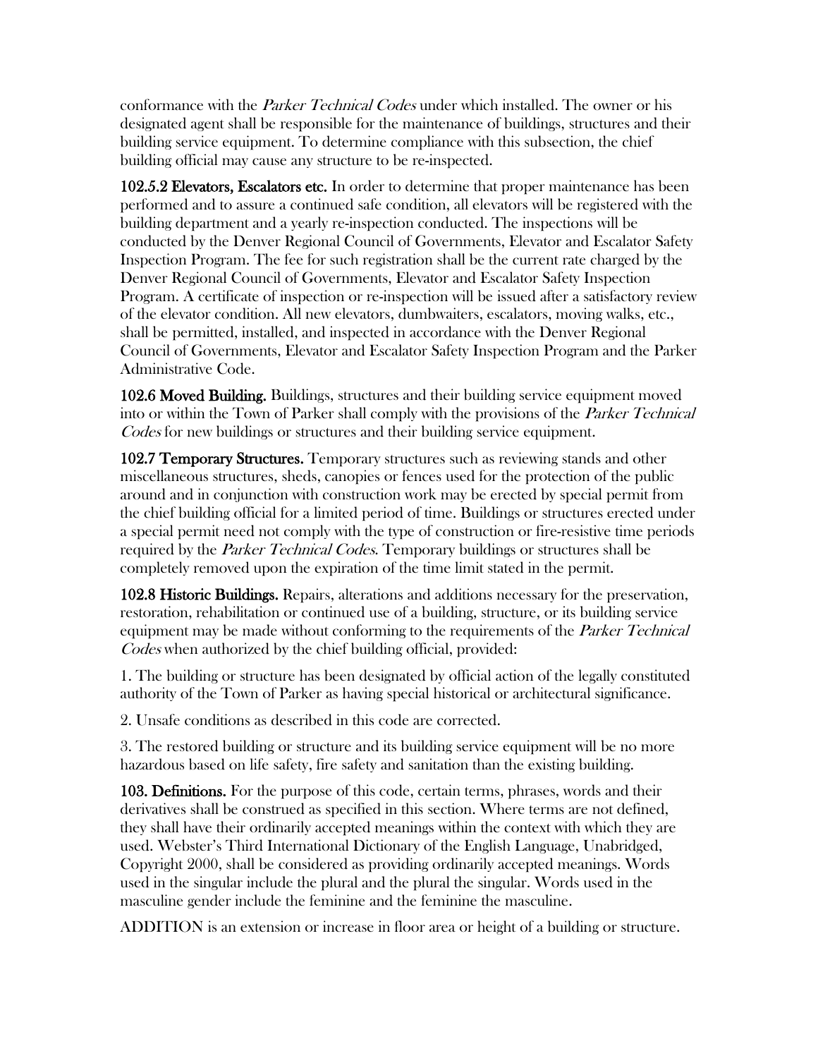conformance with the *Parker Technical Codes* under which installed. The owner or his designated agent shall be responsible for the maintenance of buildings, structures and their building service equipment. To determine compliance with this subsection, the chief building official may cause any structure to be re-inspected.

**102.5.2 Elevators, Escalators etc.** In order to determine that proper maintenance has been performed and to assure a continued safe condition, all elevators will be registered with the building department and a yearly re-inspection conducted. The inspections will be conducted by the Denver Regional Council of Governments, Elevator and Escalator Safety Inspection Program. The fee for such registration shall be the current rate charged by the Denver Regional Council of Governments, Elevator and Escalator Safety Inspection Program. A certificate of inspection or re-inspection will be issued after a satisfactory review of the elevator condition. All new elevators, dumbwaiters, escalators, moving walks, etc., shall be permitted, installed, and inspected in accordance with the Denver Regional Council of Governments, Elevator and Escalator Safety Inspection Program and the Parker Administrative Code.

**102.6 Moved Building.** Buildings, structures and their building service equipment moved into or within the Town of Parker shall comply with the provisions of the *Parker Technical Codes* for new buildings or structures and their building service equipment.

**102.7 Temporary Structures.** Temporary structures such as reviewing stands and other miscellaneous structures, sheds, canopies or fences used for the protection of the public around and in conjunction with construction work may be erected by special permit from the chief building official for a limited period of time. Buildings or structures erected under a special permit need not comply with the type of construction or fire-resistive time periods required by the *Parker Technical Codes*. Temporary buildings or structures shall be completely removed upon the expiration of the time limit stated in the permit.

**102.8 Historic Buildings.** Repairs, alterations and additions necessary for the preservation, restoration, rehabilitation or continued use of a building, structure, or its building service equipment may be made without conforming to the requirements of the *Parker Technical Codes* when authorized by the chief building official, provided:

1. The building or structure has been designated by official action of the legally constituted authority of the Town of Parker as having special historical or architectural significance.

2. Unsafe conditions as described in this code are corrected.

3. The restored building or structure and its building service equipment will be no more hazardous based on life safety, fire safety and sanitation than the existing building.

**103. Definitions.** For the purpose of this code, certain terms, phrases, words and their derivatives shall be construed as specified in this section. Where terms are not defined, they shall have their ordinarily accepted meanings within the context with which they are used. Webster's Third International Dictionary of the English Language, Unabridged, Copyright 2000, shall be considered as providing ordinarily accepted meanings. Words used in the singular include the plural and the plural the singular. Words used in the masculine gender include the feminine and the feminine the masculine.

ADDITION is an extension or increase in floor area or height of a building or structure.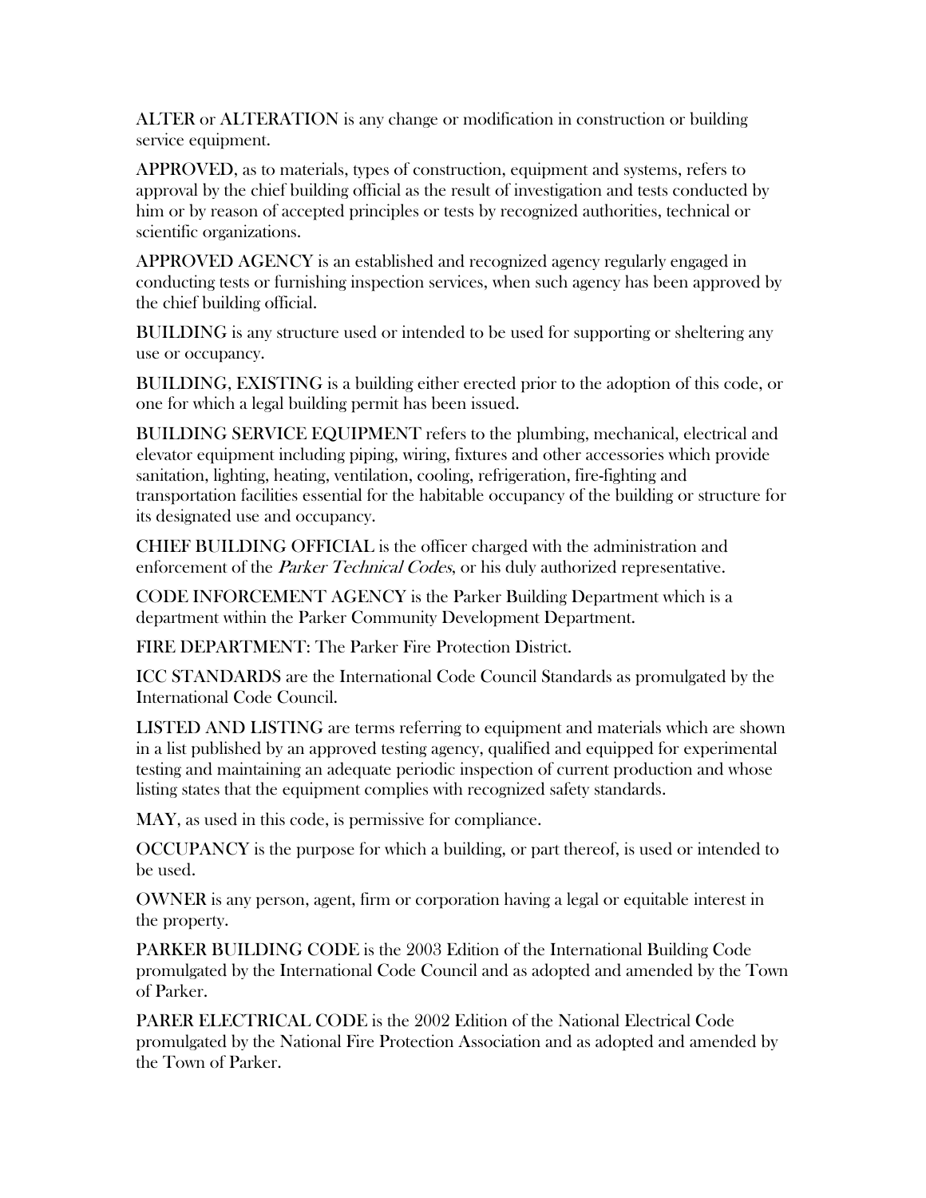ALTER or ALTERATION is any change or modification in construction or building service equipment.

APPROVED, as to materials, types of construction, equipment and systems, refers to approval by the chief building official as the result of investigation and tests conducted by him or by reason of accepted principles or tests by recognized authorities, technical or scientific organizations.

APPROVED AGENCY is an established and recognized agency regularly engaged in conducting tests or furnishing inspection services, when such agency has been approved by the chief building official.

BUILDING is any structure used or intended to be used for supporting or sheltering any use or occupancy.

BUILDING, EXISTING is a building either erected prior to the adoption of this code, or one for which a legal building permit has been issued.

BUILDING SERVICE EQUIPMENT refers to the plumbing, mechanical, electrical and elevator equipment including piping, wiring, fixtures and other accessories which provide sanitation, lighting, heating, ventilation, cooling, refrigeration, fire-fighting and transportation facilities essential for the habitable occupancy of the building or structure for its designated use and occupancy.

CHIEF BUILDING OFFICIAL is the officer charged with the administration and enforcement of the *Parker Technical Codes*, or his duly authorized representative.

CODE INFORCEMENT AGENCY is the Parker Building Department which is a department within the Parker Community Development Department.

FIRE DEPARTMENT: The Parker Fire Protection District.

ICC STANDARDS are the International Code Council Standards as promulgated by the International Code Council.

LISTED AND LISTING are terms referring to equipment and materials which are shown in a list published by an approved testing agency, qualified and equipped for experimental testing and maintaining an adequate periodic inspection of current production and whose listing states that the equipment complies with recognized safety standards.

MAY, as used in this code, is permissive for compliance.

OCCUPANCY is the purpose for which a building, or part thereof, is used or intended to be used.

OWNER is any person, agent, firm or corporation having a legal or equitable interest in the property.

PARKER BUILDING CODE is the 2003 Edition of the International Building Code promulgated by the International Code Council and as adopted and amended by the Town of Parker.

PARER ELECTRICAL CODE is the 2002 Edition of the National Electrical Code promulgated by the National Fire Protection Association and as adopted and amended by the Town of Parker.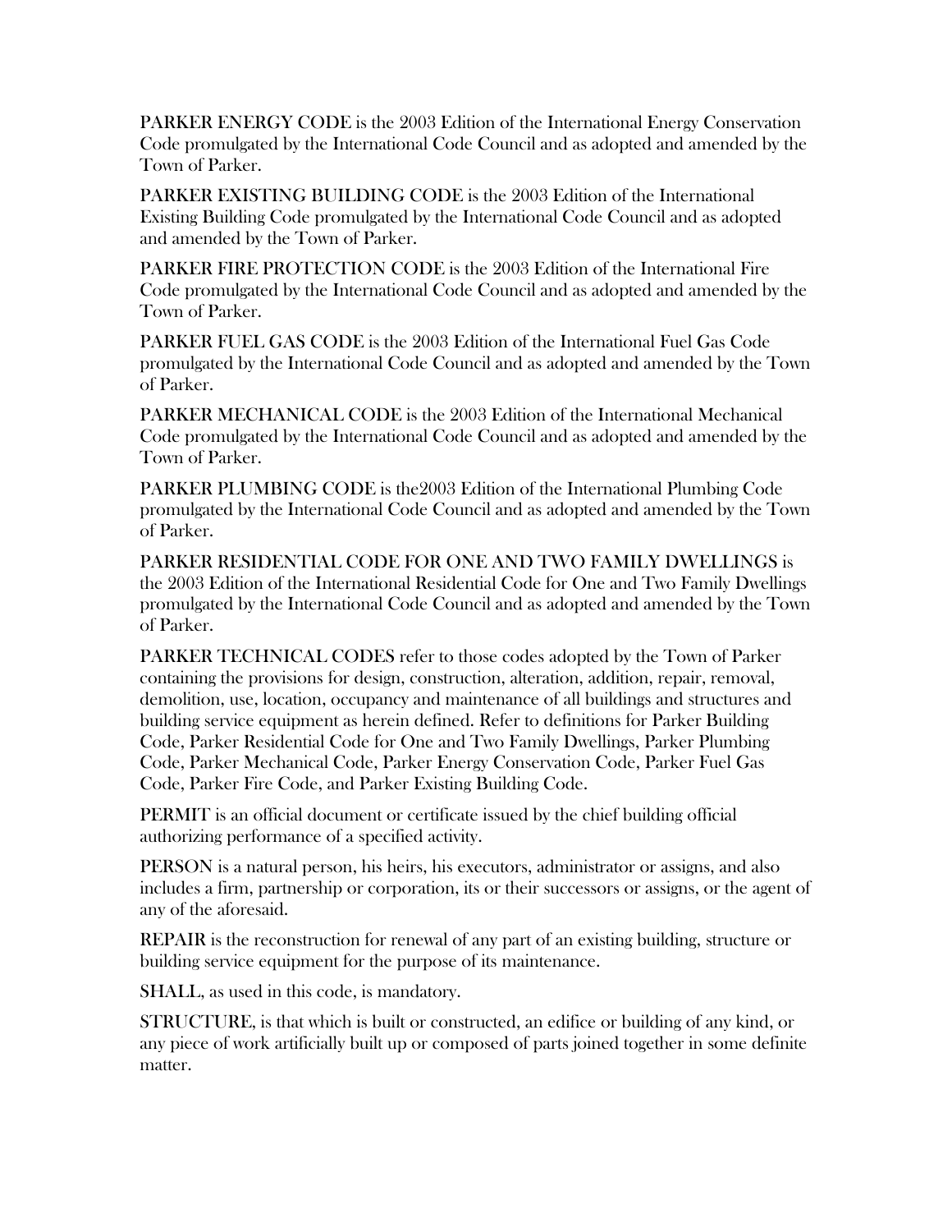PARKER ENERGY CODE is the 2003 Edition of the International Energy Conservation Code promulgated by the International Code Council and as adopted and amended by the Town of Parker.

PARKER EXISTING BUILDING CODE is the 2003 Edition of the International Existing Building Code promulgated by the International Code Council and as adopted and amended by the Town of Parker.

PARKER FIRE PROTECTION CODE is the 2003 Edition of the International Fire Code promulgated by the International Code Council and as adopted and amended by the Town of Parker.

PARKER FUEL GAS CODE is the 2003 Edition of the International Fuel Gas Code promulgated by the International Code Council and as adopted and amended by the Town of Parker.

PARKER MECHANICAL CODE is the 2003 Edition of the International Mechanical Code promulgated by the International Code Council and as adopted and amended by the Town of Parker.

PARKER PLUMBING CODE is the2003 Edition of the International Plumbing Code promulgated by the International Code Council and as adopted and amended by the Town of Parker.

PARKER RESIDENTIAL CODE FOR ONE AND TWO FAMILY DWELLINGS is the 2003 Edition of the International Residential Code for One and Two Family Dwellings promulgated by the International Code Council and as adopted and amended by the Town of Parker.

PARKER TECHNICAL CODES refer to those codes adopted by the Town of Parker containing the provisions for design, construction, alteration, addition, repair, removal, demolition, use, location, occupancy and maintenance of all buildings and structures and building service equipment as herein defined. Refer to definitions for Parker Building Code, Parker Residential Code for One and Two Family Dwellings, Parker Plumbing Code, Parker Mechanical Code, Parker Energy Conservation Code, Parker Fuel Gas Code, Parker Fire Code, and Parker Existing Building Code.

PERMIT is an official document or certificate issued by the chief building official authorizing performance of a specified activity.

PERSON is a natural person, his heirs, his executors, administrator or assigns, and also includes a firm, partnership or corporation, its or their successors or assigns, or the agent of any of the aforesaid.

REPAIR is the reconstruction for renewal of any part of an existing building, structure or building service equipment for the purpose of its maintenance.

SHALL, as used in this code, is mandatory.

STRUCTURE, is that which is built or constructed, an edifice or building of any kind, or any piece of work artificially built up or composed of parts joined together in some definite matter.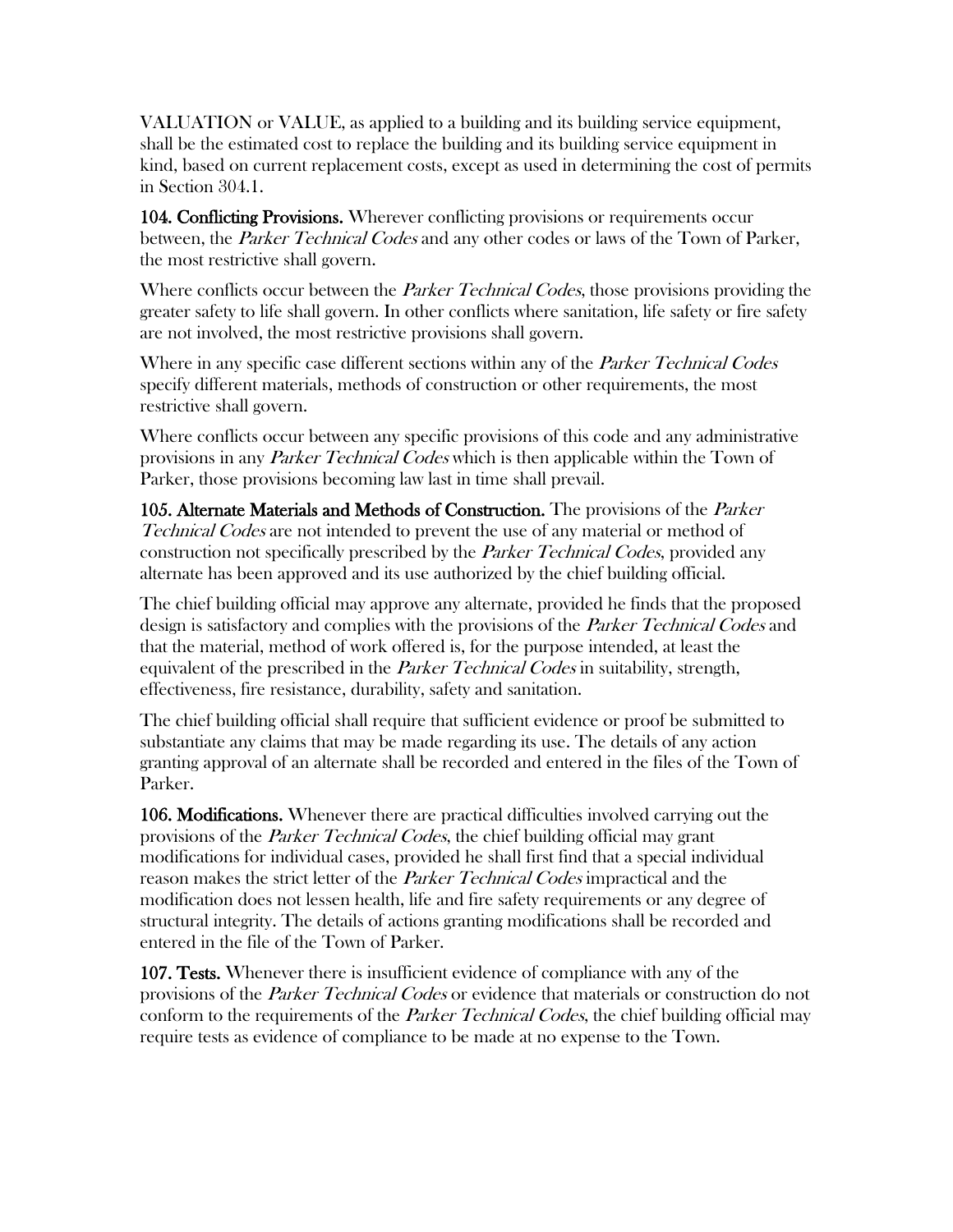VALUATION or VALUE, as applied to a building and its building service equipment, shall be the estimated cost to replace the building and its building service equipment in kind, based on current replacement costs, except as used in determining the cost of permits in Section 304.1.

**104. Conflicting Provisions.** Wherever conflicting provisions or requirements occur between, the *Parker Technical Codes* and any other codes or laws of the Town of Parker, the most restrictive shall govern.

Where conflicts occur between the *Parker Technical Codes*, those provisions providing the greater safety to life shall govern. In other conflicts where sanitation, life safety or fire safety are not involved, the most restrictive provisions shall govern.

Where in any specific case different sections within any of the *Parker Technical Codes* specify different materials, methods of construction or other requirements, the most restrictive shall govern.

Where conflicts occur between any specific provisions of this code and any administrative provisions in any *Parker Technical Codes* which is then applicable within the Town of Parker, those provisions becoming law last in time shall prevail.

**105. Alternate Materials and Methods of Construction.** The provisions of the *Parker Technical Codes* are not intended to prevent the use of any material or method of construction not specifically prescribed by the *Parker Technical Codes*, provided any alternate has been approved and its use authorized by the chief building official.

The chief building official may approve any alternate, provided he finds that the proposed design is satisfactory and complies with the provisions of the *Parker Technical Codes* and that the material, method of work offered is, for the purpose intended, at least the equivalent of the prescribed in the *Parker Technical Codes* in suitability, strength, effectiveness, fire resistance, durability, safety and sanitation.

The chief building official shall require that sufficient evidence or proof be submitted to substantiate any claims that may be made regarding its use. The details of any action granting approval of an alternate shall be recorded and entered in the files of the Town of Parker.

**106. Modifications.** Whenever there are practical difficulties involved carrying out the provisions of the *Parker Technical Codes*, the chief building official may grant modifications for individual cases, provided he shall first find that a special individual reason makes the strict letter of the *Parker Technical Codes* impractical and the modification does not lessen health, life and fire safety requirements or any degree of structural integrity. The details of actions granting modifications shall be recorded and entered in the file of the Town of Parker.

**107. Tests.** Whenever there is insufficient evidence of compliance with any of the provisions of the *Parker Technical Codes* or evidence that materials or construction do not conform to the requirements of the *Parker Technical Codes*, the chief building official may require tests as evidence of compliance to be made at no expense to the Town.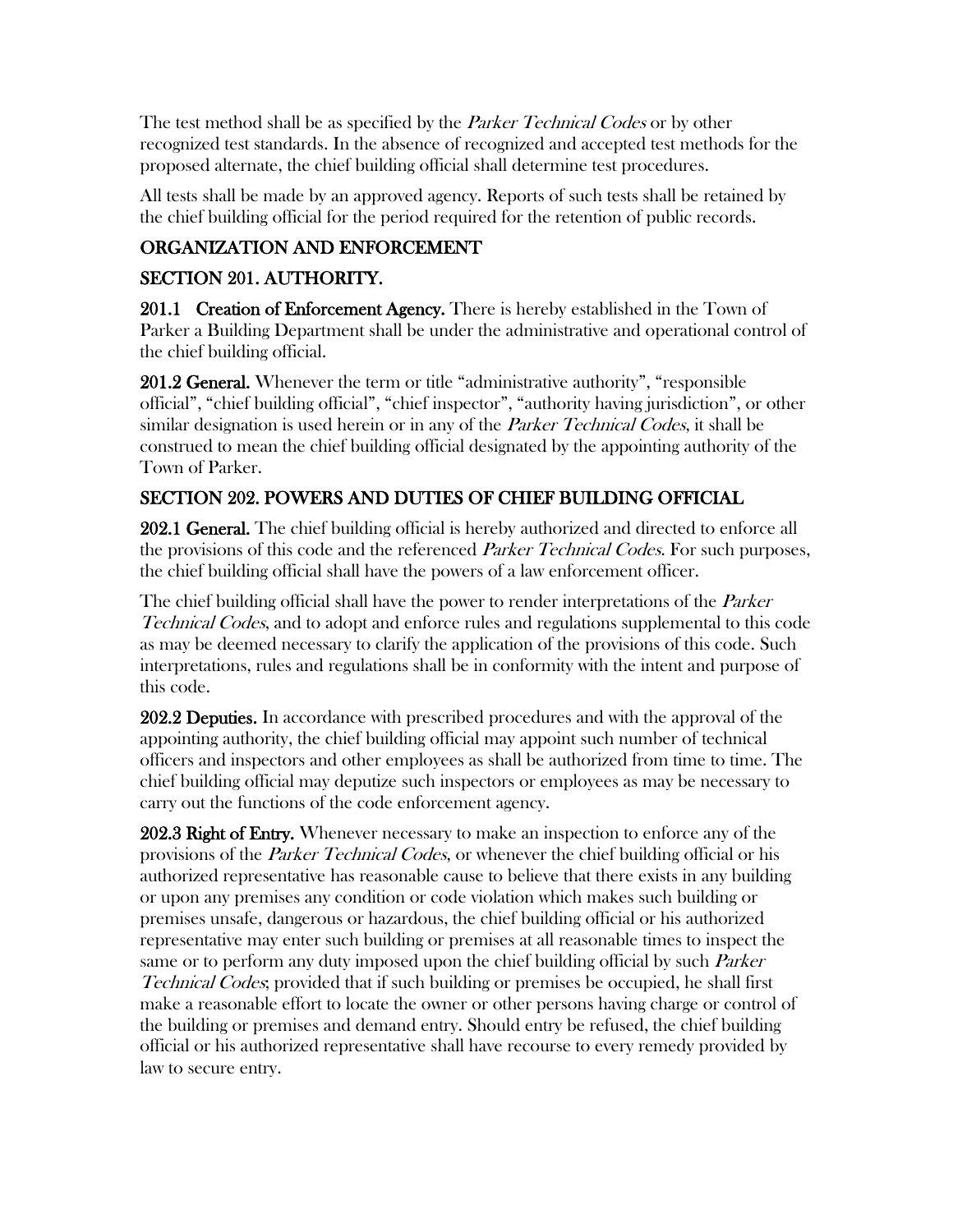The test method shall be as specified by the *Parker Technical Codes* or by other recognized test standards. In the absence of recognized and accepted test methods for the proposed alternate, the chief building official shall determine test procedures.

All tests shall be made by an approved agency. Reports of such tests shall be retained by the chief building official for the period required for the retention of public records.

## ORGANIZATION AND ENFORCEMENT

### SECTION 201. AUTHORITY.

**201.1 Creation of Enforcement Agency.** There is hereby established in the Town of Parker a Building Department shall be under the administrative and operational control of the chief building official.

**201.2 General.** Whenever the term or title "administrative authority", "responsible official", "chief building official", "chief inspector", "authority having jurisdiction", or other similar designation is used herein or in any of the *Parker Technical Codes*, it shall be construed to mean the chief building official designated by the appointing authority of the Town of Parker.

### SECTION 202. POWERS AND DUTIES OF CHIEF BUILDING OFFICIAL

**202.1 General.** The chief building official is hereby authorized and directed to enforce all the provisions of this code and the referenced *Parker Technical Codes*. For such purposes, the chief building official shall have the powers of a law enforcement officer.

The chief building official shall have the power to render interpretations of the *Parker Technical Codes*, and to adopt and enforce rules and regulations supplemental to this code as may be deemed necessary to clarify the application of the provisions of this code. Such interpretations, rules and regulations shall be in conformity with the intent and purpose of this code.

**202.2 Deputies.** In accordance with prescribed procedures and with the approval of the appointing authority, the chief building official may appoint such number of technical officers and inspectors and other employees as shall be authorized from time to time. The chief building official may deputize such inspectors or employees as may be necessary to carry out the functions of the code enforcement agency.

**202.3 Right of Entry.** Whenever necessary to make an inspection to enforce any of the provisions of the *Parker Technical Codes*, or whenever the chief building official or his authorized representative has reasonable cause to believe that there exists in any building or upon any premises any condition or code violation which makes such building or premises unsafe, dangerous or hazardous, the chief building official or his authorized representative may enter such building or premises at all reasonable times to inspect the same or to perform any duty imposed upon the chief building official by such *Parker Technical Codes*; provided that if such building or premises be occupied, he shall first make a reasonable effort to locate the owner or other persons having charge or control of the building or premises and demand entry. Should entry be refused, the chief building official or his authorized representative shall have recourse to every remedy provided by law to secure entry.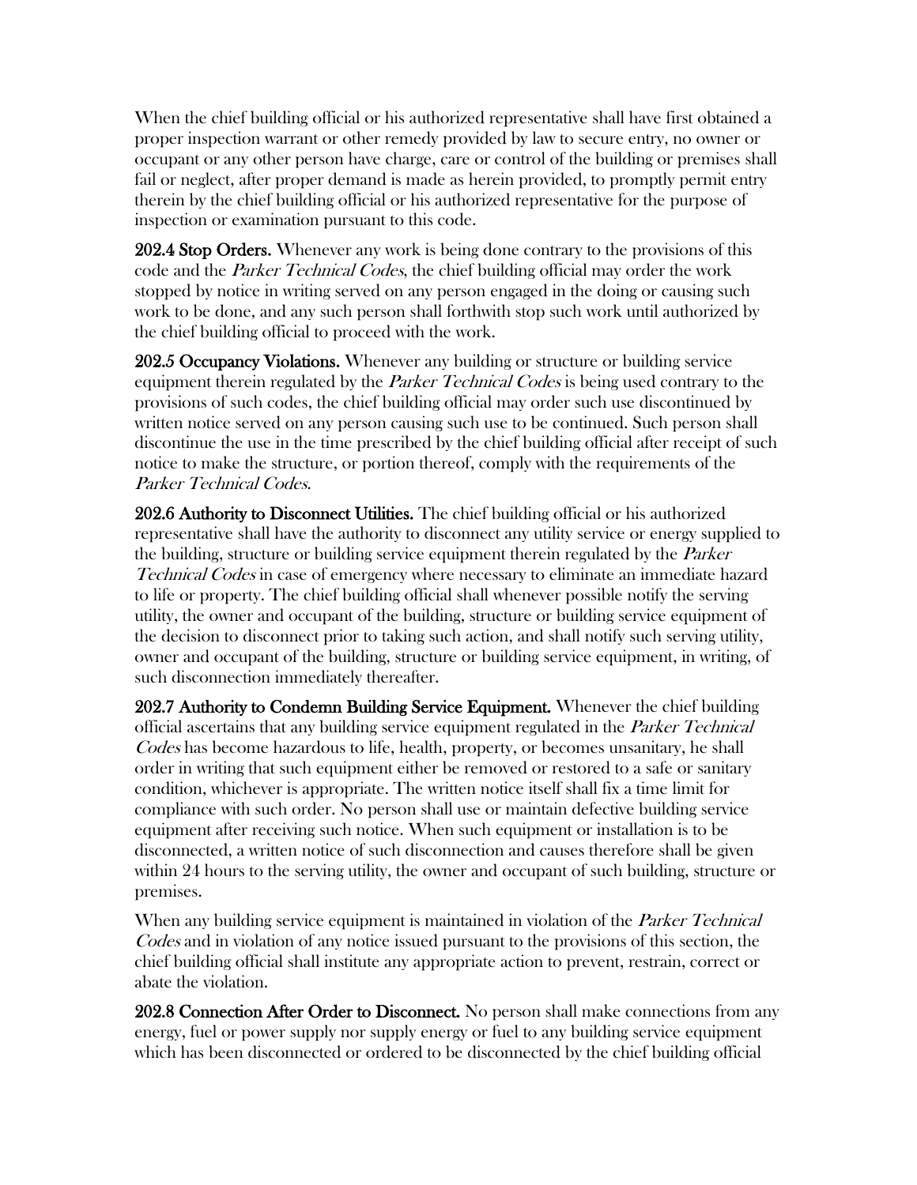When the chief building official or his authorized representative shall have first obtained a proper inspection warrant or other remedy provided by law to secure entry, no owner or occupant or any other person have charge, care or control of the building or premises shall fail or neglect, after proper demand is made as herein provided, to promptly permit entry therein by the chief building official or his authorized representative for the purpose of inspection or examination pursuant to this code.

**202.4 Stop Orders.** Whenever any work is being done contrary to the provisions of this code and the *Parker Technical Codes*, the chief building official may order the work stopped by notice in writing served on any person engaged in the doing or causing such work to be done, and any such person shall forthwith stop such work until authorized by the chief building official to proceed with the work.

**202.5 Occupancy Violations.** Whenever any building or structure or building service equipment therein regulated by the *Parker Technical Codes* is being used contrary to the provisions of such codes, the chief building official may order such use discontinued by written notice served on any person causing such use to be continued. Such person shall discontinue the use in the time prescribed by the chief building official after receipt of such notice to make the structure, or portion thereof, comply with the requirements of the *Parker Technical Codes*.

**202.6 Authority to Disconnect Utilities.** The chief building official or his authorized representative shall have the authority to disconnect any utility service or energy supplied to the building, structure or building service equipment therein regulated by the *Parker Technical Codes* in case of emergency where necessary to eliminate an immediate hazard to life or property. The chief building official shall whenever possible notify the serving utility, the owner and occupant of the building, structure or building service equipment of the decision to disconnect prior to taking such action, and shall notify such serving utility, owner and occupant of the building, structure or building service equipment, in writing, of such disconnection immediately thereafter.

**202.7 Authority to Condemn Building Service Equipment.** Whenever the chief building official ascertains that any building service equipment regulated in the *Parker Technical Codes* has become hazardous to life, health, property, or becomes unsanitary, he shall order in writing that such equipment either be removed or restored to a safe or sanitary condition, whichever is appropriate. The written notice itself shall fix a time limit for compliance with such order. No person shall use or maintain defective building service equipment after receiving such notice. When such equipment or installation is to be disconnected, a written notice of such disconnection and causes therefore shall be given within 24 hours to the serving utility, the owner and occupant of such building, structure or premises.

When any building service equipment is maintained in violation of the *Parker Technical Codes* and in violation of any notice issued pursuant to the provisions of this section, the chief building official shall institute any appropriate action to prevent, restrain, correct or abate the violation.

**202.8 Connection After Order to Disconnect.** No person shall make connections from any energy, fuel or power supply nor supply energy or fuel to any building service equipment which has been disconnected or ordered to be disconnected by the chief building official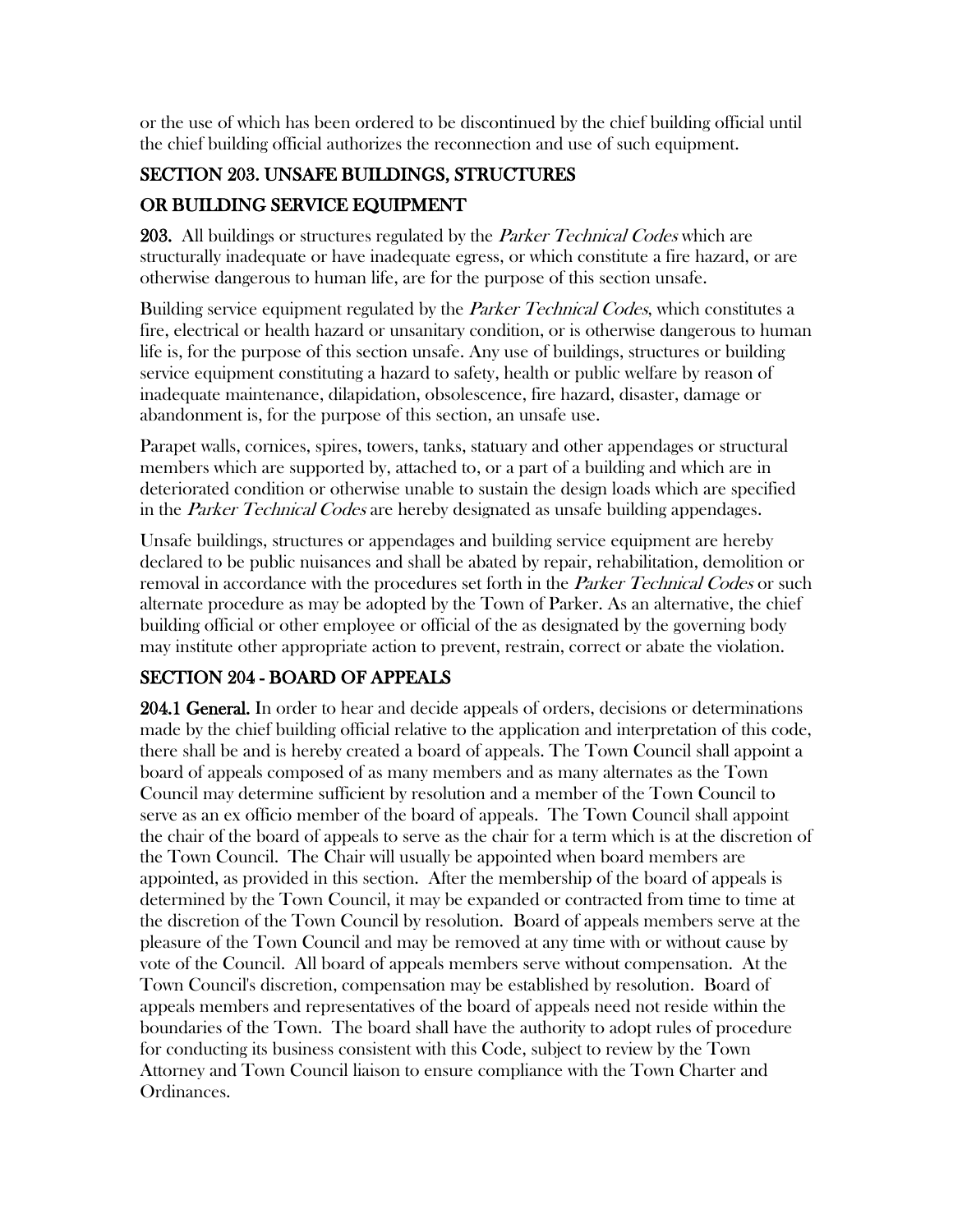or the use of which has been ordered to be discontinued by the chief building official until the chief building official authorizes the reconnection and use of such equipment.

## SECTION 203. UNSAFE BUILDINGS, STRUCTURES OR BUILDING SERVICE EQUIPMENT

**203.** All buildings or structures regulated by the *Parker Technical Codes* which are structurally inadequate or have inadequate egress, or which constitute a fire hazard, or are otherwise dangerous to human life, are for the purpose of this section unsafe.

Building service equipment regulated by the *Parker Technical Codes*, which constitutes a fire, electrical or health hazard or unsanitary condition, or is otherwise dangerous to human life is, for the purpose of this section unsafe. Any use of buildings, structures or building service equipment constituting a hazard to safety, health or public welfare by reason of inadequate maintenance, dilapidation, obsolescence, fire hazard, disaster, damage or abandonment is, for the purpose of this section, an unsafe use.

Parapet walls, cornices, spires, towers, tanks, statuary and other appendages or structural members which are supported by, attached to, or a part of a building and which are in deteriorated condition or otherwise unable to sustain the design loads which are specified in the *Parker Technical Codes* are hereby designated as unsafe building appendages.

Unsafe buildings, structures or appendages and building service equipment are hereby declared to be public nuisances and shall be abated by repair, rehabilitation, demolition or removal in accordance with the procedures set forth in the *Parker Technical Codes* or such alternate procedure as may be adopted by the Town of Parker. As an alternative, the chief building official or other employee or official of the as designated by the governing body may institute other appropriate action to prevent, restrain, correct or abate the violation.

## SECTION 204 - BOARD OF APPEALS

**204.1 General.** In order to hear and decide appeals of orders, decisions or determinations made by the chief building official relative to the application and interpretation of this code, there shall be and is hereby created a board of appeals. The Town Council shall appoint a board of appeals composed of as many members and as many alternates as the Town Council may determine sufficient by resolution and a member of the Town Council to serve as an ex officio member of the board of appeals. The Town Council shall appoint the chair of the board of appeals to serve as the chair for a term which is at the discretion of the Town Council. The Chair will usually be appointed when board members are appointed, as provided in this section. After the membership of the board of appeals is determined by the Town Council, it may be expanded or contracted from time to time at the discretion of the Town Council by resolution. Board of appeals members serve at the pleasure of the Town Council and may be removed at any time with or without cause by vote of the Council. All board of appeals members serve without compensation. At the Town Council's discretion, compensation may be established by resolution. Board of appeals members and representatives of the board of appeals need not reside within the boundaries of the Town. The board shall have the authority to adopt rules of procedure for conducting its business consistent with this Code, subject to review by the Town Attorney and Town Council liaison to ensure compliance with the Town Charter and Ordinances.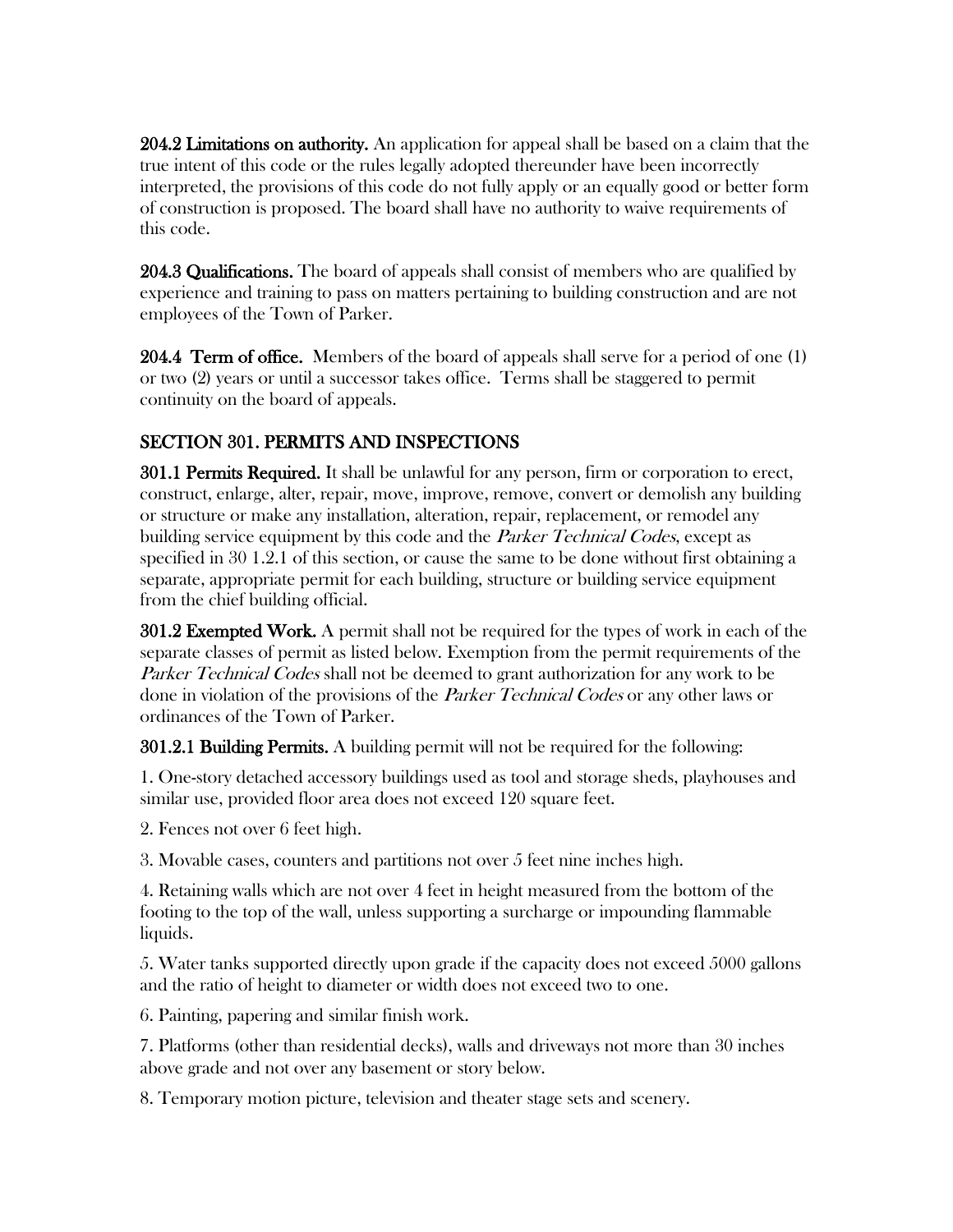**204.2 Limitations on authority.** An application for appeal shall be based on a claim that the true intent of this code or the rules legally adopted thereunder have been incorrectly interpreted, the provisions of this code do not fully apply or an equally good or better form of construction is proposed. The board shall have no authority to waive requirements of this code.

**204.3 Qualifications.** The board of appeals shall consist of members who are qualified by experience and training to pass on matters pertaining to building construction and are not employees of the Town of Parker.

**204.4 Term of office.** Members of the board of appeals shall serve for a period of one (1) or two (2) years or until a successor takes office. Terms shall be staggered to permit continuity on the board of appeals.

## SECTION 301. PERMITS AND INSPECTIONS

**301.1 Permits Required.** It shall be unlawful for any person, firm or corporation to erect, construct, enlarge, alter, repair, move, improve, remove, convert or demolish any building or structure or make any installation, alteration, repair, replacement, or remodel any building service equipment by this code and the *Parker Technical Codes*, except as specified in 30 1.2.1 of this section, or cause the same to be done without first obtaining a separate, appropriate permit for each building, structure or building service equipment from the chief building official.

**301.2 Exempted Work.** A permit shall not be required for the types of work in each of the separate classes of permit as listed below. Exemption from the permit requirements of the *Parker Technical Codes* shall not be deemed to grant authorization for any work to be done in violation of the provisions of the *Parker Technical Codes* or any other laws or ordinances of the Town of Parker.

**301.2.1 Building Permits.** A building permit will not be required for the following:

1. One-story detached accessory buildings used as tool and storage sheds, playhouses and similar use, provided floor area does not exceed 120 square feet.

2. Fences not over 6 feet high.

3. Movable cases, counters and partitions not over 5 feet nine inches high.

4. Retaining walls which are not over 4 feet in height measured from the bottom of the footing to the top of the wall, unless supporting a surcharge or impounding flammable liquids.

5. Water tanks supported directly upon grade if the capacity does not exceed 5000 gallons and the ratio of height to diameter or width does not exceed two to one.

6. Painting, papering and similar finish work.

7. Platforms (other than residential decks), walls and driveways not more than 30 inches above grade and not over any basement or story below.

8. Temporary motion picture, television and theater stage sets and scenery.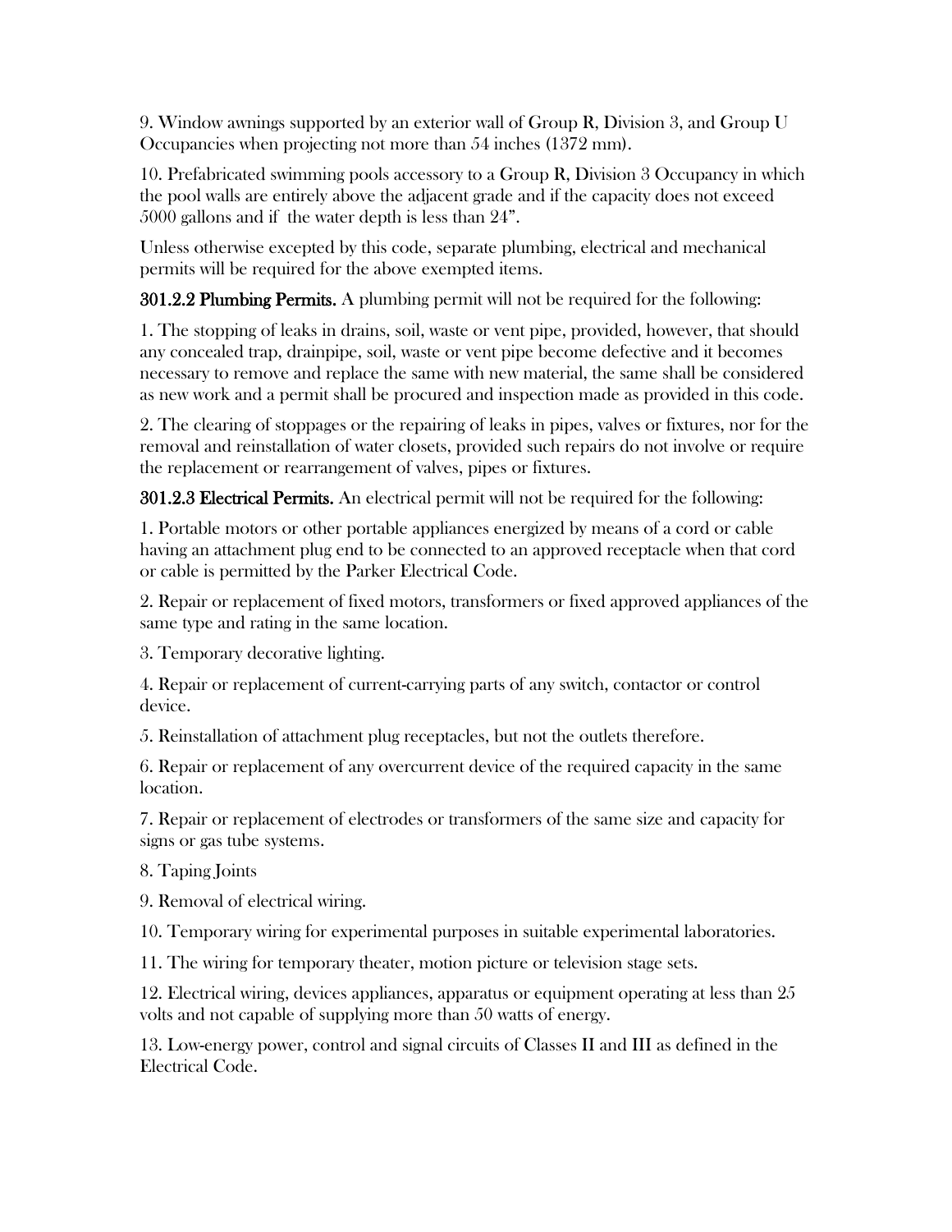9. Window awnings supported by an exterior wall of Group R, Division 3, and Group U Occupancies when projecting not more than 54 inches (1372 mm).

10. Prefabricated swimming pools accessory to a Group R, Division 3 Occupancy in which the pool walls are entirely above the adjacent grade and if the capacity does not exceed 5000 gallons and if the water depth is less than 24".

Unless otherwise excepted by this code, separate plumbing, electrical and mechanical permits will be required for the above exempted items.

**301.2.2 Plumbing Permits.** A plumbing permit will not be required for the following:

1. The stopping of leaks in drains, soil, waste or vent pipe, provided, however, that should any concealed trap, drainpipe, soil, waste or vent pipe become defective and it becomes necessary to remove and replace the same with new material, the same shall be considered as new work and a permit shall be procured and inspection made as provided in this code.

2. The clearing of stoppages or the repairing of leaks in pipes, valves or fixtures, nor for the removal and reinstallation of water closets, provided such repairs do not involve or require the replacement or rearrangement of valves, pipes or fixtures.

**301.2.3 Electrical Permits.** An electrical permit will not be required for the following:

1. Portable motors or other portable appliances energized by means of a cord or cable having an attachment plug end to be connected to an approved receptacle when that cord or cable is permitted by the Parker Electrical Code.

2. Repair or replacement of fixed motors, transformers or fixed approved appliances of the same type and rating in the same location.

3. Temporary decorative lighting.

4. Repair or replacement of current-carrying parts of any switch, contactor or control device.

5. Reinstallation of attachment plug receptacles, but not the outlets therefore.

6. Repair or replacement of any overcurrent device of the required capacity in the same location.

7. Repair or replacement of electrodes or transformers of the same size and capacity for signs or gas tube systems.

8. Taping Joints

9. Removal of electrical wiring.

10. Temporary wiring for experimental purposes in suitable experimental laboratories.

11. The wiring for temporary theater, motion picture or television stage sets.

12. Electrical wiring, devices appliances, apparatus or equipment operating at less than 25 volts and not capable of supplying more than 50 watts of energy.

13. Low-energy power, control and signal circuits of Classes II and III as defined in the Electrical Code.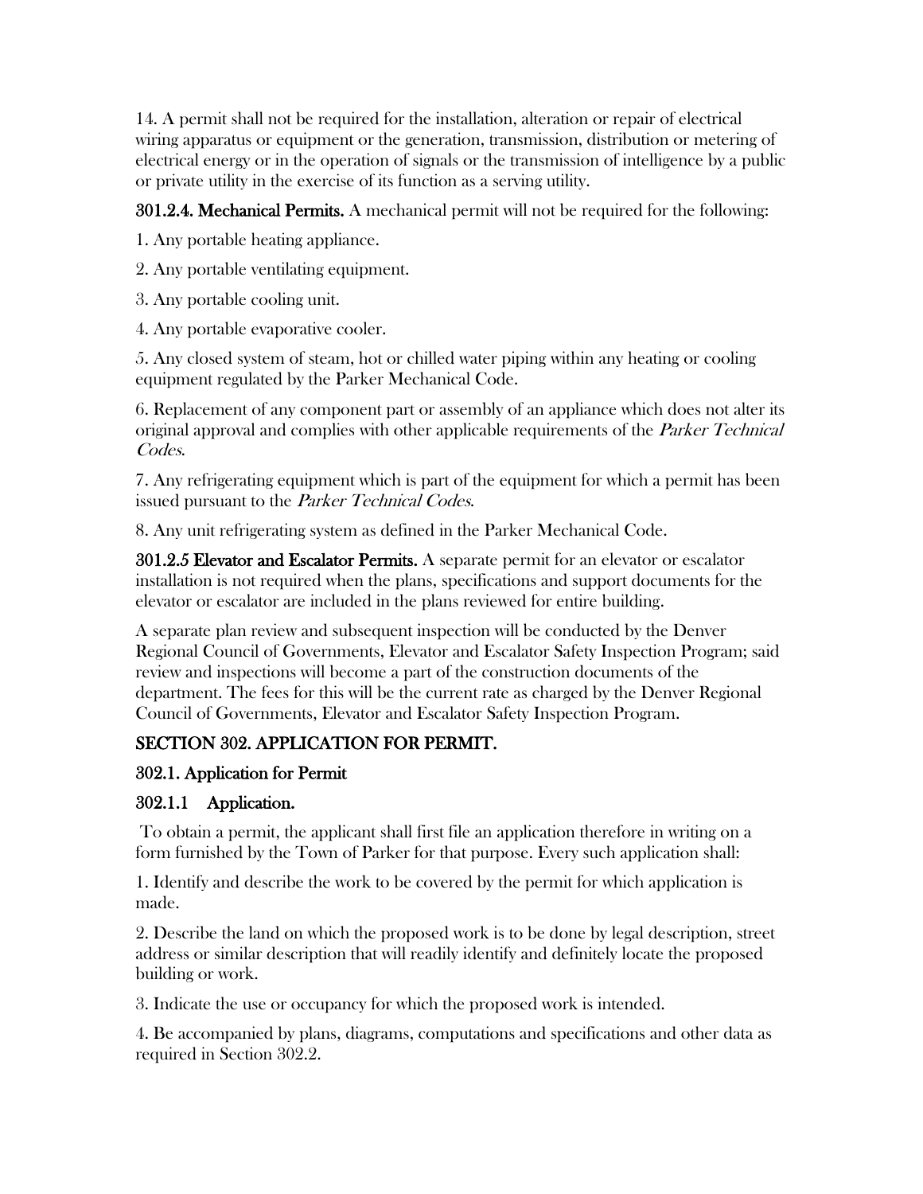14. A permit shall not be required for the installation, alteration or repair of electrical wiring apparatus or equipment or the generation, transmission, distribution or metering of electrical energy or in the operation of signals or the transmission of intelligence by a public or private utility in the exercise of its function as a serving utility.

**301.2.4. Mechanical Permits.** A mechanical permit will not be required for the following:

1. Any portable heating appliance.

2. Any portable ventilating equipment.

3. Any portable cooling unit.

4. Any portable evaporative cooler.

5. Any closed system of steam, hot or chilled water piping within any heating or cooling equipment regulated by the Parker Mechanical Code.

6. Replacement of any component part or assembly of an appliance which does not alter its original approval and complies with other applicable requirements of the *Parker Technical Codes*.

7. Any refrigerating equipment which is part of the equipment for which a permit has been issued pursuant to the *Parker Technical Codes*.

8. Any unit refrigerating system as defined in the Parker Mechanical Code.

**301.2.5 Elevator and Escalator Permits.** A separate permit for an elevator or escalator installation is not required when the plans, specifications and support documents for the elevator or escalator are included in the plans reviewed for entire building.

A separate plan review and subsequent inspection will be conducted by the Denver Regional Council of Governments, Elevator and Escalator Safety Inspection Program; said review and inspections will become a part of the construction documents of the department. The fees for this will be the current rate as charged by the Denver Regional Council of Governments, Elevator and Escalator Safety Inspection Program.

## SECTION 302. APPLICATION FOR PERMIT.

### 302.1. Application for Permit

### 302.1.1 Application.

To obtain a permit, the applicant shall first file an application therefore in writing on a form furnished by the Town of Parker for that purpose. Every such application shall:

1. Identify and describe the work to be covered by the permit for which application is made.

2. Describe the land on which the proposed work is to be done by legal description, street address or similar description that will readily identify and definitely locate the proposed building or work.

3. Indicate the use or occupancy for which the proposed work is intended.

4. Be accompanied by plans, diagrams, computations and specifications and other data as required in Section 302.2.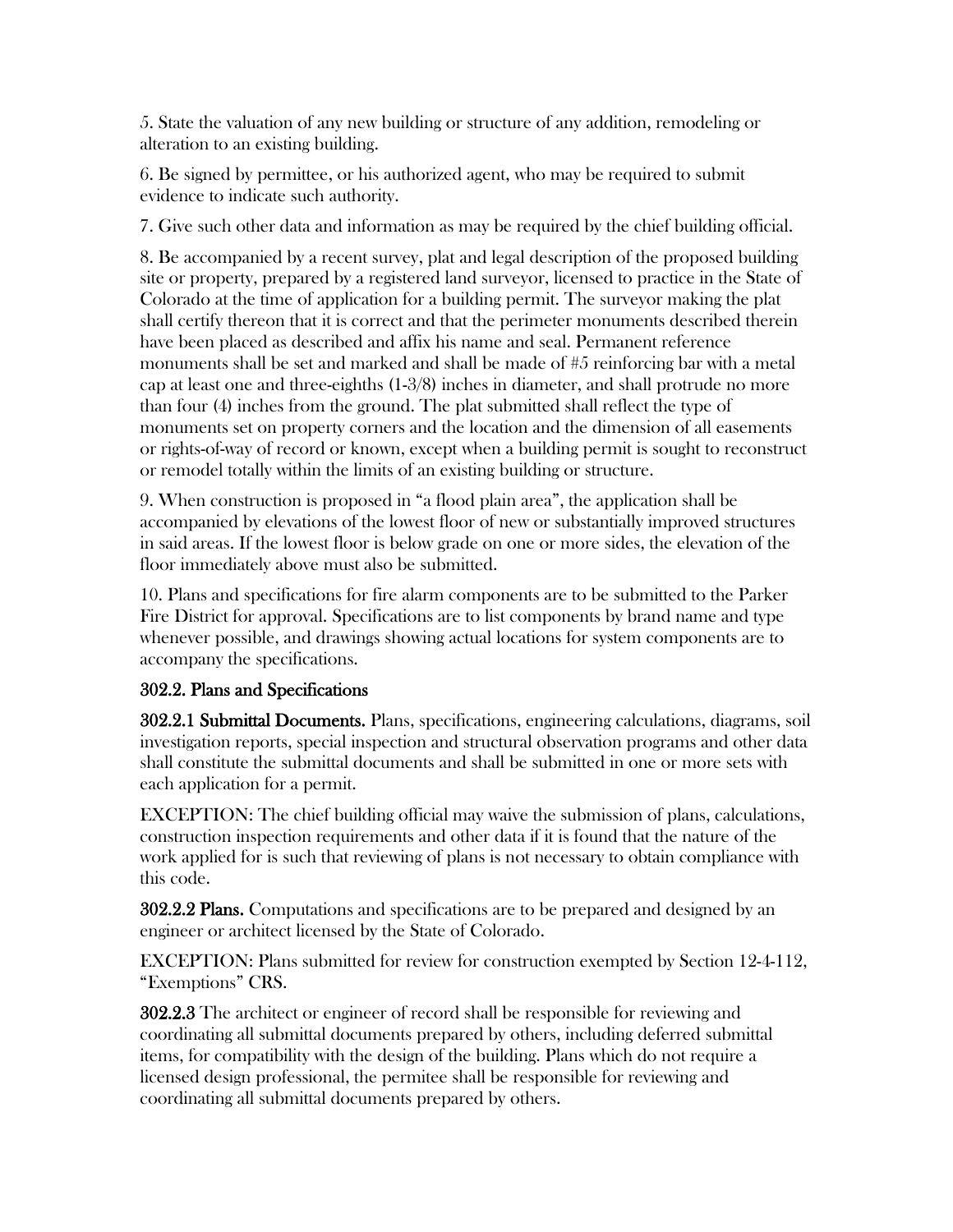5. State the valuation of any new building or structure of any addition, remodeling or alteration to an existing building.

6. Be signed by permittee, or his authorized agent, who may be required to submit evidence to indicate such authority.

7. Give such other data and information as may be required by the chief building official.

8. Be accompanied by a recent survey, plat and legal description of the proposed building site or property, prepared by a registered land surveyor, licensed to practice in the State of Colorado at the time of application for a building permit. The surveyor making the plat shall certify thereon that it is correct and that the perimeter monuments described therein have been placed as described and affix his name and seal. Permanent reference monuments shall be set and marked and shall be made of #5 reinforcing bar with a metal cap at least one and three-eighths (1-3/8) inches in diameter, and shall protrude no more than four (4) inches from the ground. The plat submitted shall reflect the type of monuments set on property corners and the location and the dimension of all easements or rights-of-way of record or known, except when a building permit is sought to reconstruct or remodel totally within the limits of an existing building or structure.

9. When construction is proposed in "a flood plain area", the application shall be accompanied by elevations of the lowest floor of new or substantially improved structures in said areas. If the lowest floor is below grade on one or more sides, the elevation of the floor immediately above must also be submitted.

10. Plans and specifications for fire alarm components are to be submitted to the Parker Fire District for approval. Specifications are to list components by brand name and type whenever possible, and drawings showing actual locations for system components are to accompany the specifications.

### 302.2. Plans and Specifications

**302.2.1 Submittal Documents.** Plans, specifications, engineering calculations, diagrams, soil investigation reports, special inspection and structural observation programs and other data shall constitute the submittal documents and shall be submitted in one or more sets with each application for a permit.

EXCEPTION: The chief building official may waive the submission of plans, calculations, construction inspection requirements and other data if it is found that the nature of the work applied for is such that reviewing of plans is not necessary to obtain compliance with this code.

**302.2.2 Plans.** Computations and specifications are to be prepared and designed by an engineer or architect licensed by the State of Colorado.

EXCEPTION: Plans submitted for review for construction exempted by Section 12-4-112, "Exemptions" CRS.

**302.2.3** The architect or engineer of record shall be responsible for reviewing and coordinating all submittal documents prepared by others, including deferred submittal items, for compatibility with the design of the building. Plans which do not require a licensed design professional, the permitee shall be responsible for reviewing and coordinating all submittal documents prepared by others.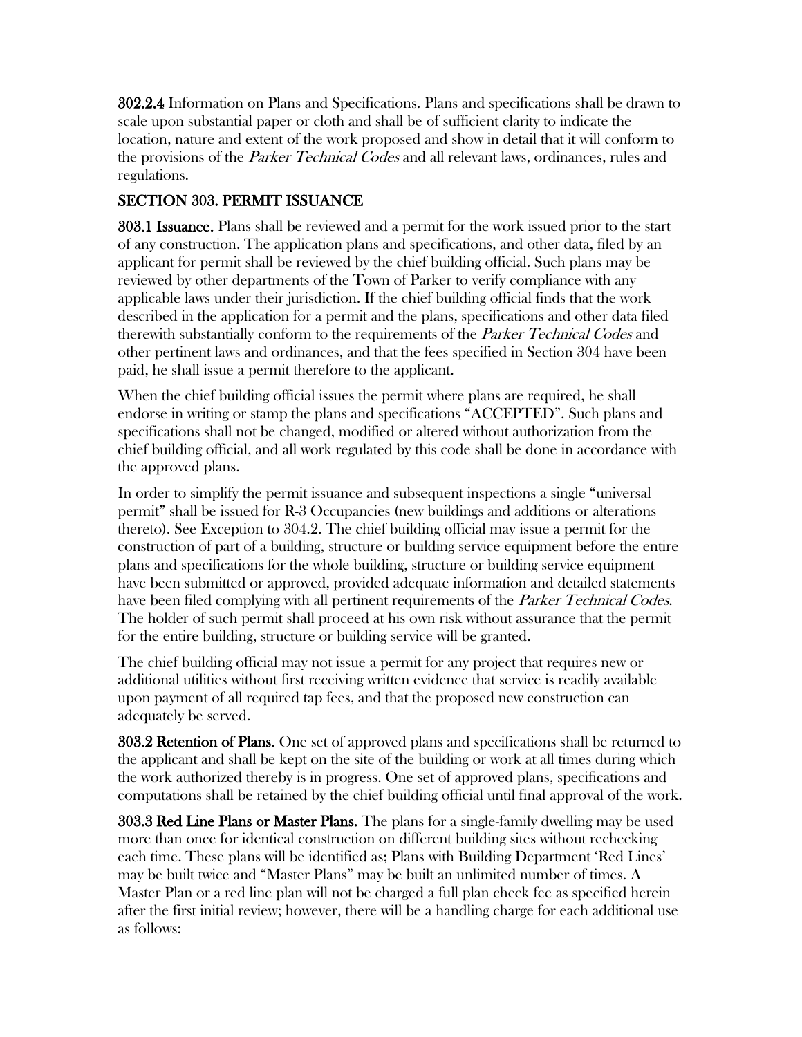**302.2.4** Information on Plans and Specifications. Plans and specifications shall be drawn to scale upon substantial paper or cloth and shall be of sufficient clarity to indicate the location, nature and extent of the work proposed and show in detail that it will conform to the provisions of the *Parker Technical Codes* and all relevant laws, ordinances, rules and regulations.

## SECTION 303. PERMIT ISSUANCE

**303.1 Issuance.** Plans shall be reviewed and a permit for the work issued prior to the start of any construction. The application plans and specifications, and other data, filed by an applicant for permit shall be reviewed by the chief building official. Such plans may be reviewed by other departments of the Town of Parker to verify compliance with any applicable laws under their jurisdiction. If the chief building official finds that the work described in the application for a permit and the plans, specifications and other data filed therewith substantially conform to the requirements of the *Parker Technical Codes* and other pertinent laws and ordinances, and that the fees specified in Section 304 have been paid, he shall issue a permit therefore to the applicant.

When the chief building official issues the permit where plans are required, he shall endorse in writing or stamp the plans and specifications "ACCEPTED". Such plans and specifications shall not be changed, modified or altered without authorization from the chief building official, and all work regulated by this code shall be done in accordance with the approved plans.

In order to simplify the permit issuance and subsequent inspections a single "universal permit" shall be issued for R-3 Occupancies (new buildings and additions or alterations thereto). See Exception to 304.2. The chief building official may issue a permit for the construction of part of a building, structure or building service equipment before the entire plans and specifications for the whole building, structure or building service equipment have been submitted or approved, provided adequate information and detailed statements have been filed complying with all pertinent requirements of the *Parker Technical Codes*. The holder of such permit shall proceed at his own risk without assurance that the permit for the entire building, structure or building service will be granted.

The chief building official may not issue a permit for any project that requires new or additional utilities without first receiving written evidence that service is readily available upon payment of all required tap fees, and that the proposed new construction can adequately be served.

**303.2 Retention of Plans.** One set of approved plans and specifications shall be returned to the applicant and shall be kept on the site of the building or work at all times during which the work authorized thereby is in progress. One set of approved plans, specifications and computations shall be retained by the chief building official until final approval of the work.

**303.3 Red Line Plans or Master Plans.** The plans for a single-family dwelling may be used more than once for identical construction on different building sites without rechecking each time. These plans will be identified as; Plans with Building Department 'Red Lines' may be built twice and "Master Plans" may be built an unlimited number of times. A Master Plan or a red line plan will not be charged a full plan check fee as specified herein after the first initial review; however, there will be a handling charge for each additional use as follows: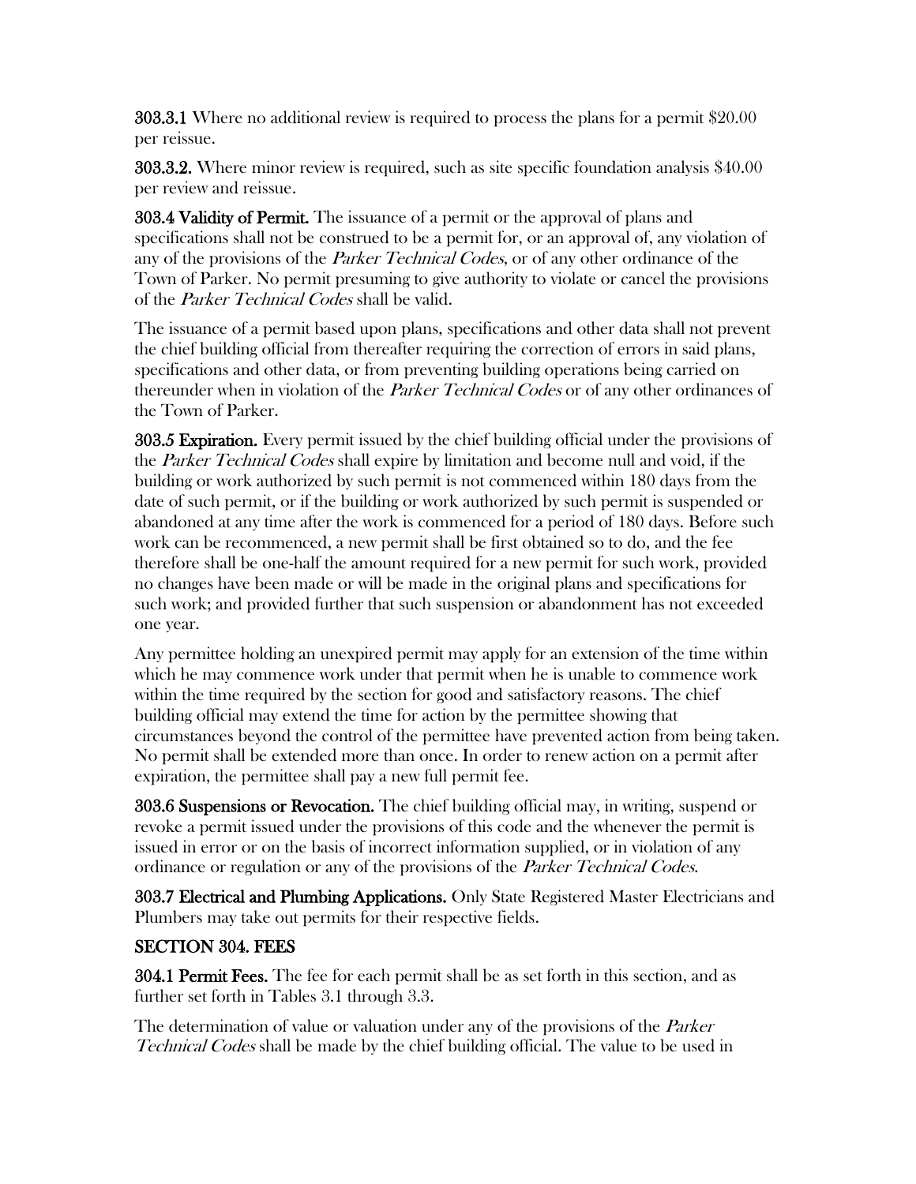**303.3.1** Where no additional review is required to process the plans for a permit $20.00 per reissue.

**303.3.2.** Where minor review is required, such as site specific foundation analysis $40.00 per review and reissue.

**303.4 Validity of Permit.** The issuance of a permit or the approval of plans and specifications shall not be construed to be a permit for, or an approval of, any violation of any of the provisions of the *Parker Technical Codes*, or of any other ordinance of the Town of Parker. No permit presuming to give authority to violate or cancel the provisions of the *Parker Technical Codes* shall be valid.

The issuance of a permit based upon plans, specifications and other data shall not prevent the chief building official from thereafter requiring the correction of errors in said plans, specifications and other data, or from preventing building operations being carried on thereunder when in violation of the *Parker Technical Codes* or of any other ordinances of the Town of Parker.

**303.5 Expiration.** Every permit issued by the chief building official under the provisions of the *Parker Technical Codes* shall expire by limitation and become null and void, if the building or work authorized by such permit is not commenced within 180 days from the date of such permit, or if the building or work authorized by such permit is suspended or abandoned at any time after the work is commenced for a period of 180 days. Before such work can be recommenced, a new permit shall be first obtained so to do, and the fee therefore shall be one-half the amount required for a new permit for such work, provided no changes have been made or will be made in the original plans and specifications for such work; and provided further that such suspension or abandonment has not exceeded one year.

Any permittee holding an unexpired permit may apply for an extension of the time within which he may commence work under that permit when he is unable to commence work within the time required by the section for good and satisfactory reasons. The chief building official may extend the time for action by the permittee showing that circumstances beyond the control of the permittee have prevented action from being taken. No permit shall be extended more than once. In order to renew action on a permit after expiration, the permittee shall pay a new full permit fee.

**303.6 Suspensions or Revocation.** The chief building official may, in writing, suspend or revoke a permit issued under the provisions of this code and the whenever the permit is issued in error or on the basis of incorrect information supplied, or in violation of any ordinance or regulation or any of the provisions of the *Parker Technical Codes*.

**303.7 Electrical and Plumbing Applications.** Only State Registered Master Electricians and Plumbers may take out permits for their respective fields.

## SECTION 304. FEES

**304.1 Permit Fees.** The fee for each permit shall be as set forth in this section, and as further set forth in Tables 3.1 through 3.3.

The determination of value or valuation under any of the provisions of the *Parker Technical Codes* shall be made by the chief building official. The value to be used in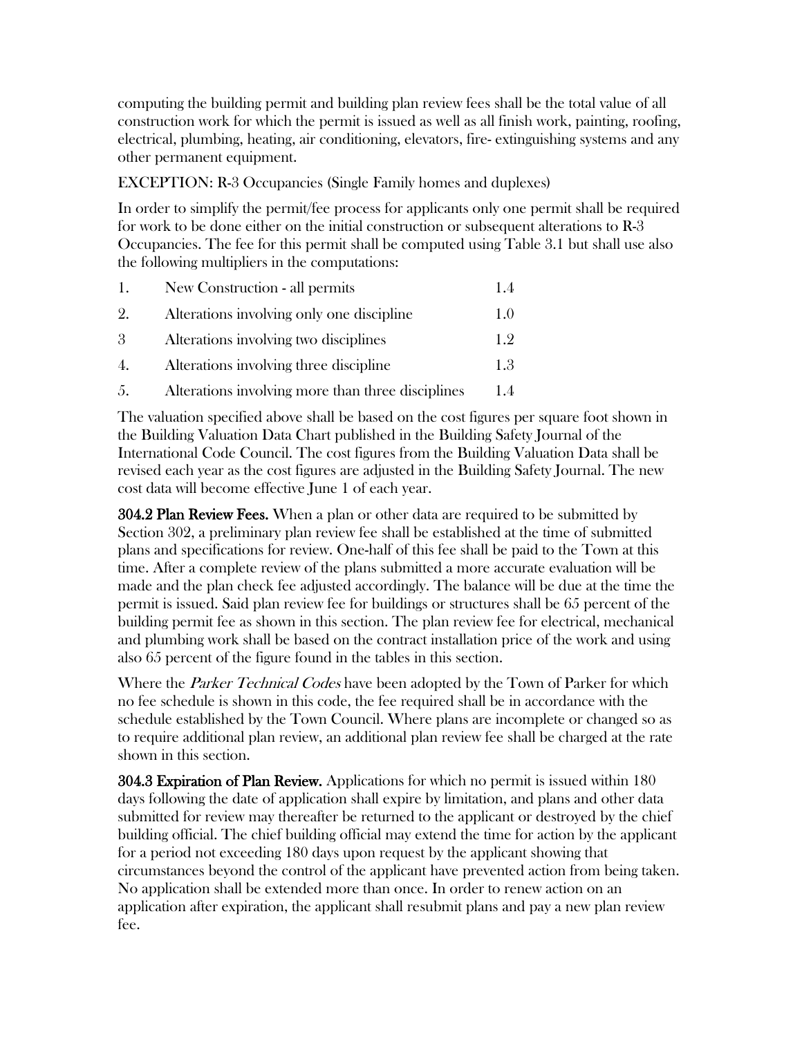computing the building permit and building plan review fees shall be the total value of all construction work for which the permit is issued as well as all finish work, painting, roofing, electrical, plumbing, heating, air conditioning, elevators, fire- extinguishing systems and any other permanent equipment.

EXCEPTION: R-3 Occupancies (Single Family homes and duplexes)

In order to simplify the permit/fee process for applicants only one permit shall be required for work to be done either on the initial construction or subsequent alterations to R-3 Occupancies. The fee for this permit shall be computed using Table 3.1 but shall use also the following multipliers in the computations:

| | | |
|---|---|---|
| 1. | New Construction - all permits | 1.4 |
| 2. | Alterations involving only one discipline | 1.0 |
| 3 | Alterations involving two disciplines | 1.2 |
| 4. | Alterations involving three discipline | 1.3 |
| 5. | Alterations involving more than three disciplines | 1.4 |

The valuation specified above shall be based on the cost figures per square foot shown in the Building Valuation Data Chart published in the Building Safety Journal of the International Code Council. The cost figures from the Building Valuation Data shall be revised each year as the cost figures are adjusted in the Building Safety Journal. The new cost data will become effective June 1 of each year.

**304.2 Plan Review Fees.** When a plan or other data are required to be submitted by Section 302, a preliminary plan review fee shall be established at the time of submitted plans and specifications for review. One-half of this fee shall be paid to the Town at this time. After a complete review of the plans submitted a more accurate evaluation will be made and the plan check fee adjusted accordingly. The balance will be due at the time the permit is issued. Said plan review fee for buildings or structures shall be 65 percent of the building permit fee as shown in this section. The plan review fee for electrical, mechanical and plumbing work shall be based on the contract installation price of the work and using also 65 percent of the figure found in the tables in this section.

Where the *Parker Technical Codes* have been adopted by the Town of Parker for which no fee schedule is shown in this code, the fee required shall be in accordance with the schedule established by the Town Council. Where plans are incomplete or changed so as to require additional plan review, an additional plan review fee shall be charged at the rate shown in this section.

**304.3 Expiration of Plan Review.** Applications for which no permit is issued within 180 days following the date of application shall expire by limitation, and plans and other data submitted for review may thereafter be returned to the applicant or destroyed by the chief building official. The chief building official may extend the time for action by the applicant for a period not exceeding 180 days upon request by the applicant showing that circumstances beyond the control of the applicant have prevented action from being taken. No application shall be extended more than once. In order to renew action on an application after expiration, the applicant shall resubmit plans and pay a new plan review fee.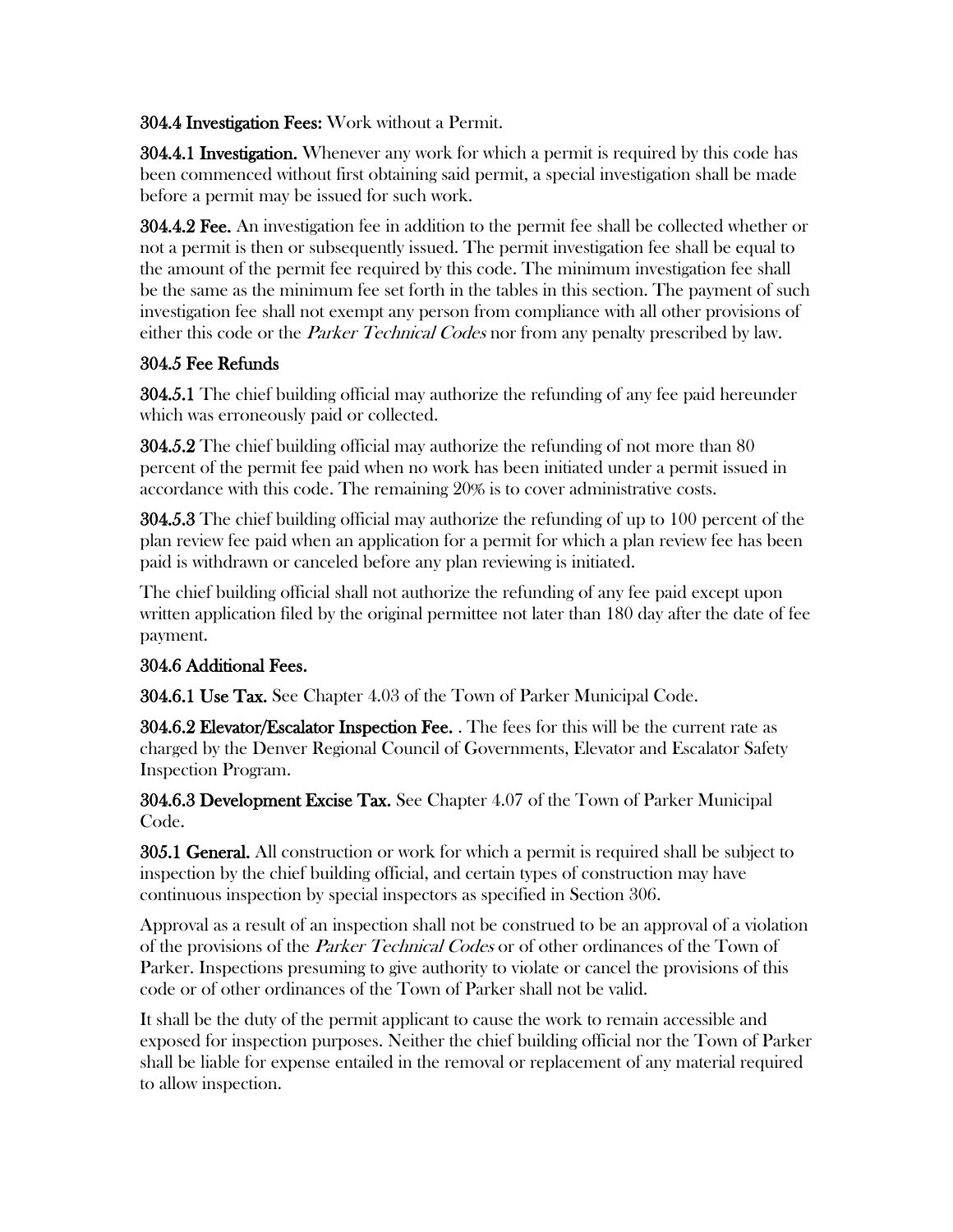**304.4 Investigation Fees:** Work without a Permit.

**304.4.1 Investigation.** Whenever any work for which a permit is required by this code has been commenced without first obtaining said permit, a special investigation shall be made before a permit may be issued for such work.

**304.4.2 Fee.** An investigation fee in addition to the permit fee shall be collected whether or not a permit is then or subsequently issued. The permit investigation fee shall be equal to the amount of the permit fee required by this code. The minimum investigation fee shall be the same as the minimum fee set forth in the tables in this section. The payment of such investigation fee shall not exempt any person from compliance with all other provisions of either this code or the *Parker Technical Codes* nor from any penalty prescribed by law.

**304.5 Fee Refunds**

**304.5.1** The chief building official may authorize the refunding of any fee paid hereunder which was erroneously paid or collected.

**304.5.2** The chief building official may authorize the refunding of not more than 80 percent of the permit fee paid when no work has been initiated under a permit issued in accordance with this code. The remaining 20% is to cover administrative costs.

**304.5.3** The chief building official may authorize the refunding of up to 100 percent of the plan review fee paid when an application for a permit for which a plan review fee has been paid is withdrawn or canceled before any plan reviewing is initiated.

The chief building official shall not authorize the refunding of any fee paid except upon written application filed by the original permittee not later than 180 day after the date of fee payment.

**304.6 Additional Fees.**

**304.6.1 Use Tax.** See Chapter 4.03 of the Town of Parker Municipal Code.

**304.6.2 Elevator/Escalator Inspection Fee.** . The fees for this will be the current rate as charged by the Denver Regional Council of Governments, Elevator and Escalator Safety Inspection Program.

**304.6.3 Development Excise Tax.** See Chapter 4.07 of the Town of Parker Municipal Code.

**305.1 General.** All construction or work for which a permit is required shall be subject to inspection by the chief building official, and certain types of construction may have continuous inspection by special inspectors as specified in Section 306.

Approval as a result of an inspection shall not be construed to be an approval of a violation of the provisions of the *Parker Technical Codes* or of other ordinances of the Town of Parker. Inspections presuming to give authority to violate or cancel the provisions of this code or of other ordinances of the Town of Parker shall not be valid.

It shall be the duty of the permit applicant to cause the work to remain accessible and exposed for inspection purposes. Neither the chief building official nor the Town of Parker shall be liable for expense entailed in the removal or replacement of any material required to allow inspection.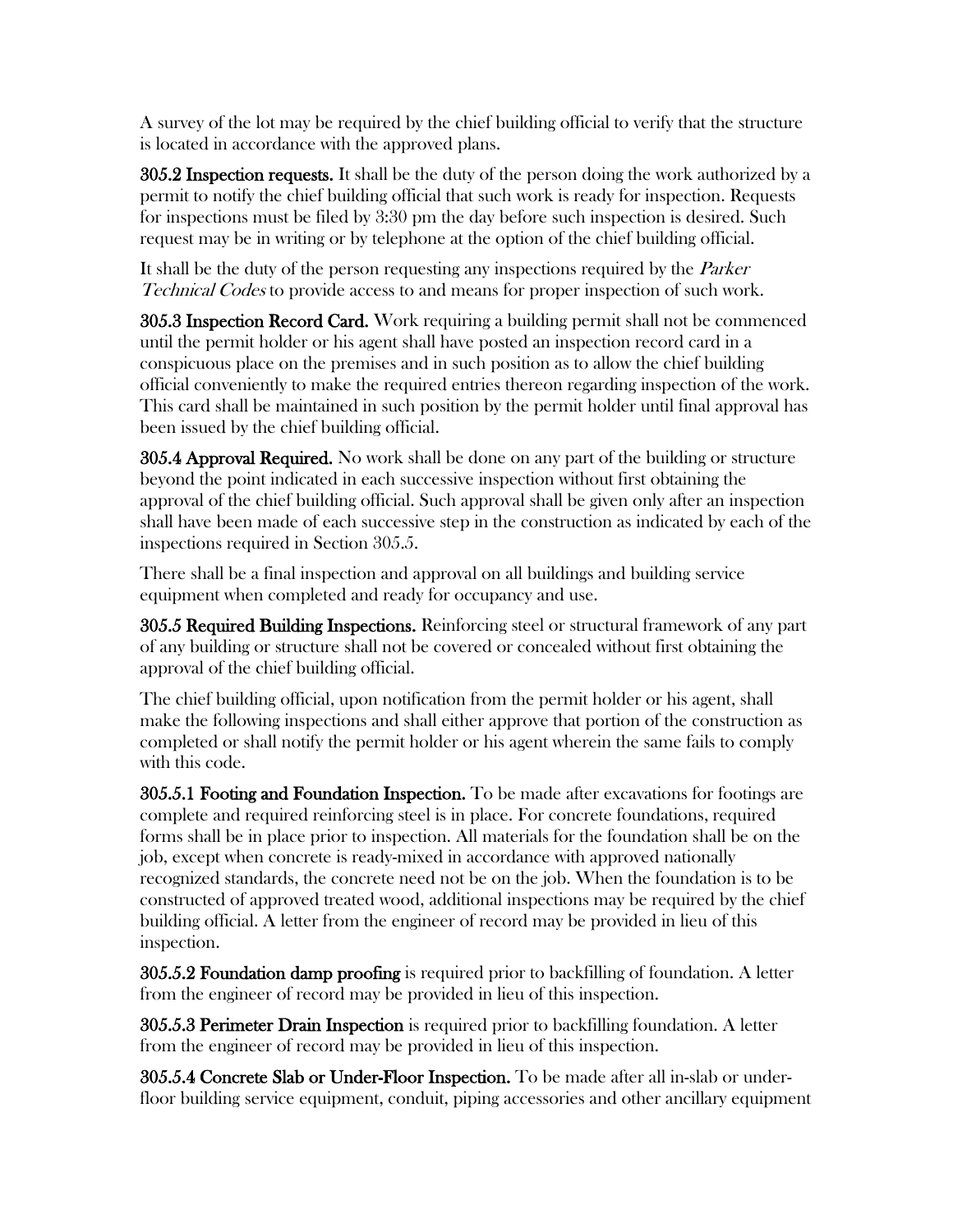A survey of the lot may be required by the chief building official to verify that the structure is located in accordance with the approved plans.

**305.2 Inspection requests.** It shall be the duty of the person doing the work authorized by a permit to notify the chief building official that such work is ready for inspection. Requests for inspections must be filed by 3:30 pm the day before such inspection is desired. Such request may be in writing or by telephone at the option of the chief building official.

It shall be the duty of the person requesting any inspections required by the *Parker Technical Codes* to provide access to and means for proper inspection of such work.

**305.3 Inspection Record Card.** Work requiring a building permit shall not be commenced until the permit holder or his agent shall have posted an inspection record card in a conspicuous place on the premises and in such position as to allow the chief building official conveniently to make the required entries thereon regarding inspection of the work. This card shall be maintained in such position by the permit holder until final approval has been issued by the chief building official.

**305.4 Approval Required.** No work shall be done on any part of the building or structure beyond the point indicated in each successive inspection without first obtaining the approval of the chief building official. Such approval shall be given only after an inspection shall have been made of each successive step in the construction as indicated by each of the inspections required in Section 305.5.

There shall be a final inspection and approval on all buildings and building service equipment when completed and ready for occupancy and use.

**305.5 Required Building Inspections.** Reinforcing steel or structural framework of any part of any building or structure shall not be covered or concealed without first obtaining the approval of the chief building official.

The chief building official, upon notification from the permit holder or his agent, shall make the following inspections and shall either approve that portion of the construction as completed or shall notify the permit holder or his agent wherein the same fails to comply with this code.

**305.5.1 Footing and Foundation Inspection.** To be made after excavations for footings are complete and required reinforcing steel is in place. For concrete foundations, required forms shall be in place prior to inspection. All materials for the foundation shall be on the job, except when concrete is ready-mixed in accordance with approved nationally recognized standards, the concrete need not be on the job. When the foundation is to be constructed of approved treated wood, additional inspections may be required by the chief building official. A letter from the engineer of record may be provided in lieu of this inspection.

**305.5.2 Foundation damp proofing** is required prior to backfilling of foundation. A letter from the engineer of record may be provided in lieu of this inspection.

**305.5.3 Perimeter Drain Inspection** is required prior to backfilling foundation. A letter from the engineer of record may be provided in lieu of this inspection.

**305.5.4 Concrete Slab or Under-Floor Inspection.** To be made after all in-slab or under-floor building service equipment, conduit, piping accessories and other ancillary equipment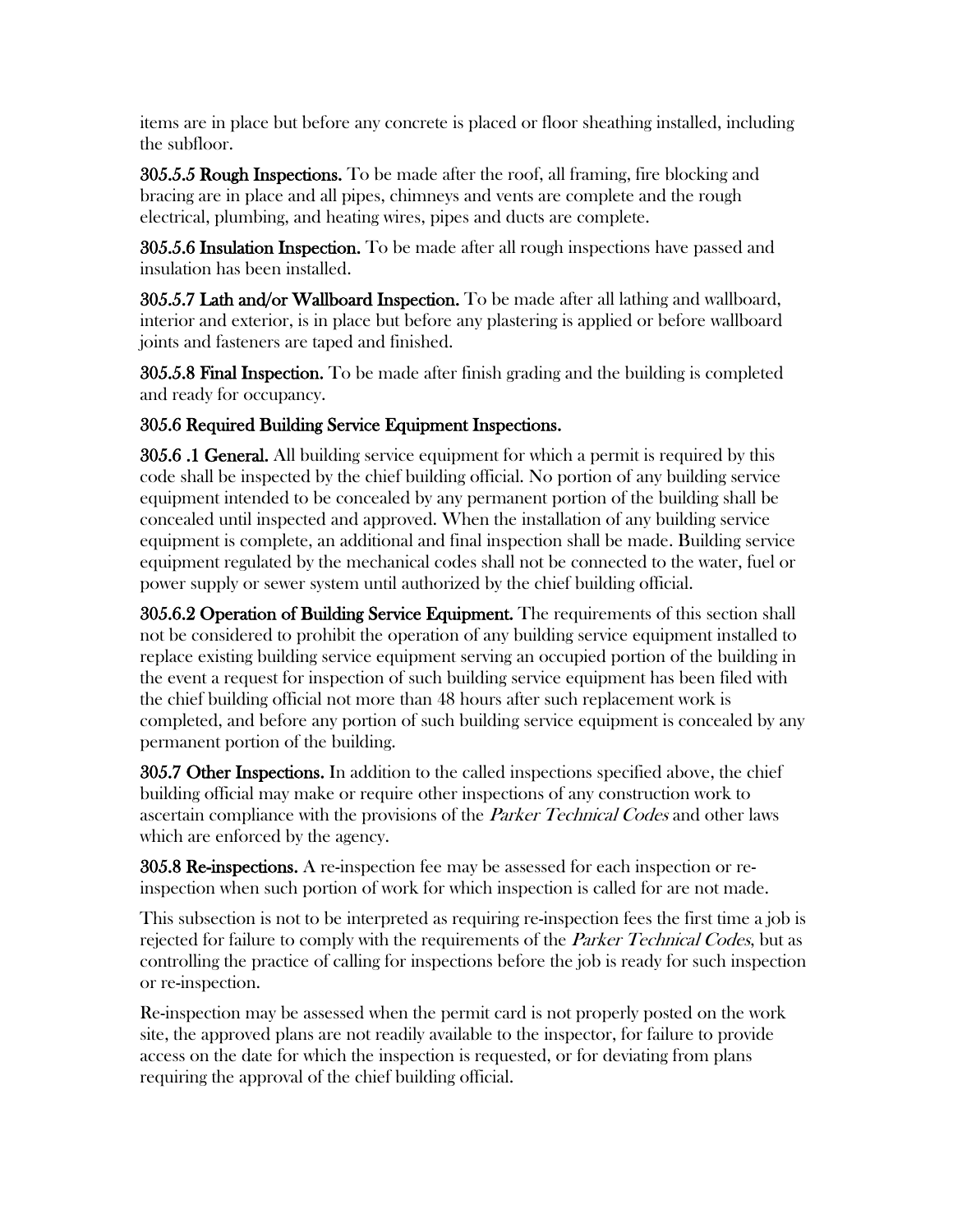items are in place but before any concrete is placed or floor sheathing installed, including the subfloor.

**305.5.5 Rough Inspections.** To be made after the roof, all framing, fire blocking and bracing are in place and all pipes, chimneys and vents are complete and the rough electrical, plumbing, and heating wires, pipes and ducts are complete.

**305.5.6 Insulation Inspection.** To be made after all rough inspections have passed and insulation has been installed.

**305.5.7 Lath and/or Wallboard Inspection.** To be made after all lathing and wallboard, interior and exterior, is in place but before any plastering is applied or before wallboard joints and fasteners are taped and finished.

**305.5.8 Final Inspection.** To be made after finish grading and the building is completed and ready for occupancy.

**305.6 Required Building Service Equipment Inspections.**

**305.6 .1 General.** All building service equipment for which a permit is required by this code shall be inspected by the chief building official. No portion of any building service equipment intended to be concealed by any permanent portion of the building shall be concealed until inspected and approved. When the installation of any building service equipment is complete, an additional and final inspection shall be made. Building service equipment regulated by the mechanical codes shall not be connected to the water, fuel or power supply or sewer system until authorized by the chief building official.

**305.6.2 Operation of Building Service Equipment.** The requirements of this section shall not be considered to prohibit the operation of any building service equipment installed to replace existing building service equipment serving an occupied portion of the building in the event a request for inspection of such building service equipment has been filed with the chief building official not more than 48 hours after such replacement work is completed, and before any portion of such building service equipment is concealed by any permanent portion of the building.

**305.7 Other Inspections.** In addition to the called inspections specified above, the chief building official may make or require other inspections of any construction work to ascertain compliance with the provisions of the *Parker Technical Codes* and other laws which are enforced by the agency.

**305.8 Re-inspections.** A re-inspection fee may be assessed for each inspection or re-inspection when such portion of work for which inspection is called for are not made.

This subsection is not to be interpreted as requiring re-inspection fees the first time a job is rejected for failure to comply with the requirements of the *Parker Technical Codes*, but as controlling the practice of calling for inspections before the job is ready for such inspection or re-inspection.

Re-inspection may be assessed when the permit card is not properly posted on the work site, the approved plans are not readily available to the inspector, for failure to provide access on the date for which the inspection is requested, or for deviating from plans requiring the approval of the chief building official.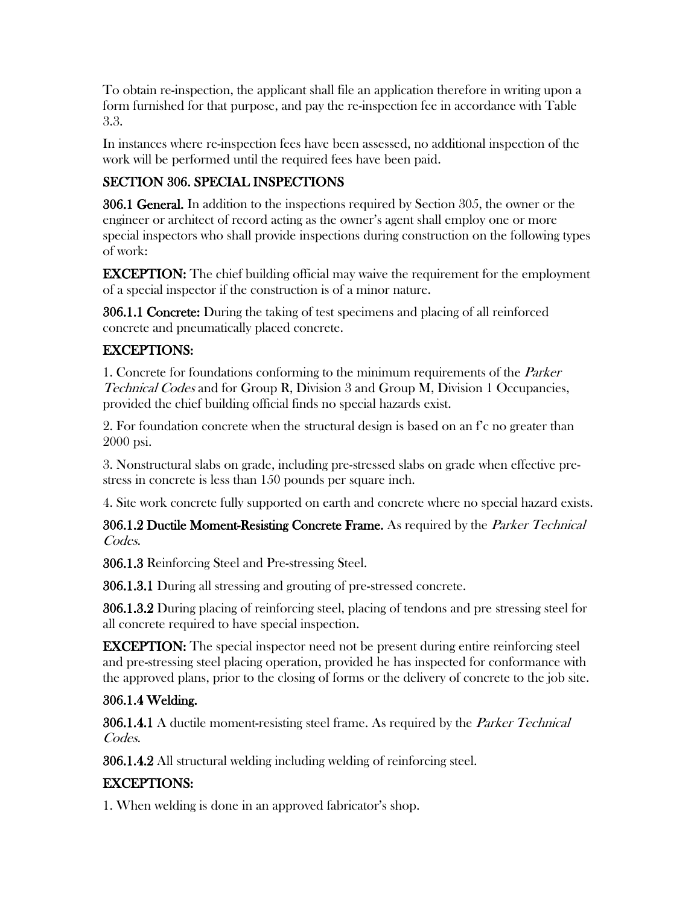To obtain re-inspection, the applicant shall file an application therefore in writing upon a form furnished for that purpose, and pay the re-inspection fee in accordance with Table 3.3.

In instances where re-inspection fees have been assessed, no additional inspection of the work will be performed until the required fees have been paid.

## SECTION 306. SPECIAL INSPECTIONS

**306.1 General.** In addition to the inspections required by Section 305, the owner or the engineer or architect of record acting as the owner's agent shall employ one or more special inspectors who shall provide inspections during construction on the following types of work:

**EXCEPTION:** The chief building official may waive the requirement for the employment of a special inspector if the construction is of a minor nature.

**306.1.1 Concrete:** During the taking of test specimens and placing of all reinforced concrete and pneumatically placed concrete.

**EXCEPTIONS:**

1. Concrete for foundations conforming to the minimum requirements of the *Parker Technical Codes* and for Group R, Division 3 and Group M, Division 1 Occupancies, provided the chief building official finds no special hazards exist.

2. For foundation concrete when the structural design is based on an f'c no greater than 2000 psi.

3. Nonstructural slabs on grade, including pre-stressed slabs on grade when effective pre-stress in concrete is less than 150 pounds per square inch.

4. Site work concrete fully supported on earth and concrete where no special hazard exists.

**306.1.2 Ductile Moment-Resisting Concrete Frame.** As required by the *Parker Technical Codes*.

**306.1.3** Reinforcing Steel and Pre-stressing Steel.

**306.1.3.1** During all stressing and grouting of pre-stressed concrete.

**306.1.3.2** During placing of reinforcing steel, placing of tendons and pre stressing steel for all concrete required to have special inspection.

**EXCEPTION:** The special inspector need not be present during entire reinforcing steel and pre-stressing steel placing operation, provided he has inspected for conformance with the approved plans, prior to the closing of forms or the delivery of concrete to the job site.

**306.1.4 Welding.**

**306.1.4.1** A ductile moment-resisting steel frame. As required by the *Parker Technical Codes*.

**306.1.4.2** All structural welding including welding of reinforcing steel.

**EXCEPTIONS:**

1. When welding is done in an approved fabricator's shop.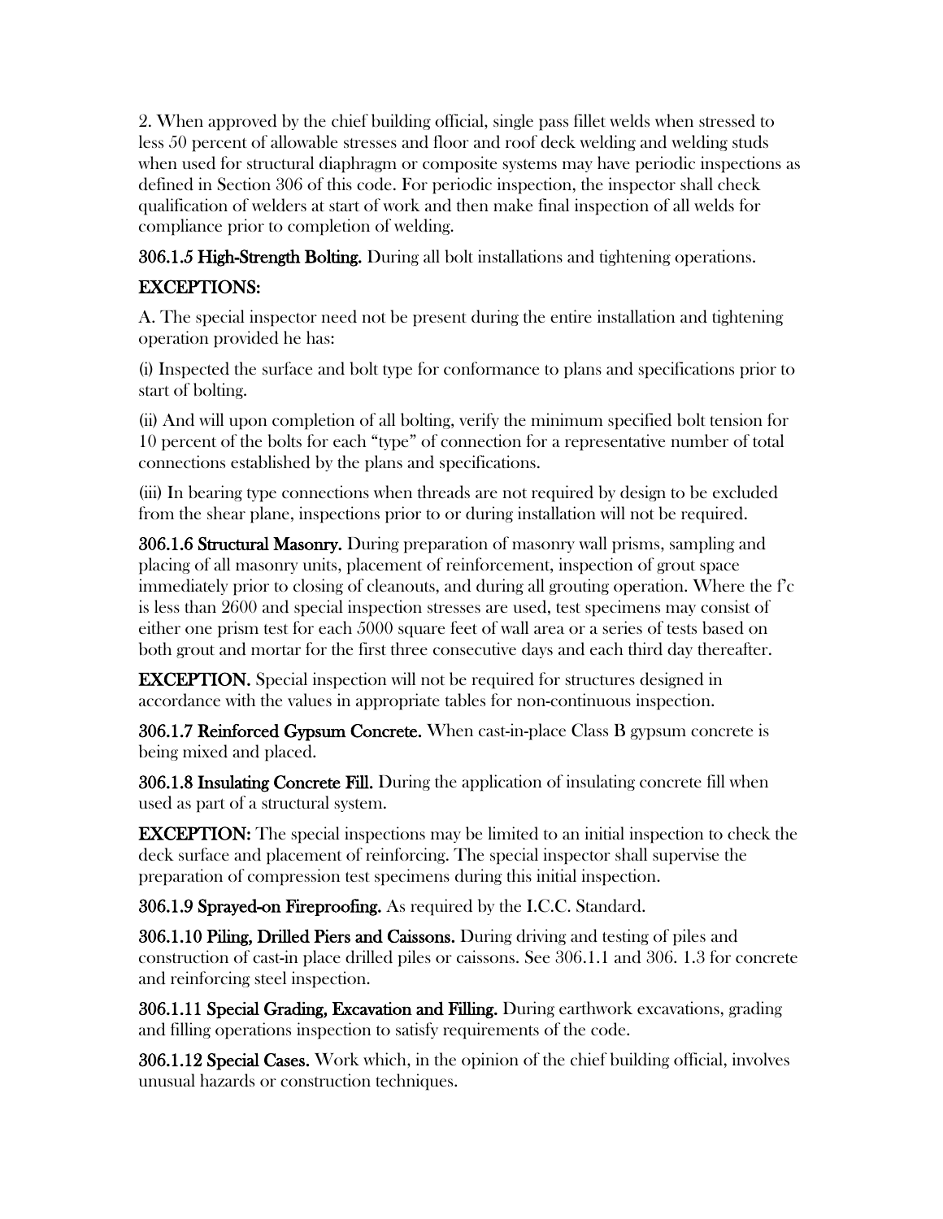2. When approved by the chief building official, single pass fillet welds when stressed to less 50 percent of allowable stresses and floor and roof deck welding and welding studs when used for structural diaphragm or composite systems may have periodic inspections as defined in Section 306 of this code. For periodic inspection, the inspector shall check qualification of welders at start of work and then make final inspection of all welds for compliance prior to completion of welding.

**306.1.5 High-Strength Bolting.** During all bolt installations and tightening operations.

**EXCEPTIONS:**

A. The special inspector need not be present during the entire installation and tightening operation provided he has:

(i) Inspected the surface and bolt type for conformance to plans and specifications prior to start of bolting.

(ii) And will upon completion of all bolting, verify the minimum specified bolt tension for 10 percent of the bolts for each "type" of connection for a representative number of total connections established by the plans and specifications.

(iii) In bearing type connections when threads are not required by design to be excluded from the shear plane, inspections prior to or during installation will not be required.

**306.1.6 Structural Masonry.** During preparation of masonry wall prisms, sampling and placing of all masonry units, placement of reinforcement, inspection of grout space immediately prior to closing of cleanouts, and during all grouting operation. Where the f'c is less than 2600 and special inspection stresses are used, test specimens may consist of either one prism test for each 5000 square feet of wall area or a series of tests based on both grout and mortar for the first three consecutive days and each third day thereafter.

**EXCEPTION.** Special inspection will not be required for structures designed in accordance with the values in appropriate tables for non-continuous inspection.

**306.1.7 Reinforced Gypsum Concrete.** When cast-in-place Class B gypsum concrete is being mixed and placed.

**306.1.8 Insulating Concrete Fill.** During the application of insulating concrete fill when used as part of a structural system.

**EXCEPTION:** The special inspections may be limited to an initial inspection to check the deck surface and placement of reinforcing. The special inspector shall supervise the preparation of compression test specimens during this initial inspection.

**306.1.9 Sprayed-on Fireproofing.** As required by the I.C.C. Standard.

**306.1.10 Piling, Drilled Piers and Caissons.** During driving and testing of piles and construction of cast-in place drilled piles or caissons. See 306.1.1 and 306. 1.3 for concrete and reinforcing steel inspection.

**306.1.11 Special Grading, Excavation and Filling.** During earthwork excavations, grading and filling operations inspection to satisfy requirements of the code.

**306.1.12 Special Cases.** Work which, in the opinion of the chief building official, involves unusual hazards or construction techniques.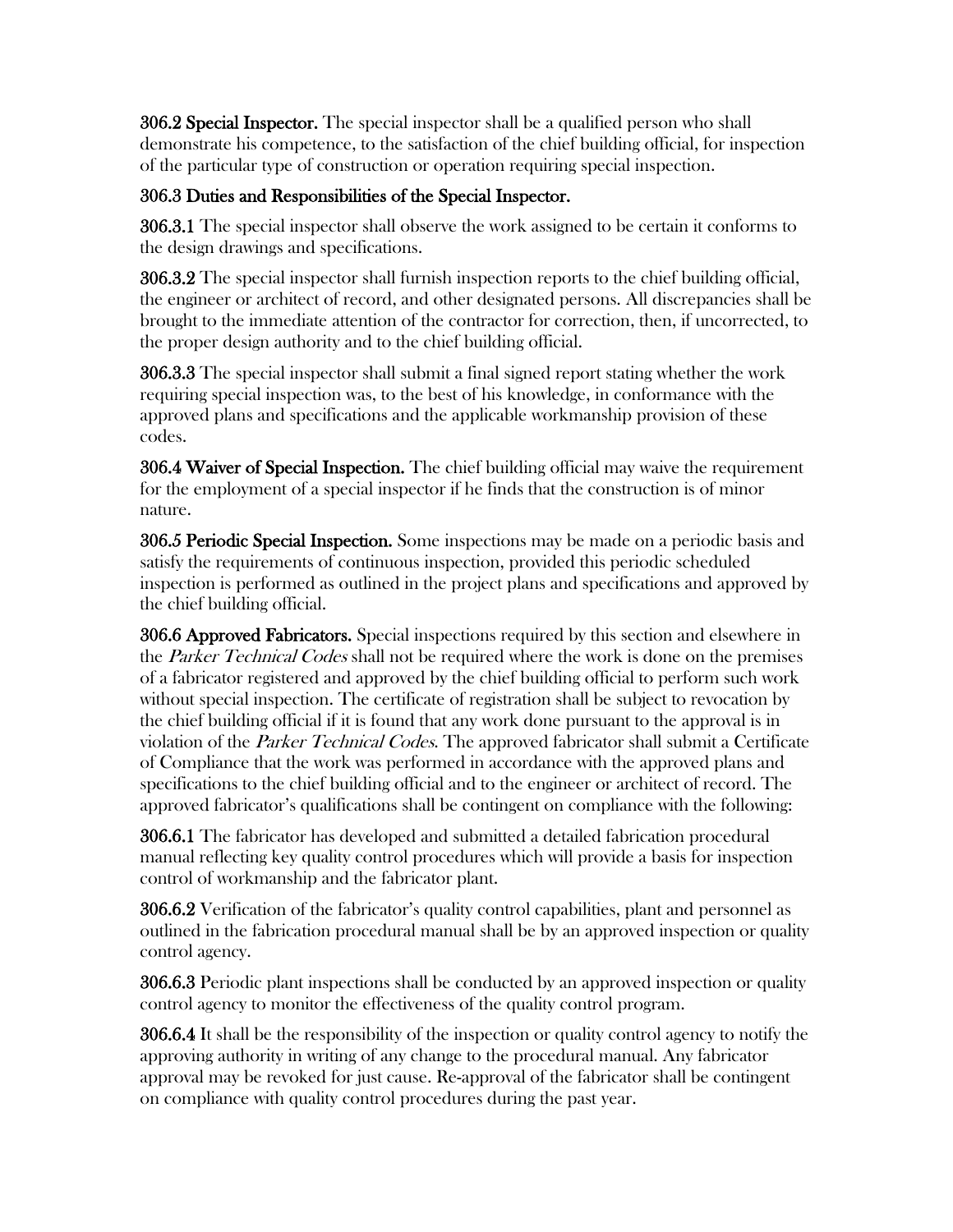**306.2 Special Inspector.** The special inspector shall be a qualified person who shall demonstrate his competence, to the satisfaction of the chief building official, for inspection of the particular type of construction or operation requiring special inspection.

**306.3 Duties and Responsibilities of the Special Inspector.**

**306.3.1** The special inspector shall observe the work assigned to be certain it conforms to the design drawings and specifications.

**306.3.2** The special inspector shall furnish inspection reports to the chief building official, the engineer or architect of record, and other designated persons. All discrepancies shall be brought to the immediate attention of the contractor for correction, then, if uncorrected, to the proper design authority and to the chief building official.

**306.3.3** The special inspector shall submit a final signed report stating whether the work requiring special inspection was, to the best of his knowledge, in conformance with the approved plans and specifications and the applicable workmanship provision of these codes.

**306.4 Waiver of Special Inspection.** The chief building official may waive the requirement for the employment of a special inspector if he finds that the construction is of minor nature.

**306.5 Periodic Special Inspection.** Some inspections may be made on a periodic basis and satisfy the requirements of continuous inspection, provided this periodic scheduled inspection is performed as outlined in the project plans and specifications and approved by the chief building official.

**306.6 Approved Fabricators.** Special inspections required by this section and elsewhere in the *Parker Technical Codes* shall not be required where the work is done on the premises of a fabricator registered and approved by the chief building official to perform such work without special inspection. The certificate of registration shall be subject to revocation by the chief building official if it is found that any work done pursuant to the approval is in violation of the *Parker Technical Codes*. The approved fabricator shall submit a Certificate of Compliance that the work was performed in accordance with the approved plans and specifications to the chief building official and to the engineer or architect of record. The approved fabricator's qualifications shall be contingent on compliance with the following:

**306.6.1** The fabricator has developed and submitted a detailed fabrication procedural manual reflecting key quality control procedures which will provide a basis for inspection control of workmanship and the fabricator plant.

**306.6.2** Verification of the fabricator's quality control capabilities, plant and personnel as outlined in the fabrication procedural manual shall be by an approved inspection or quality control agency.

**306.6.3** Periodic plant inspections shall be conducted by an approved inspection or quality control agency to monitor the effectiveness of the quality control program.

**306.6.4** It shall be the responsibility of the inspection or quality control agency to notify the approving authority in writing of any change to the procedural manual. Any fabricator approval may be revoked for just cause. Re-approval of the fabricator shall be contingent on compliance with quality control procedures during the past year.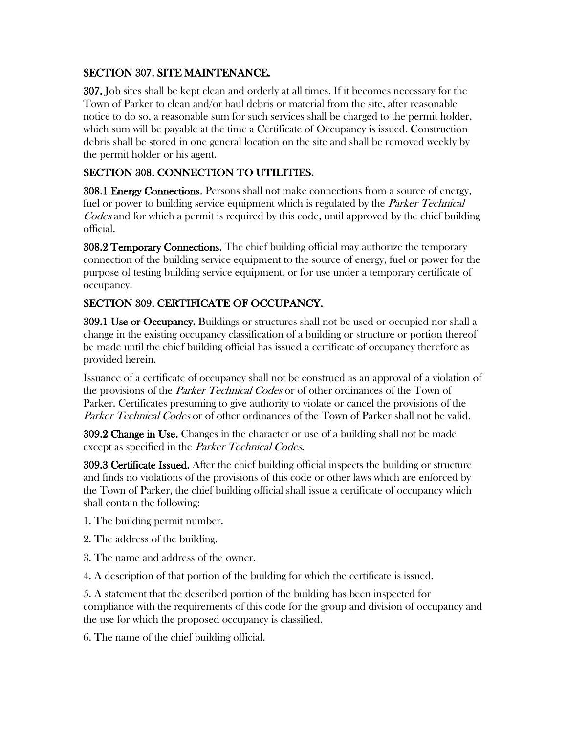## SECTION 307. SITE MAINTENANCE.

**307.** Job sites shall be kept clean and orderly at all times. If it becomes necessary for the Town of Parker to clean and/or haul debris or material from the site, after reasonable notice to do so, a reasonable sum for such services shall be charged to the permit holder, which sum will be payable at the time a Certificate of Occupancy is issued. Construction debris shall be stored in one general location on the site and shall be removed weekly by the permit holder or his agent.

## SECTION 308. CONNECTION TO UTILITIES.

**308.1 Energy Connections.** Persons shall not make connections from a source of energy, fuel or power to building service equipment which is regulated by the *Parker Technical Codes* and for which a permit is required by this code, until approved by the chief building official.

**308.2 Temporary Connections.** The chief building official may authorize the temporary connection of the building service equipment to the source of energy, fuel or power for the purpose of testing building service equipment, or for use under a temporary certificate of occupancy.

## SECTION 309. CERTIFICATE OF OCCUPANCY.

**309.1 Use or Occupancy.** Buildings or structures shall not be used or occupied nor shall a change in the existing occupancy classification of a building or structure or portion thereof be made until the chief building official has issued a certificate of occupancy therefore as provided herein.

Issuance of a certificate of occupancy shall not be construed as an approval of a violation of the provisions of the *Parker Technical Codes* or of other ordinances of the Town of Parker. Certificates presuming to give authority to violate or cancel the provisions of the *Parker Technical Codes* or of other ordinances of the Town of Parker shall not be valid.

**309.2 Change in Use.** Changes in the character or use of a building shall not be made except as specified in the *Parker Technical Codes*.

**309.3 Certificate Issued.** After the chief building official inspects the building or structure and finds no violations of the provisions of this code or other laws which are enforced by the Town of Parker, the chief building official shall issue a certificate of occupancy which shall contain the following:

1. The building permit number.

2. The address of the building.

3. The name and address of the owner.

4. A description of that portion of the building for which the certificate is issued.

5. A statement that the described portion of the building has been inspected for compliance with the requirements of this code for the group and division of occupancy and the use for which the proposed occupancy is classified.

6. The name of the chief building official.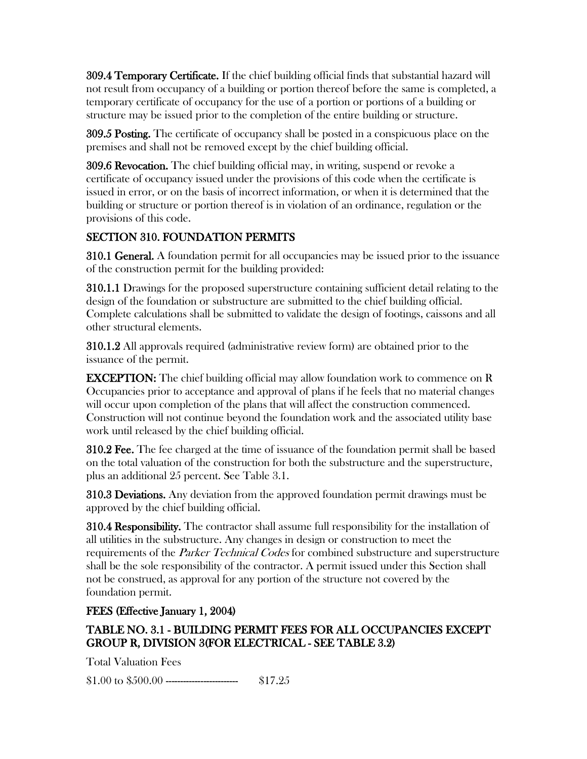**309.4 Temporary Certificate.** If the chief building official finds that substantial hazard will not result from occupancy of a building or portion thereof before the same is completed, a temporary certificate of occupancy for the use of a portion or portions of a building or structure may be issued prior to the completion of the entire building or structure.

**309.5 Posting.** The certificate of occupancy shall be posted in a conspicuous place on the premises and shall not be removed except by the chief building official.

**309.6 Revocation.** The chief building official may, in writing, suspend or revoke a certificate of occupancy issued under the provisions of this code when the certificate is issued in error, or on the basis of incorrect information, or when it is determined that the building or structure or portion thereof is in violation of an ordinance, regulation or the provisions of this code.

## SECTION 310. FOUNDATION PERMITS

**310.1 General.** A foundation permit for all occupancies may be issued prior to the issuance of the construction permit for the building provided:

**310.1.1** Drawings for the proposed superstructure containing sufficient detail relating to the design of the foundation or substructure are submitted to the chief building official. Complete calculations shall be submitted to validate the design of footings, caissons and all other structural elements.

**310.1.2** All approvals required (administrative review form) are obtained prior to the issuance of the permit.

**EXCEPTION:** The chief building official may allow foundation work to commence on R Occupancies prior to acceptance and approval of plans if he feels that no material changes will occur upon completion of the plans that will affect the construction commenced. Construction will not continue beyond the foundation work and the associated utility base work until released by the chief building official.

**310.2 Fee.** The fee charged at the time of issuance of the foundation permit shall be based on the total valuation of the construction for both the substructure and the superstructure, plus an additional 25 percent. See Table 3.1.

**310.3 Deviations.** Any deviation from the approved foundation permit drawings must be approved by the chief building official.

**310.4 Responsibility.** The contractor shall assume full responsibility for the installation of all utilities in the substructure. Any changes in design or construction to meet the requirements of the *Parker Technical Codes* for combined substructure and superstructure shall be the sole responsibility of the contractor. A permit issued under this Section shall not be construed, as approval for any portion of the structure not covered by the foundation permit.

## FEES (Effective January 1, 2004)

## TABLE NO. 3.1 - BUILDING PERMIT FEES FOR ALL OCCUPANCIES EXCEPT GROUP R, DIVISION 3(FOR ELECTRICAL - SEE TABLE 3.2)

Total Valuation Fees

$1.00 to $500.00 ------------------------ $17.25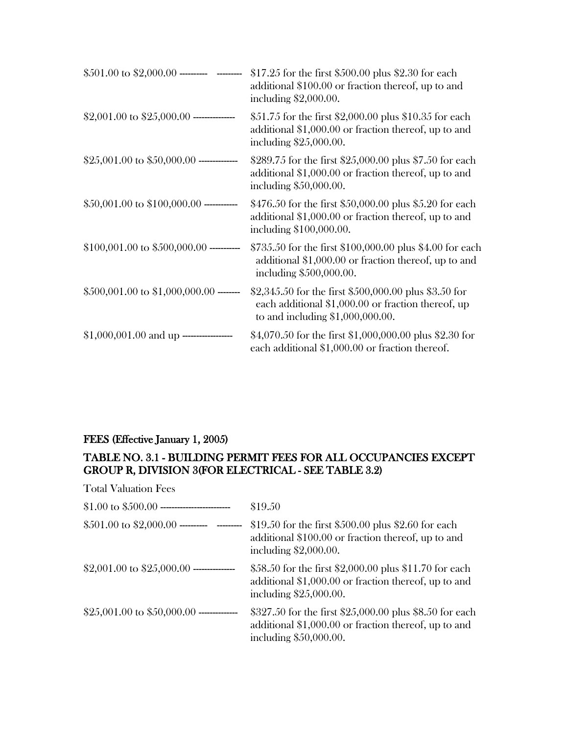| | |
|---|---|
| $501.00 to $2,000.00 --------- --------- | $17.25 for the first $500.00 plus $2.30 for each additional $100.00 or fraction thereof, up to and including $2,000.00. |
| $2,001.00 to $25,000.00 -------------- | $51.75 for the first $2,000.00 plus $10.35 for each additional $1,000.00 or fraction thereof, up to and including $25,000.00. |
| $25,001.00 to $50,000.00 ------------- | $289.75 for the first $25,000.00 plus $7.50 for each additional $1,000.00 or fraction thereof, up to and including $50,000.00. |
| $50,001.00 to $100,000.00 ----------- | $476.50 for the first $50,000.00 plus $5.20 for each additional $1,000.00 or fraction thereof, up to and including $100,000.00. |
| $100,001.00 to $500,000.00 ---------- | $735.50 for the first $100,000.00 plus $4.00 for each additional $1,000.00 or fraction thereof, up to and including $500,000.00. |
| $500,001.00 to $1,000,000.00 ------- | $2,345.50 for the first $500,000.00 plus $3.50 for each additional $1,000.00 or fraction thereof, up to and including $1,000,000.00. |
| $1,000,001.00 and up ---------------- | $4,070.50 for the first $1,000,000.00 plus $2.30 for each additional $1,000.00 or fraction thereof. |

**FEES (Effective January 1, 2005)**

**TABLE NO. 3.1 - BUILDING PERMIT FEES FOR ALL OCCUPANCIES EXCEPT GROUP R, DIVISION 3(FOR ELECTRICAL - SEE TABLE 3.2)**

| Total Valuation | Fees |
|---|---|
| $1.00 to $500.00 ------------------------ | $19.50 |
| $501.00 to $2,000.00 --------- --------- | $19.50 for the first $500.00 plus $2.60 for each additional $100.00 or fraction thereof, up to and including $2,000.00. |
| $2,001.00 to $25,000.00 -------------- | $58.50 for the first $2,000.00 plus $11.70 for each additional $1,000.00 or fraction thereof, up to and including $25,000.00. |
| $25,001.00 to $50,000.00 ------------- | $327.50 for the first $25,000.00 plus $8.50 for each additional $1,000.00 or fraction thereof, up to and including $50,000.00. |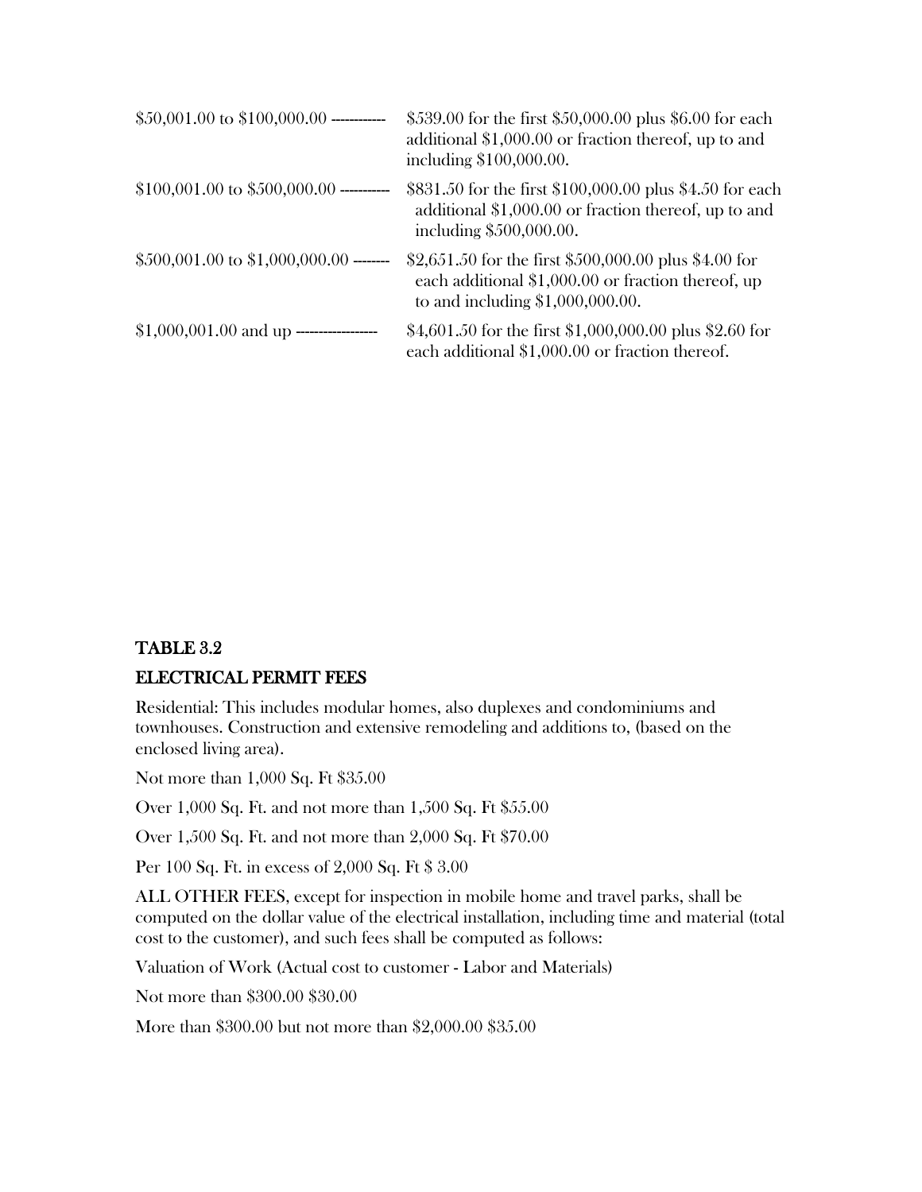| | |
|---|---|
| $50,001.00 to $100,000.00 ----------- | $539.00 for the first $50,000.00 plus $6.00 for each additional $1,000.00 or fraction thereof, up to and including $100,000.00. |
| $100,001.00 to $500,000.00 ---------- | $831.50 for the first $100,000.00 plus $4.50 for each additional $1,000.00 or fraction thereof, up to and including $500,000.00. |
| $500,001.00 to $1,000,000.00 ------- | $2,651.50 for the first $500,000.00 plus $4.00 for each additional $1,000.00 or fraction thereof, up to and including $1,000,000.00. |
| $1,000,001.00 and up ---------------- | $4,601.50 for the first $1,000,000.00 plus $2.60 for each additional $1,000.00 or fraction thereof. |

**TABLE 3.2**

**ELECTRICAL PERMIT FEES**

Residential: This includes modular homes, also duplexes and condominiums and townhouses. Construction and extensive remodeling and additions to, (based on the enclosed living area).

Not more than 1,000 Sq. Ft $35.00

Over 1,000 Sq. Ft. and not more than 1,500 Sq. Ft $55.00

Over 1,500 Sq. Ft. and not more than 2,000 Sq. Ft $70.00

Per 100 Sq. Ft. in excess of 2,000 Sq. Ft $ 3.00

ALL OTHER FEES, except for inspection in mobile home and travel parks, shall be computed on the dollar value of the electrical installation, including time and material (total cost to the customer), and such fees shall be computed as follows:

Valuation of Work (Actual cost to customer - Labor and Materials)

Not more than $300.00 $30.00

More than $300.00 but not more than $2,000.00 $35.00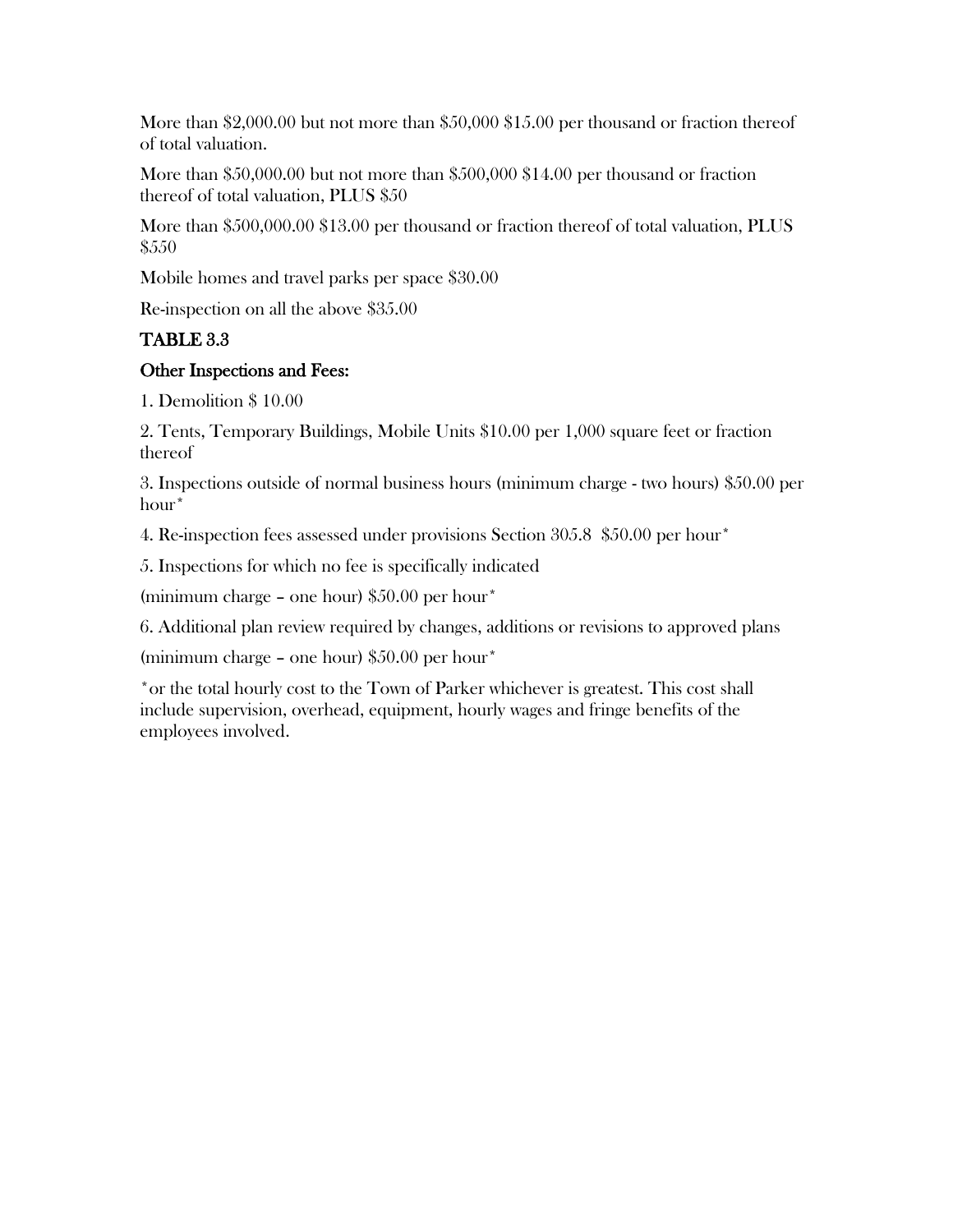More than $2,000.00 but not more than $50,000 $15.00 per thousand or fraction thereof of total valuation.

More than $50,000.00 but not more than $500,000 $14.00 per thousand or fraction thereof of total valuation, PLUS $50

More than $500,000.00 $13.00 per thousand or fraction thereof of total valuation, PLUS $550

Mobile homes and travel parks per space $30.00

Re-inspection on all the above $35.00

**TABLE 3.3**

**Other Inspections and Fees:**

1. Demolition $ 10.00

2. Tents, Temporary Buildings, Mobile Units $10.00 per 1,000 square feet or fraction thereof

3. Inspections outside of normal business hours (minimum charge - two hours) $50.00 per hour*

4. Re-inspection fees assessed under provisions Section 305.8  $50.00 per hour*

5. Inspections for which no fee is specifically indicated

(minimum charge – one hour) $50.00 per hour*

6. Additional plan review required by changes, additions or revisions to approved plans

(minimum charge – one hour) $50.00 per hour*

*or the total hourly cost to the Town of Parker whichever is greatest. This cost shall include supervision, overhead, equipment, hourly wages and fringe benefits of the employees involved.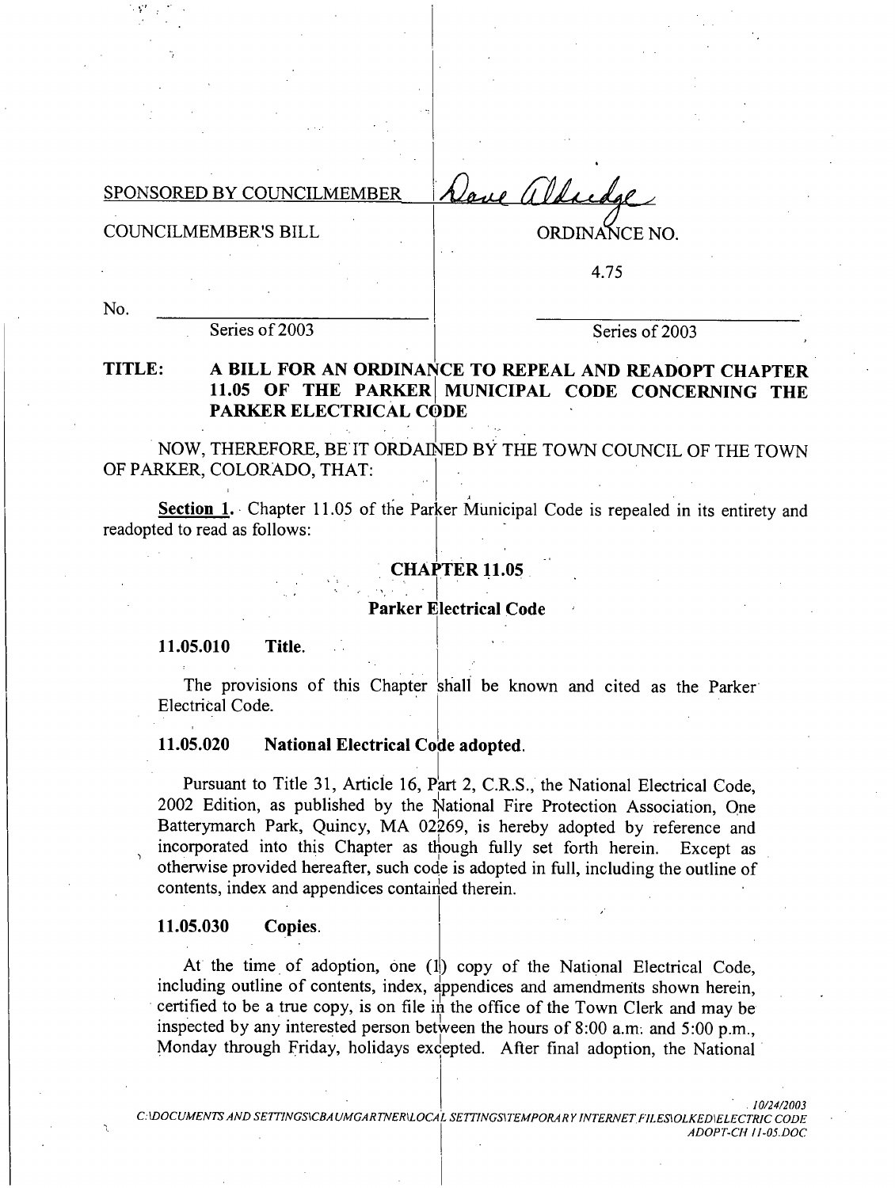SPONSORED BY COUNCILMEMBER Dave Aldridge

COUNCILMEMBER'S BILL

ORDINANCE NO.

4.75

No. ____________________

Series of 2003

____________________

Series of 2003

**TITLE: A BILL FOR AN ORDINANCE TO REPEAL AND READOPT CHAPTER 11.05 OF THE PARKER MUNICIPAL CODE CONCERNING THE PARKER ELECTRICAL CODE**

NOW, THEREFORE, BE IT ORDAINED BY THE TOWN COUNCIL OF THE TOWN OF PARKER, COLORADO, THAT:

**Section 1.** Chapter 11.05 of the Parker Municipal Code is repealed in its entirety and readopted to read as follows:

## CHAPTER 11.05

### Parker Electrical Code

**11.05.010 Title.**

The provisions of this Chapter shall be known and cited as the Parker Electrical Code.

**11.05.020 National Electrical Code adopted.**

Pursuant to Title 31, Article 16, Part 2, C.R.S., the National Electrical Code, 2002 Edition, as published by the National Fire Protection Association, One Batterymarch Park, Quincy, MA 02269, is hereby adopted by reference and incorporated into this Chapter as though fully set forth herein. Except as otherwise provided hereafter, such code is adopted in full, including the outline of contents, index and appendices contained therein.

**11.05.030 Copies.**

At the time of adoption, one (1) copy of the National Electrical Code, including outline of contents, index, appendices and amendments shown herein, certified to be a true copy, is on file in the office of the Town Clerk and may be inspected by any interested person between the hours of 8:00 a.m. and 5:00 p.m., Monday through Friday, holidays excepted. After final adoption, the National

10/24/2003
C:\DOCUMENTS AND SETTINGS\CBAUMGARTNER\LOCAL SETTINGS\TEMPORARY INTERNET FILES\OLKED\ELECTRIC CODE ADOPT-CH 11-05.DOC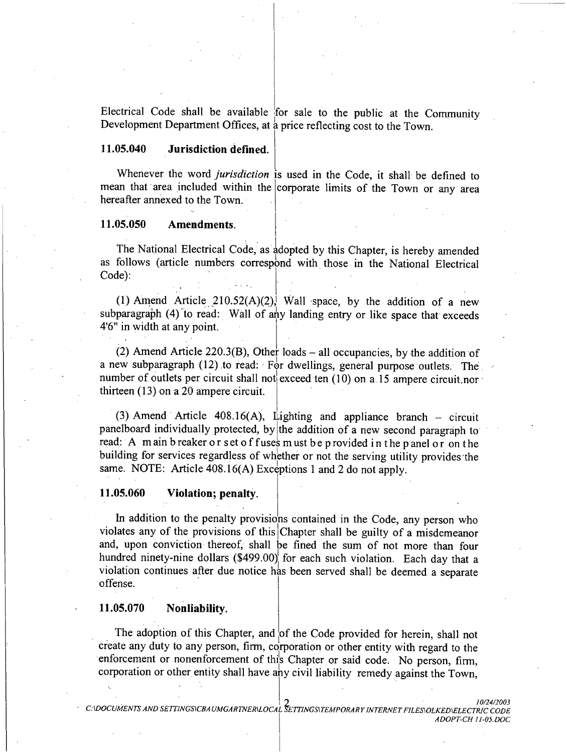Electrical Code shall be available for sale to the public at the Community Development Department Offices, at a price reflecting cost to the Town.

### 11.05.040 Jurisdiction defined.

Whenever the word *jurisdiction* is used in the Code, it shall be defined to mean that area included within the corporate limits of the Town or any area hereafter annexed to the Town.

### 11.05.050 Amendments.

The National Electrical Code, as adopted by this Chapter, is hereby amended as follows (article numbers correspond with those in the National Electrical Code):

(1) Amend Article 210.52(A)(2), Wall space, by the addition of a new subparagraph (4) to read: Wall of any landing entry or like space that exceeds 4'6" in width at any point.

(2) Amend Article 220.3(B), Other loads – all occupancies, by the addition of a new subparagraph (12) to read: For dwellings, general purpose outlets. The number of outlets per circuit shall not exceed ten (10) on a 15 ampere circuit nor thirteen (13) on a 20 ampere circuit.

(3) Amend Article 408.16(A), Lighting and appliance branch – circuit panelboard individually protected, by the addition of a new second paragraph to read: A main breaker or set of fuses must be provided in the panel or on the building for services regardless of whether or not the serving utility provides the same. NOTE: Article 408.16(A) Exceptions 1 and 2 do not apply.

### 11.05.060 Violation; penalty.

In addition to the penalty provisions contained in the Code, any person who violates any of the provisions of this Chapter shall be guilty of a misdemeanor and, upon conviction thereof, shall be fined the sum of not more than four hundred ninety-nine dollars ($499.00) for each such violation. Each day that a violation continues after due notice has been served shall be deemed a separate offense.

### 11.05.070 Nonliability.

The adoption of this Chapter, and of the Code provided for herein, shall not create any duty to any person, firm, corporation or other entity with regard to the enforcement or nonenforcement of this Chapter or said code. No person, firm, corporation or other entity shall have any civil liability remedy against the Town,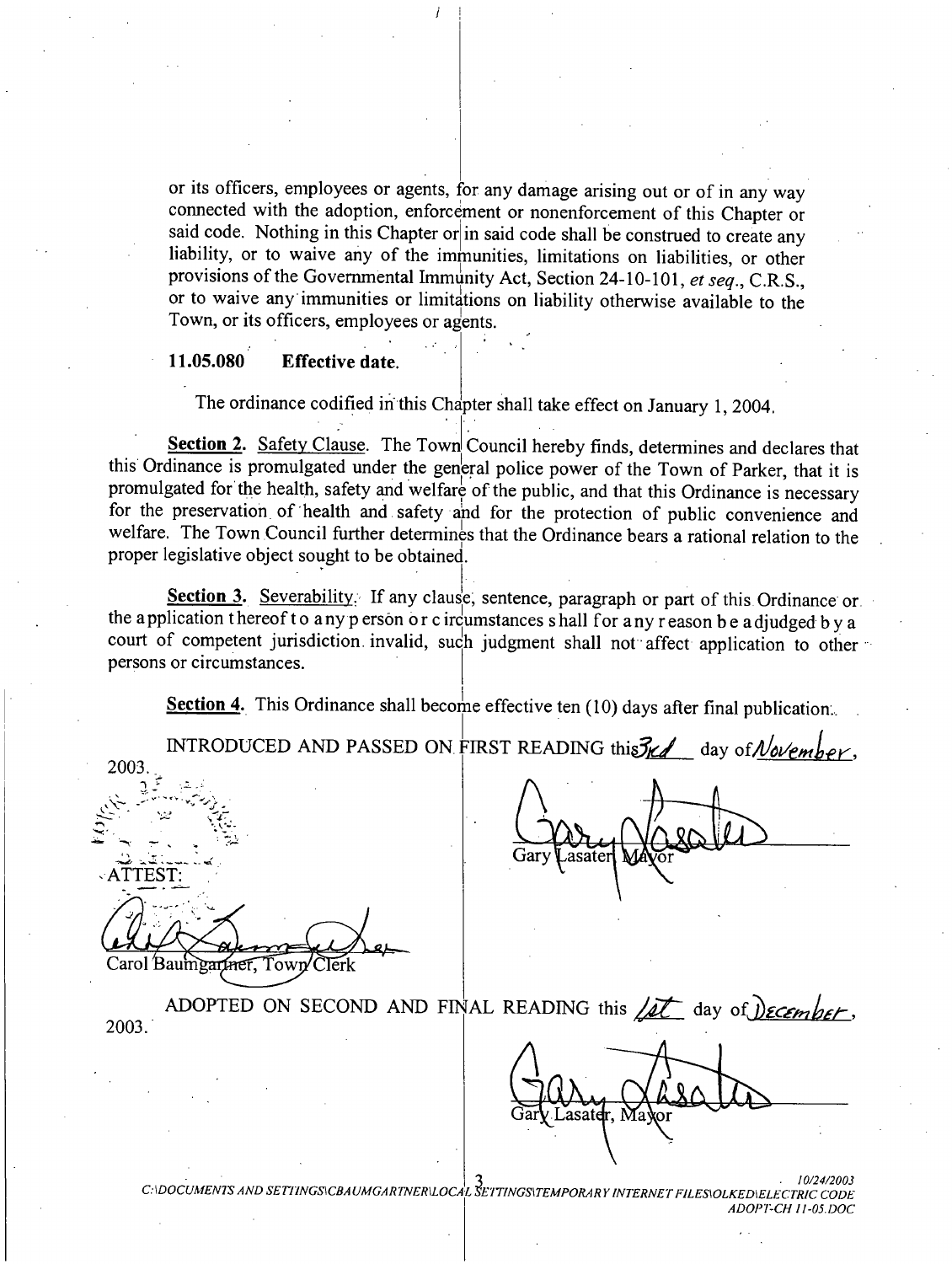or its officers, employees or agents, for any damage arising out or of in any way connected with the adoption, enforcement or nonenforcement of this Chapter or said code. Nothing in this Chapter or in said code shall be construed to create any liability, or to waive any of the immunities, limitations on liabilities, or other provisions of the Governmental Immunity Act, Section 24-10-101, *et seq.*, C.R.S., or to waive any immunities or limitations on liability otherwise available to the Town, or its officers, employees or agents.

**11.05.080 Effective date.**

The ordinance codified in this Chapter shall take effect on January 1, 2004.

**Section 2.** Safety Clause. The Town Council hereby finds, determines and declares that this Ordinance is promulgated under the general police power of the Town of Parker, that it is promulgated for the health, safety and welfare of the public, and that this Ordinance is necessary for the preservation of health and safety and for the protection of public convenience and welfare. The Town Council further determines that the Ordinance bears a rational relation to the proper legislative object sought to be obtained.

**Section 3.** Severability. If any clause, sentence, paragraph or part of this Ordinance or the application thereof to any person or circumstances shall for any reason be adjudged by a court of competent jurisdiction invalid, such judgment shall not affect application to other persons or circumstances.

**Section 4.** This Ordinance shall become effective ten (10) days after final publication.

INTRODUCED AND PASSED ON FIRST READING this 3rd day of November, 2003.

Gary Lasater, Mayor

ATTEST:

Carol Baumgartner, Town Clerk

ADOPTED ON SECOND AND FINAL READING this 1st day of December, 2003.

Gary Lasater, Mayor

C:\DOCUMENTS AND SETTINGS\CBAUMGARTNER\LOCAL SETTINGS\TEMPORARY INTERNET FILES\OLKED\ELECTRIC CODE ADOPT-CH 11-05.DOC 10/24/2003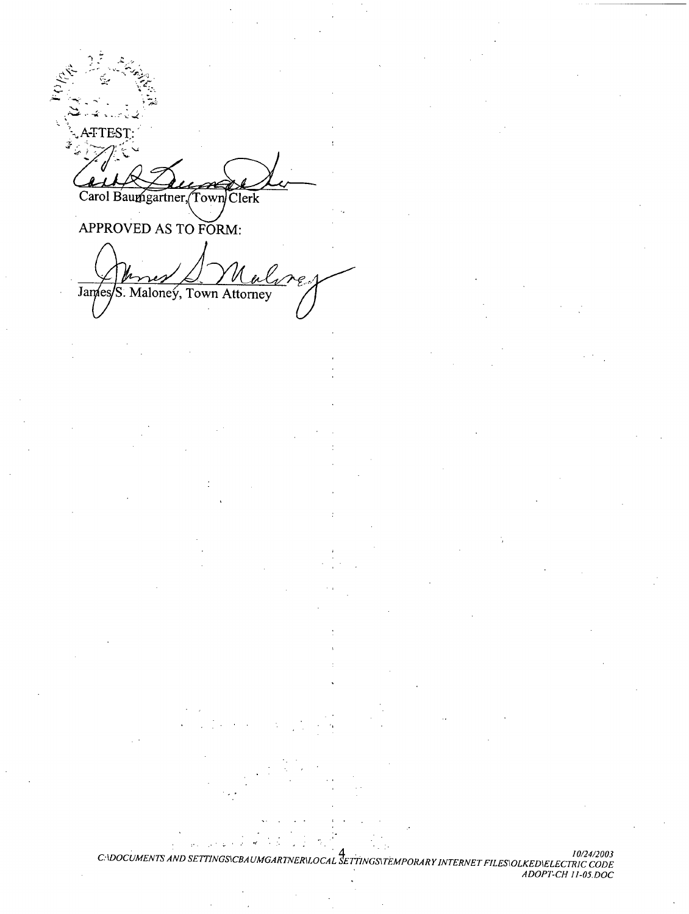ATTEST:

Carol Baumgartner, Town Clerk

APPROVED AS TO FORM:

James S. Maloney, Town Attorney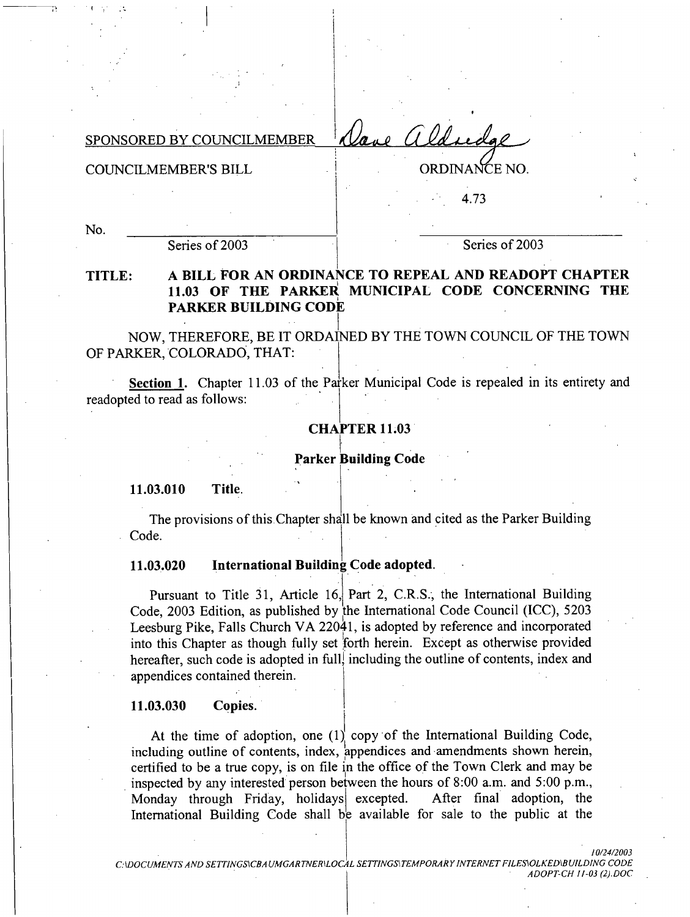SPONSORED BY COUNCILMEMBER Dave Aldridge

COUNCILMEMBER'S BILL

ORDINANCE NO. 4.73

No. \_\_\_\_\_\_\_\_\_\_\_\_\_\_\_\_\_\_\_\_ Series of 2003

\_\_\_\_\_\_\_\_\_\_\_\_\_\_\_\_\_\_\_\_ Series of 2003

**TITLE: A BILL FOR AN ORDINANCE TO REPEAL AND READOPT CHAPTER 11.03 OF THE PARKER MUNICIPAL CODE CONCERNING THE PARKER BUILDING CODE**

NOW, THEREFORE, BE IT ORDAINED BY THE TOWN COUNCIL OF THE TOWN OF PARKER, COLORADO, THAT:

**Section 1.** Chapter 11.03 of the Parker Municipal Code is repealed in its entirety and readopted to read as follows:

## CHAPTER 11.03

### Parker Building Code

**11.03.010 Title.**

The provisions of this Chapter shall be known and cited as the Parker Building Code.

**11.03.020 International Building Code adopted.**

Pursuant to Title 31, Article 16, Part 2, C.R.S., the International Building Code, 2003 Edition, as published by the International Code Council (ICC), 5203 Leesburg Pike, Falls Church VA 22041, is adopted by reference and incorporated into this Chapter as though fully set forth herein. Except as otherwise provided hereafter, such code is adopted in full, including the outline of contents, index and appendices contained therein.

**11.03.030 Copies.**

At the time of adoption, one (1) copy of the International Building Code, including outline of contents, index, appendices and amendments shown herein, certified to be a true copy, is on file in the office of the Town Clerk and may be inspected by any interested person between the hours of 8:00 a.m. and 5:00 p.m., Monday through Friday, holidays excepted. After final adoption, the International Building Code shall be available for sale to the public at the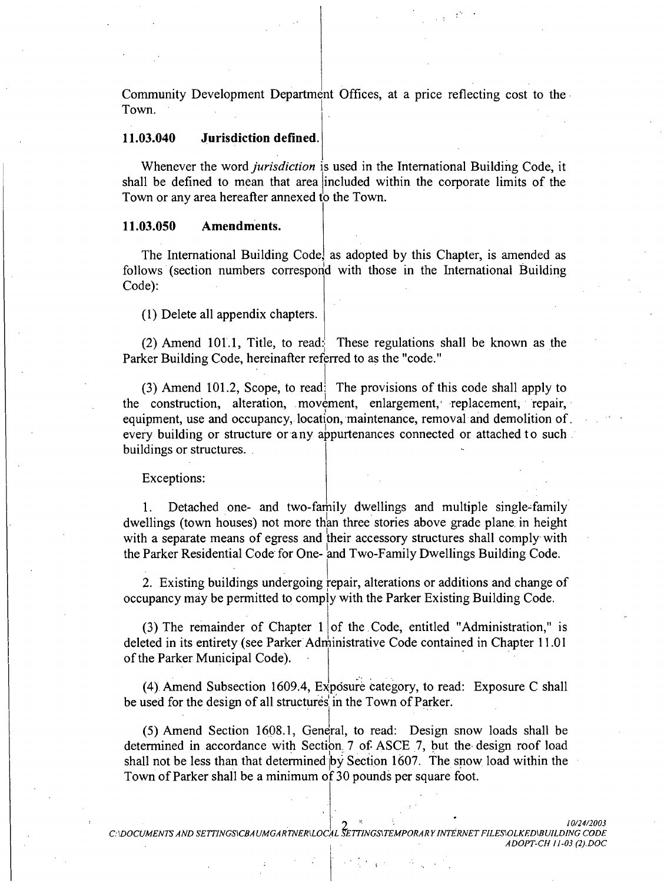Community Development Department Offices, at a price reflecting cost to the Town.

**11.03.040 Jurisdiction defined.**

Whenever the word *jurisdiction* is used in the International Building Code, it shall be defined to mean that area included within the corporate limits of the Town or any area hereafter annexed to the Town.

**11.03.050 Amendments.**

The International Building Code, as adopted by this Chapter, is amended as follows (section numbers correspond with those in the International Building Code):

(1) Delete all appendix chapters.

(2) Amend 101.1, Title, to read: These regulations shall be known as the Parker Building Code, hereinafter referred to as the "code."

(3) Amend 101.2, Scope, to read: The provisions of this code shall apply to the construction, alteration, movement, enlargement, replacement, repair, equipment, use and occupancy, location, maintenance, removal and demolition of every building or structure or any appurtenances connected or attached to such buildings or structures.

Exceptions:

1. Detached one- and two-family dwellings and multiple single-family dwellings (town houses) not more than three stories above grade plane in height with a separate means of egress and their accessory structures shall comply with the Parker Residential Code for One- and Two-Family Dwellings Building Code.

2. Existing buildings undergoing repair, alterations or additions and change of occupancy may be permitted to comply with the Parker Existing Building Code.

(3) The remainder of Chapter 1 of the Code, entitled "Administration," is deleted in its entirety (see Parker Administrative Code contained in Chapter 11.01 of the Parker Municipal Code).

(4) Amend Subsection 1609.4, Exposure category, to read: Exposure C shall be used for the design of all structures in the Town of Parker.

(5) Amend Section 1608.1, General, to read: Design snow loads shall be determined in accordance with Section 7 of ASCE 7, but the design roof load shall not be less than that determined by Section 1607. The snow load within the Town of Parker shall be a minimum of 30 pounds per square foot.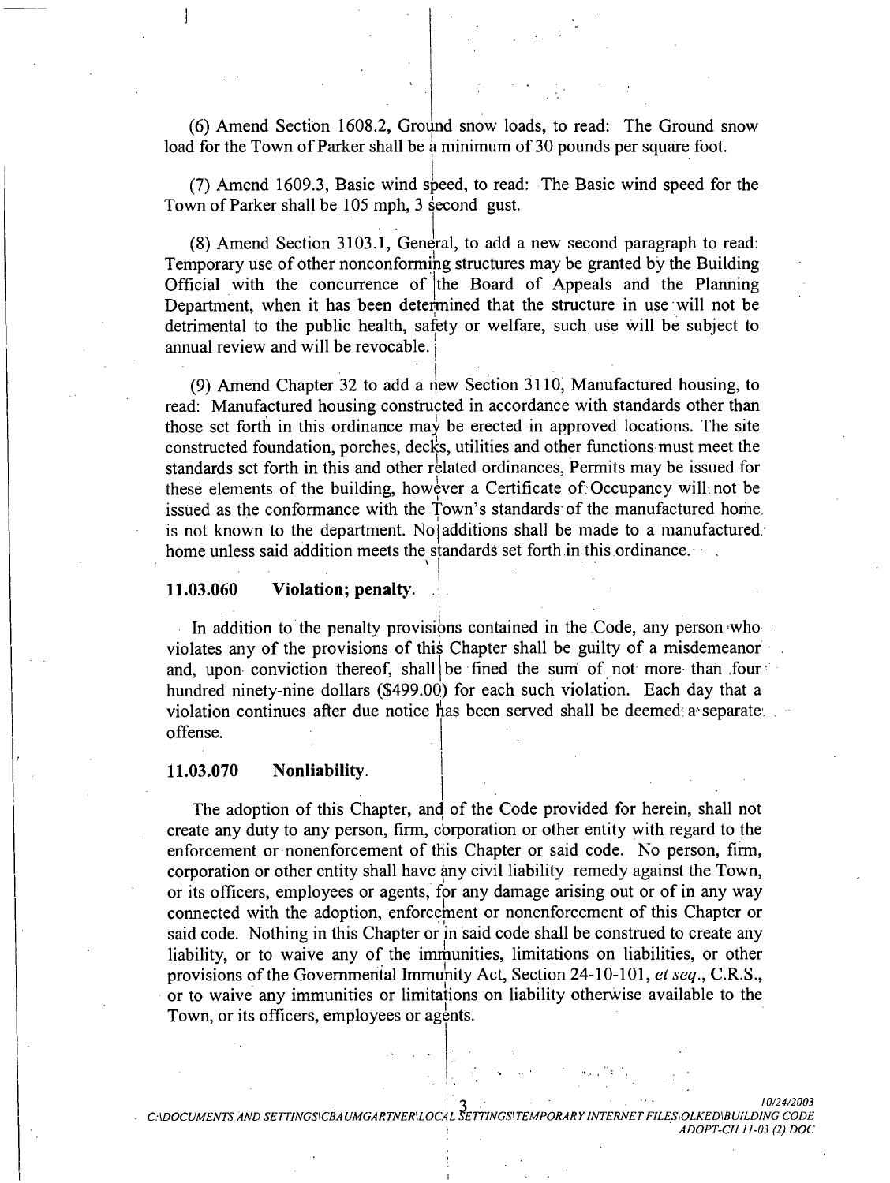(6) Amend Section 1608.2, Ground snow loads, to read: The Ground snow load for the Town of Parker shall be a minimum of 30 pounds per square foot.

(7) Amend 1609.3, Basic wind speed, to read: The Basic wind speed for the Town of Parker shall be 105 mph, 3 second gust.

(8) Amend Section 3103.1, General, to add a new second paragraph to read: Temporary use of other nonconforming structures may be granted by the Building Official with the concurrence of the Board of Appeals and the Planning Department, when it has been determined that the structure in use will not be detrimental to the public health, safety or welfare, such use will be subject to annual review and will be revocable.

(9) Amend Chapter 32 to add a new Section 3110, Manufactured housing, to read: Manufactured housing constructed in accordance with standards other than those set forth in this ordinance may be erected in approved locations. The site constructed foundation, porches, decks, utilities and other functions must meet the standards set forth in this and other related ordinances, Permits may be issued for these elements of the building, however a Certificate of Occupancy will not be issued as the conformance with the Town's standards of the manufactured home is not known to the department. No additions shall be made to a manufactured home unless said addition meets the standards set forth in this ordinance.

**11.03.060 Violation; penalty.**

In addition to the penalty provisions contained in the Code, any person who violates any of the provisions of this Chapter shall be guilty of a misdemeanor and, upon conviction thereof, shall be fined the sum of not more than four hundred ninety-nine dollars ($499.00) for each such violation. Each day that a violation continues after due notice has been served shall be deemed a separate offense.

**11.03.070 Nonliability.**

The adoption of this Chapter, and of the Code provided for herein, shall not create any duty to any person, firm, corporation or other entity with regard to the enforcement or nonenforcement of this Chapter or said code. No person, firm, corporation or other entity shall have any civil liability remedy against the Town, or its officers, employees or agents, for any damage arising out or of in any way connected with the adoption, enforcement or nonenforcement of this Chapter or said code. Nothing in this Chapter or in said code shall be construed to create any liability, or to waive any of the immunities, limitations on liabilities, or other provisions of the Governmental Immunity Act, Section 24-10-101, *et seq.*, C.R.S., or to waive any immunities or limitations on liability otherwise available to the Town, or its officers, employees or agents.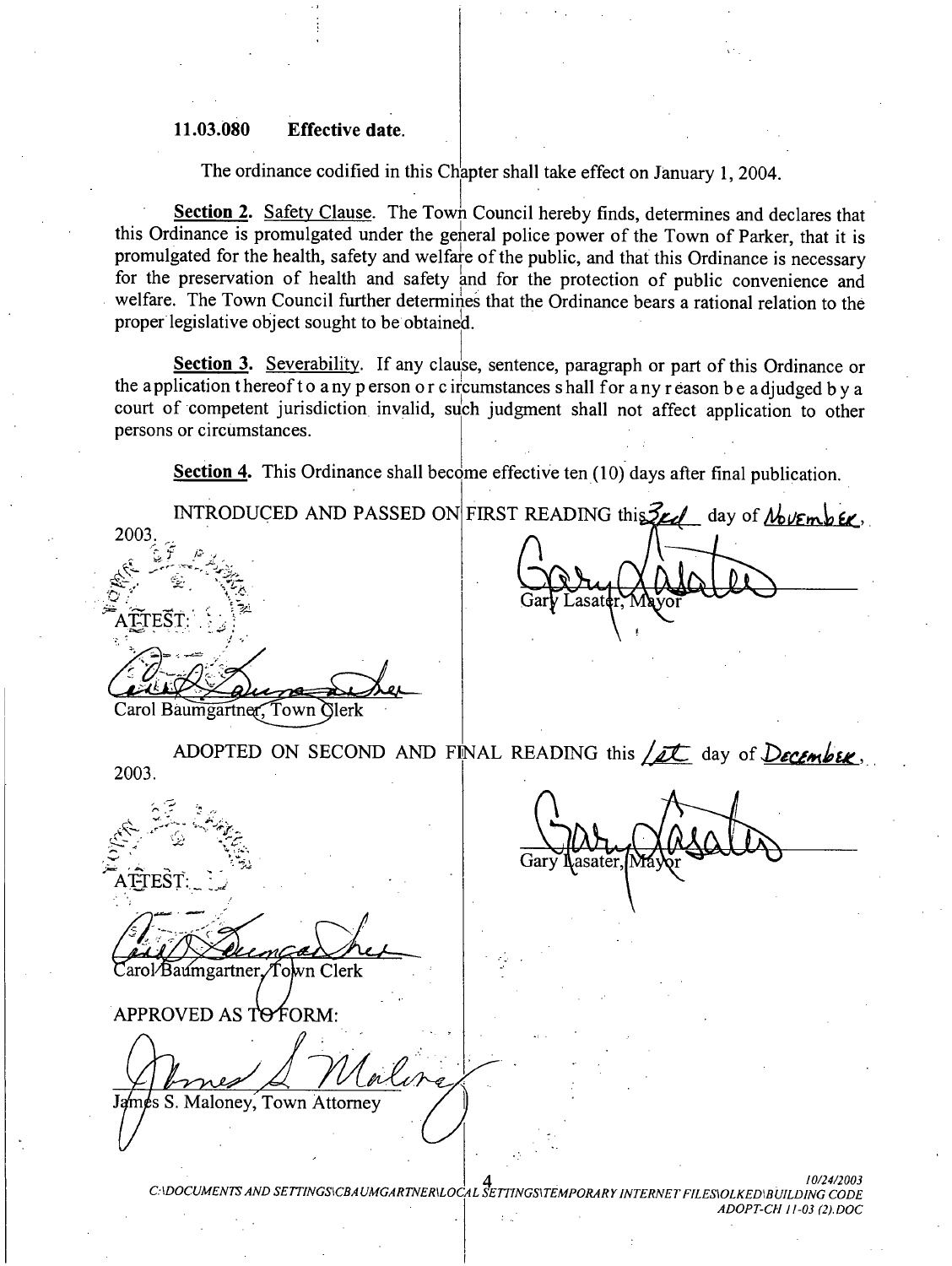### 11.03.080 Effective date.

The ordinance codified in this Chapter shall take effect on January 1, 2004.

**Section 2.** Safety Clause. The Town Council hereby finds, determines and declares that this Ordinance is promulgated under the general police power of the Town of Parker, that it is promulgated for the health, safety and welfare of the public, and that this Ordinance is necessary for the preservation of health and safety and for the protection of public convenience and welfare. The Town Council further determines that the Ordinance bears a rational relation to the proper legislative object sought to be obtained.

**Section 3.** Severability. If any clause, sentence, paragraph or part of this Ordinance or the application thereof to any person or circumstances shall for any reason be adjudged by a court of competent jurisdiction invalid, such judgment shall not affect application to other persons or circumstances.

**Section 4.** This Ordinance shall become effective ten (10) days after final publication.

INTRODUCED AND PASSED ON FIRST READING this 3rd day of November, 2003.

Gary Lasater, Mayor

ATTEST:

Carol Baumgartner, Town Clerk

ADOPTED ON SECOND AND FINAL READING this 1st day of December, 2003.

Gary Lasater, Mayor

ATTEST:

Carol Baumgartner, Town Clerk

APPROVED AS TO FORM:

James S. Maloney, Town Attorney

10/24/2003
C:\DOCUMENTS AND SETTINGS\CBAUMGARTNER\LOCAL SETTINGS\TEMPORARY INTERNET FILES\OLKED\BUILDING CODE ADOPT-CH 11-03 (2).DOC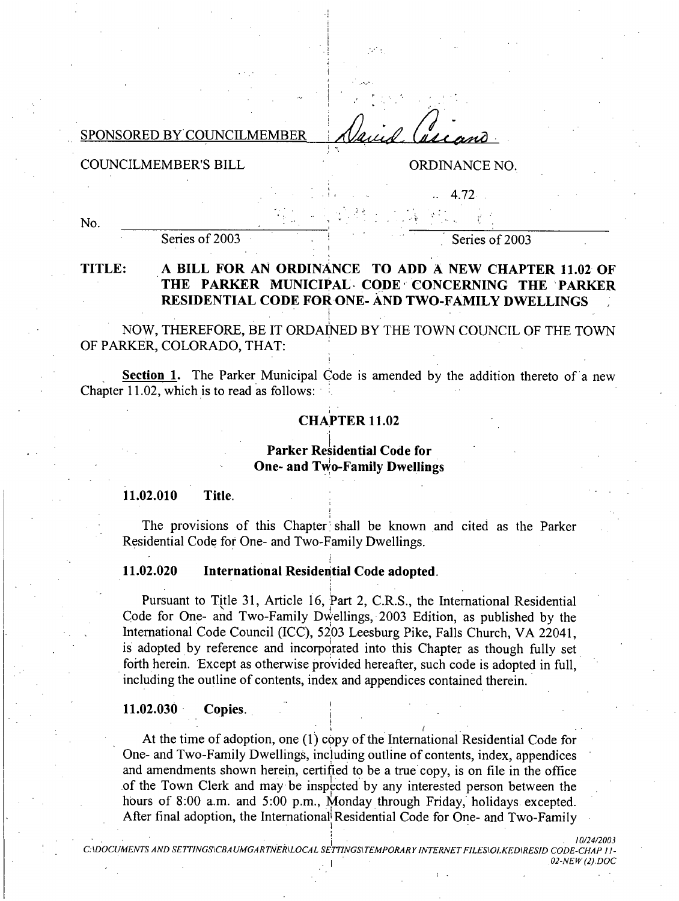SPONSORED BY COUNCILMEMBER David Casiano

COUNCILMEMBER'S BILL

ORDINANCE NO.

4.72

No. ______________ Series of 2003

______________ Series of 2003

**TITLE: A BILL FOR AN ORDINANCE TO ADD A NEW CHAPTER 11.02 OF THE PARKER MUNICIPAL CODE CONCERNING THE PARKER RESIDENTIAL CODE FOR ONE- AND TWO-FAMILY DWELLINGS**

NOW, THEREFORE, BE IT ORDAINED BY THE TOWN COUNCIL OF THE TOWN OF PARKER, COLORADO, THAT:

**Section 1.** The Parker Municipal Code is amended by the addition thereto of a new Chapter 11.02, which is to read as follows:

## CHAPTER 11.02

### Parker Residential Code for One- and Two-Family Dwellings

**11.02.010 Title.**

The provisions of this Chapter shall be known and cited as the Parker Residential Code for One- and Two-Family Dwellings.

**11.02.020 International Residential Code adopted.**

Pursuant to Title 31, Article 16, Part 2, C.R.S., the International Residential Code for One- and Two-Family Dwellings, 2003 Edition, as published by the International Code Council (ICC), 5203 Leesburg Pike, Falls Church, VA 22041, is adopted by reference and incorporated into this Chapter as though fully set forth herein. Except as otherwise provided hereafter, such code is adopted in full, including the outline of contents, index and appendices contained therein.

**11.02.030 Copies.**

At the time of adoption, one (1) copy of the International Residential Code for One- and Two-Family Dwellings, including outline of contents, index, appendices and amendments shown herein, certified to be a true copy, is on file in the office of the Town Clerk and may be inspected by any interested person between the hours of 8:00 a.m. and 5:00 p.m., Monday through Friday, holidays excepted. After final adoption, the International Residential Code for One- and Two-Family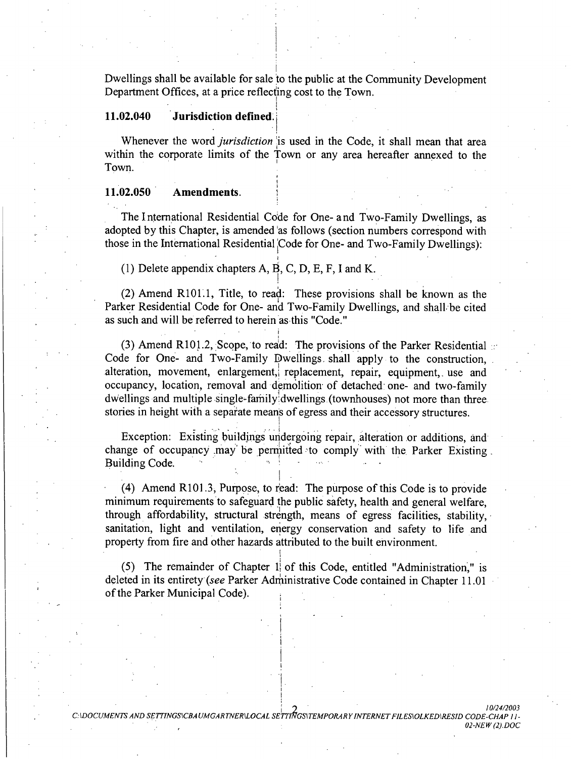Dwellings shall be available for sale to the public at the Community Development Department Offices, at a price reflecting cost to the Town.

### 11.02.040 Jurisdiction defined.

Whenever the word *jurisdiction* is used in the Code, it shall mean that area within the corporate limits of the Town or any area hereafter annexed to the Town.

### 11.02.050 Amendments.

The International Residential Code for One- and Two-Family Dwellings, as adopted by this Chapter, is amended as follows (section numbers correspond with those in the International Residential Code for One- and Two-Family Dwellings):

(1) Delete appendix chapters A, B, C, D, E, F, I and K.

(2) Amend R101.1, Title, to read: These provisions shall be known as the Parker Residential Code for One- and Two-Family Dwellings, and shall be cited as such and will be referred to herein as this "Code."

(3) Amend R101.2, Scope, to read: The provisions of the Parker Residential Code for One- and Two-Family Dwellings shall apply to the construction, alteration, movement, enlargement, replacement, repair, equipment, use and occupancy, location, removal and demolition of detached one- and two-family dwellings and multiple single-family dwellings (townhouses) not more than three stories in height with a separate means of egress and their accessory structures.

Exception: Existing buildings undergoing repair, alteration or additions, and change of occupancy may be permitted to comply with the Parker Existing Building Code.

(4) Amend R101.3, Purpose, to read: The purpose of this Code is to provide minimum requirements to safeguard the public safety, health and general welfare, through affordability, structural strength, means of egress facilities, stability, sanitation, light and ventilation, energy conservation and safety to life and property from fire and other hazards attributed to the built environment.

(5) The remainder of Chapter 1 of this Code, entitled "Administration," is deleted in its entirety (*see* Parker Administrative Code contained in Chapter 11.01 of the Parker Municipal Code).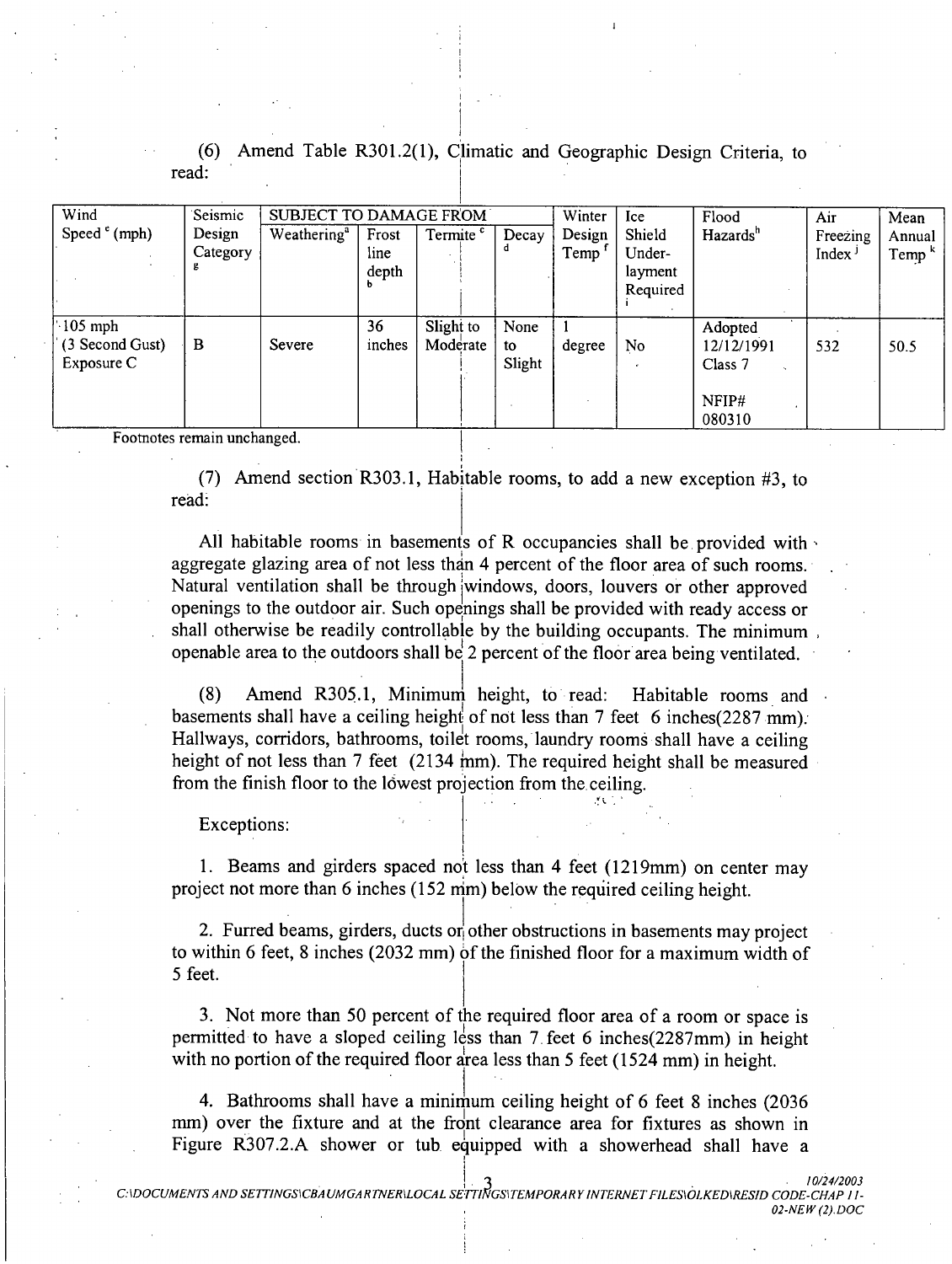(6) Amend Table R301.2(1), Climatic and Geographic Design Criteria, to read:

| Wind Speed [c] (mph) | Seismic Design Category [g] | SUBJECT TO DAMAGE FROM | | | | Winter Design Temp [f] | Ice Shield Under-layment Required [i] | Flood Hazards [h] | Air Freezing Index [j] | Mean Annual Temp [k] |
|---|---|---|---|---|---|---|---|---|---|---|
| | | Weathering[a] | Frost line depth [b] | Termite [c] | Decay [d] | | | | | |
| 105 mph (3 Second Gust) Exposure C | B | Severe | 36 inches | Slight to Moderate | None to Slight | 1 degree | No | Adopted 12/12/1991 Class 7 NFIP# 080310 | 532 | 50.5 |

Footnotes remain unchanged.

(7) Amend section R303.1, Habitable rooms, to add a new exception #3, to read:

All habitable rooms in basements of R occupancies shall be provided with aggregate glazing area of not less than 4 percent of the floor area of such rooms. Natural ventilation shall be through windows, doors, louvers or other approved openings to the outdoor air. Such openings shall be provided with ready access or shall otherwise be readily controllable by the building occupants. The minimum openable area to the outdoors shall be 2 percent of the floor area being ventilated.

(8) Amend R305.1, Minimum height, to read: Habitable rooms and basements shall have a ceiling height of not less than 7 feet 6 inches(2287 mm). Hallways, corridors, bathrooms, toilet rooms, laundry rooms shall have a ceiling height of not less than 7 feet (2134 mm). The required height shall be measured from the finish floor to the lowest projection from the ceiling.

Exceptions:

1. Beams and girders spaced not less than 4 feet (1219mm) on center may project not more than 6 inches (152 mm) below the required ceiling height.

2. Furred beams, girders, ducts or other obstructions in basements may project to within 6 feet, 8 inches (2032 mm) of the finished floor for a maximum width of 5 feet.

3. Not more than 50 percent of the required floor area of a room or space is permitted to have a sloped ceiling less than 7 feet 6 inches(2287mm) in height with no portion of the required floor area less than 5 feet (1524 mm) in height.

4. Bathrooms shall have a minimum ceiling height of 6 feet 8 inches (2036 mm) over the fixture and at the front clearance area for fixtures as shown in Figure R307.2.A shower or tub equipped with a showerhead shall have a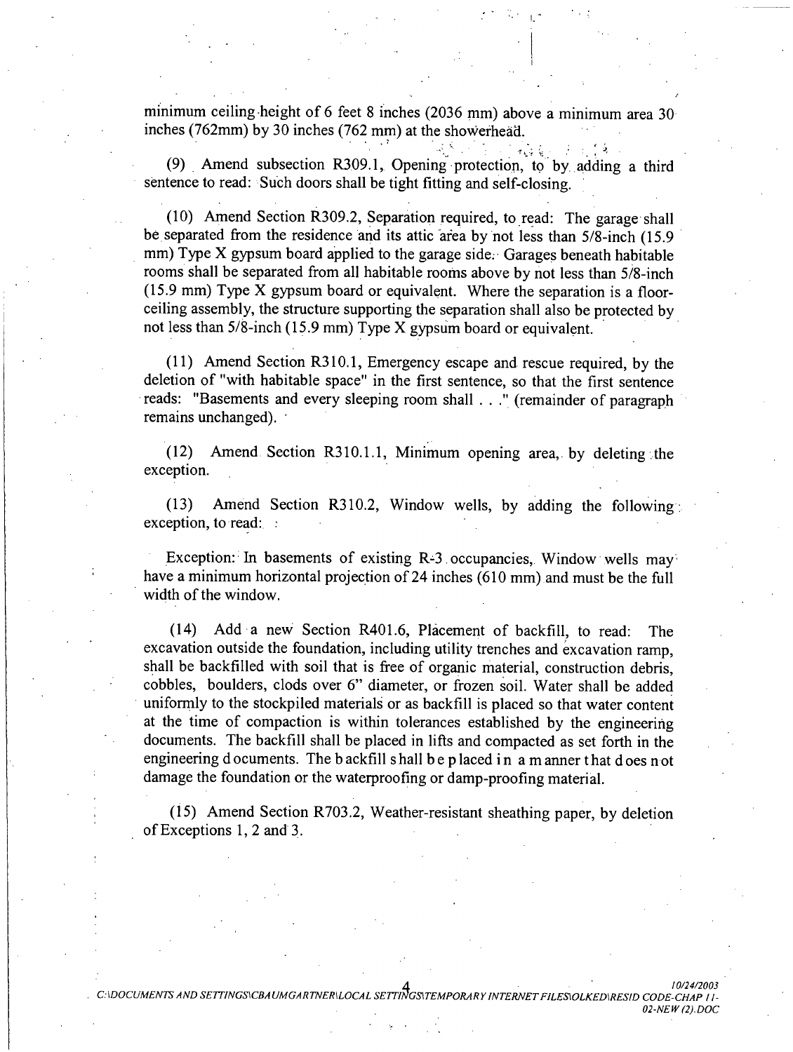minimum ceiling height of 6 feet 8 inches (2036 mm) above a minimum area 30 inches (762mm) by 30 inches (762 mm) at the showerhead.

(9) Amend subsection R309.1, Opening protection, to by adding a third sentence to read: Such doors shall be tight fitting and self-closing.

(10) Amend Section R309.2, Separation required, to read: The garage shall be separated from the residence and its attic area by not less than 5/8-inch (15.9 mm) Type X gypsum board applied to the garage side. Garages beneath habitable rooms shall be separated from all habitable rooms above by not less than 5/8-inch (15.9 mm) Type X gypsum board or equivalent. Where the separation is a floor-ceiling assembly, the structure supporting the separation shall also be protected by not less than 5/8-inch (15.9 mm) Type X gypsum board or equivalent.

(11) Amend Section R310.1, Emergency escape and rescue required, by the deletion of "with habitable space" in the first sentence, so that the first sentence reads: "Basements and every sleeping room shall . . ." (remainder of paragraph remains unchanged).

(12) Amend Section R310.1.1, Minimum opening area, by deleting the exception.

(13) Amend Section R310.2, Window wells, by adding the following exception, to read:

Exception: In basements of existing R-3 occupancies, Window wells may have a minimum horizontal projection of 24 inches (610 mm) and must be the full width of the window.

(14) Add a new Section R401.6, Placement of backfill, to read: The excavation outside the foundation, including utility trenches and excavation ramp, shall be backfilled with soil that is free of organic material, construction debris, cobbles, boulders, clods over 6" diameter, or frozen soil. Water shall be added uniformly to the stockpiled materials or as backfill is placed so that water content at the time of compaction is within tolerances established by the engineering documents. The backfill shall be placed in lifts and compacted as set forth in the engineering documents. The backfill shall be placed in a manner that does not damage the foundation or the waterproofing or damp-proofing material.

(15) Amend Section R703.2, Weather-resistant sheathing paper, by deletion of Exceptions 1, 2 and 3.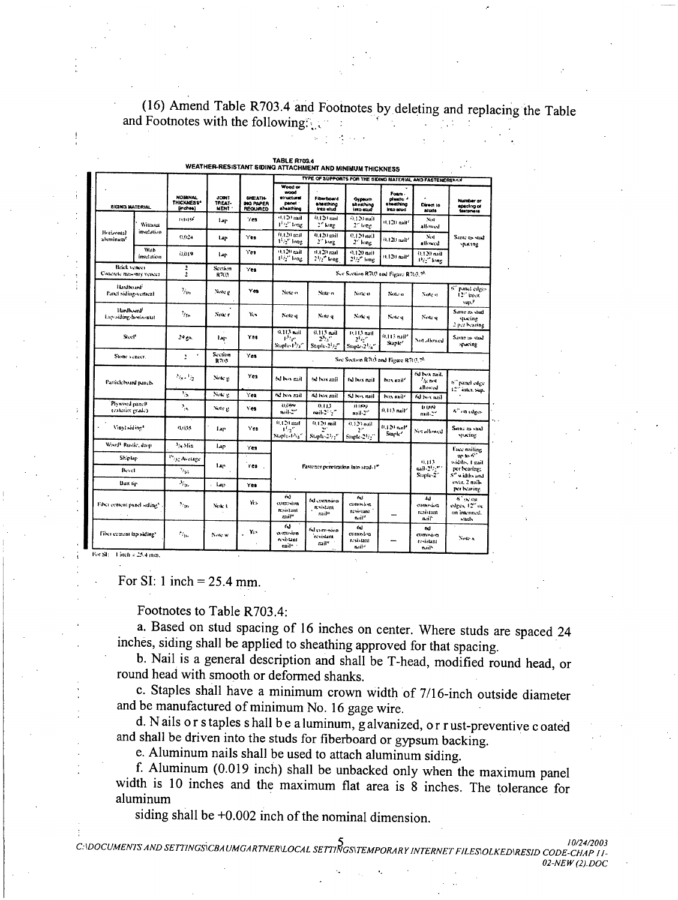(16) Amend Table R703.4 and Footnotes by deleting and replacing the Table and Footnotes with the following:

**TABLE R703.4**
**WEATHER-RESISTANT SIDING ATTACHMENT AND MINIMUM THICKNESS**

| SIDING MATERIAL | | NOMINAL THICKNESS[a] (inches) | JOINT TREATMENT | SHEATHING PAPER REQUIRED | TYPE OF SUPPORTS FOR THE SIDING MATERIAL AND FASTENERS[b,c,d] | | | | | |
|---|---|---|---|---|---|---|---|---|---|---|
| | | | | | Wood or wood structural panel sheathing | Fiberboard sheathing into stud | Gypsum sheathing into stud | Foam plastic sheathing into stud | Direct to studs | Number or spacing of fasteners |
| Horizontal aluminum[e] | Without insulation | 0.019[f] | Lap | Yes | 0.120 nail 1½" long | 0.120 nail 2" long | 0.120 nail 2" long | 0.120 nail[r] | Not allowed | Same as stud spacing |
| | | 0.024 | Lap | Yes | 0.120 nail 1½" long | 0.120 nail 2" long | 0.120 nail 2" long | 0.120 nail[r] | Not allowed | |
| | With insulation | 0.019 | Lap | Yes | 0.120 nail 1½" long | 0.120 nail 2½" long | 0.120 nail 2½" long | 0.120 nail[r] | 0.120 nail 1½" long | |
| Brick veneer | | 2 | Section R703 | Yes | See Section R703 and Figure R703.7[h] | | | | | |
| Concrete masonry veneer | | 2 | | | | | | | | |
| Hardboard[i] Panel siding-vertical | | 7/16 | Note g | Yes | Note o | Note o | Note o | Note o | Note o | 6" panel edges 12" inter. sup.[p] |
| Hardboard[i] Lap-siding-horizontal | | 7/16 | Note r | Yes | Note q | Note q | Note q | Note q | Note q | Same as stud spacing 2 per bearing |
| Steel[k] | | 29 ga. | Lap | Yes | 0.113 nail 1¾" Staple-1¾" | 0.113 nail 2¾" Staple-2½" | 0.113 nail 2½" Staple-2¼" | 0.113 nail[r] Staple[r] | Not allowed | Same as stud spacing |
| Stone veneer | | 2 | Section R703 | Yes | See Section R703 and Figure R703.7[h] | | | | | |
| Particleboard panels | | 3/8 - 1/2 | Note g | Yes | 6d box nail | 6d box nail | 6d box nail | box nail[r] | 6d box nail, 3/8 not allowed | 6" panel edge 12" inter. sup. |
| | | 5/8 | Note g | Yes | 6d box nail | 8d box nail | 8d box nail | box nail[r] | 6d box nail | |
| Plywood panel[l] (exterior grade) | | 3/8 | Note g | Yes | 0.099 nail-2" | 0.113 nail-2½" | 0.099 nail-2" | 0.113 nail[r] | 0.099 nail-2" | 6" on edges |
| Vinyl siding[m] | | 0.035 | Lap | Yes | 0.120 nail 1½" Staple-1¾" | 0.120 nail 2" Staple-2½" | 0.120 nail 2" Staple-2½" | 0.120 nail[r] Staple[r] | Not allowed | Same as stud spacing |
| Wood[n] Rustic, drop | | 3/8 Min | Lap | Yes | Fastener penetration into stud-1" | | | | 0.113 nail-2½" Staple-2" | Face nailing up to 6" widths, 1 nail per bearing; 8" widths and over, 2 nails per bearing |
| Shiplap | | 19/32 Average | Lap | Yes | | | | | | |
| Bevel | | 7/16 | | | | | | | | |
| Butt tip | | 3/16 | Lap | Yes | | | | | | |
| Fiber cement panel siding[s] | | 5/16 | Note t | Yes | 6d corrosion resistant nail[u] | 6d corrosion resistant nail[u] | 6d corrosion resistant nail[u] | — | 4d corrosion resistant nail[v] | 6" oc on edges, 12" oc on intermed. studs |
| Fiber cement lap siding[s] | | 5/16 | Note w | Yes | 6d corrosion resistant nail[u] | 6d corrosion resistant nail[u] | 6d corrosion resistant nail[u] | — | 6d corrosion resistant nail[v] | Note x |

For SI: 1 inch = 25.4 mm.

Footnotes to Table R703.4:

a. Based on stud spacing of 16 inches on center. Where studs are spaced 24 inches, siding shall be applied to sheathing approved for that spacing.

b. Nail is a general description and shall be T-head, modified round head, or round head with smooth or deformed shanks.

c. Staples shall have a minimum crown width of 7/16-inch outside diameter and be manufactured of minimum No. 16 gage wire.

d. Nails or staples shall be aluminum, galvanized, or rust-preventive coated and shall be driven into the studs for fiberboard or gypsum backing.

e. Aluminum nails shall be used to attach aluminum siding.

f. Aluminum (0.019 inch) shall be unbacked only when the maximum panel width is 10 inches and the maximum flat area is 8 inches. The tolerance for aluminum siding shall be +0.002 inch of the nominal dimension.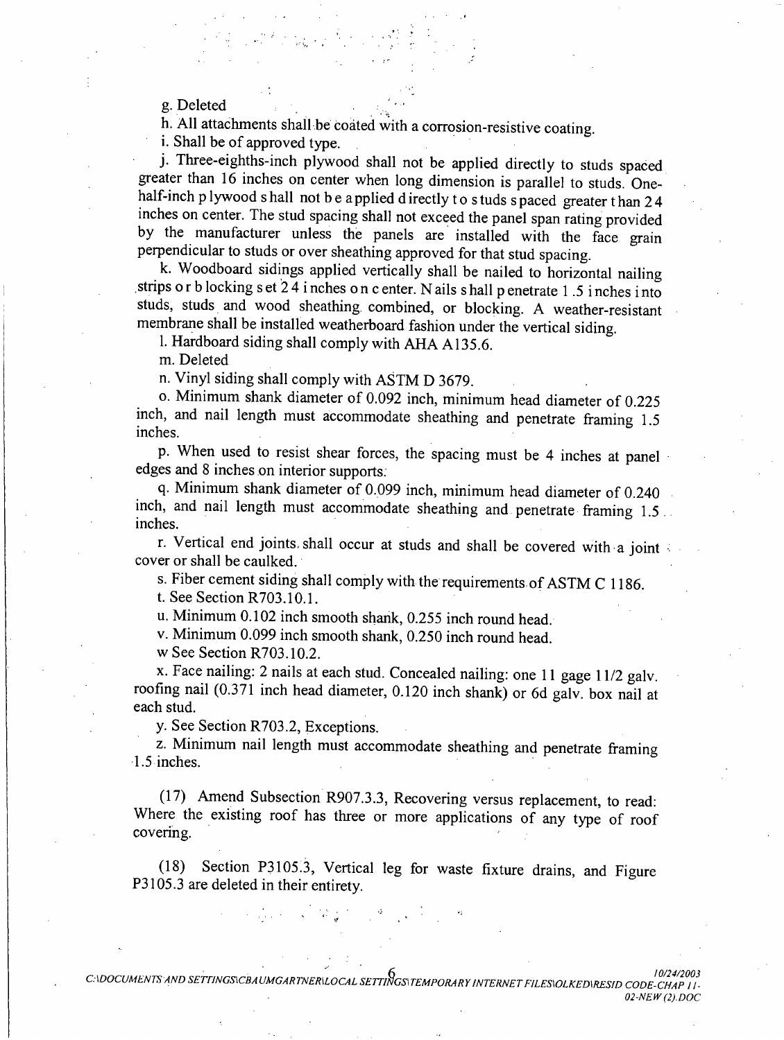g. Deleted

h. All attachments shall be coated with a corrosion-resistive coating.

i. Shall be of approved type.

j. Three-eighths-inch plywood shall not be applied directly to studs spaced greater than 16 inches on center when long dimension is parallel to studs. One-half-inch plywood shall not be applied directly to studs spaced greater than 24 inches on center. The stud spacing shall not exceed the panel span rating provided by the manufacturer unless the panels are installed with the face grain perpendicular to studs or over sheathing approved for that stud spacing.

k. Woodboard sidings applied vertically shall be nailed to horizontal nailing strips or blocking set 24 inches on center. Nails shall penetrate 1.5 inches into studs, studs and wood sheathing combined, or blocking. A weather-resistant membrane shall be installed weatherboard fashion under the vertical siding.

l. Hardboard siding shall comply with AHA A135.6.

m. Deleted

n. Vinyl siding shall comply with ASTM D 3679.

o. Minimum shank diameter of 0.092 inch, minimum head diameter of 0.225 inch, and nail length must accommodate sheathing and penetrate framing 1.5 inches.

p. When used to resist shear forces, the spacing must be 4 inches at panel edges and 8 inches on interior supports.

q. Minimum shank diameter of 0.099 inch, minimum head diameter of 0.240 inch, and nail length must accommodate sheathing and penetrate framing 1.5 inches.

r. Vertical end joints shall occur at studs and shall be covered with a joint cover or shall be caulked.

s. Fiber cement siding shall comply with the requirements of ASTM C 1186.

t. See Section R703.10.1.

u. Minimum 0.102 inch smooth shank, 0.255 inch round head.

v. Minimum 0.099 inch smooth shank, 0.250 inch round head.

w See Section R703.10.2.

x. Face nailing: 2 nails at each stud. Concealed nailing: one 11 gage 11/2 galv. roofing nail (0.371 inch head diameter, 0.120 inch shank) or 6d galv. box nail at each stud.

y. See Section R703.2, Exceptions.

z. Minimum nail length must accommodate sheathing and penetrate framing 1.5 inches.

(17) Amend Subsection R907.3.3, Recovering versus replacement, to read: Where the existing roof has three or more applications of any type of roof covering.

(18) Section P3105.3, Vertical leg for waste fixture drains, and Figure P3105.3 are deleted in their entirety.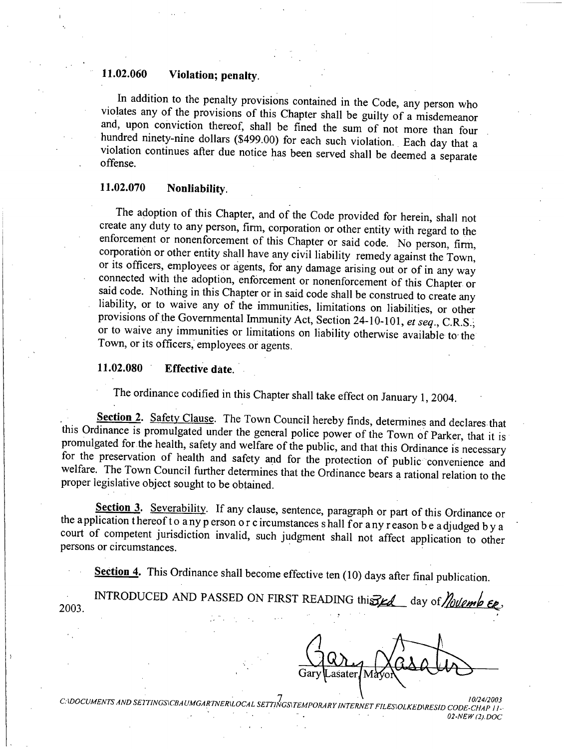### 11.02.060 Violation; penalty.

In addition to the penalty provisions contained in the Code, any person who violates any of the provisions of this Chapter shall be guilty of a misdemeanor and, upon conviction thereof, shall be fined the sum of not more than four hundred ninety-nine dollars ($499.00) for each such violation. Each day that a violation continues after due notice has been served shall be deemed a separate offense.

### 11.02.070 Nonliability.

The adoption of this Chapter, and of the Code provided for herein, shall not create any duty to any person, firm, corporation or other entity with regard to the enforcement or nonenforcement of this Chapter or said code. No person, firm, corporation or other entity shall have any civil liability remedy against the Town, or its officers, employees or agents, for any damage arising out or of in any way connected with the adoption, enforcement or nonenforcement of this Chapter or said code. Nothing in this Chapter or in said code shall be construed to create any liability, or to waive any of the immunities, limitations on liabilities, or other provisions of the Governmental Immunity Act, Section 24-10-101, *et seq.*, C.R.S., or to waive any immunities or limitations on liability otherwise available to the Town, or its officers, employees or agents.

### 11.02.080 Effective date.

The ordinance codified in this Chapter shall take effect on January 1, 2004.

**Section 2.** Safety Clause. The Town Council hereby finds, determines and declares that this Ordinance is promulgated under the general police power of the Town of Parker, that it is promulgated for the health, safety and welfare of the public, and that this Ordinance is necessary for the preservation of health and safety and for the protection of public convenience and welfare. The Town Council further determines that the Ordinance bears a rational relation to the proper legislative object sought to be obtained.

**Section 3.** Severability. If any clause, sentence, paragraph or part of this Ordinance or the application thereof to any person or circumstances shall for any reason be adjudged by a court of competent jurisdiction invalid, such judgment shall not affect application to other persons or circumstances.

**Section 4.** This Ordinance shall become effective ten (10) days after final publication.

INTRODUCED AND PASSED ON FIRST READING this 3rd day of November, 2003.

Gary Lasater, Mayor

C:\DOCUMENTS AND SETTINGS\CBAUMGARTNER\LOCAL SETTINGS\TEMPORARY INTERNET FILES\OLKED\RESID CODE-CHAP 11-02-NEW (2).DOC 10/24/2003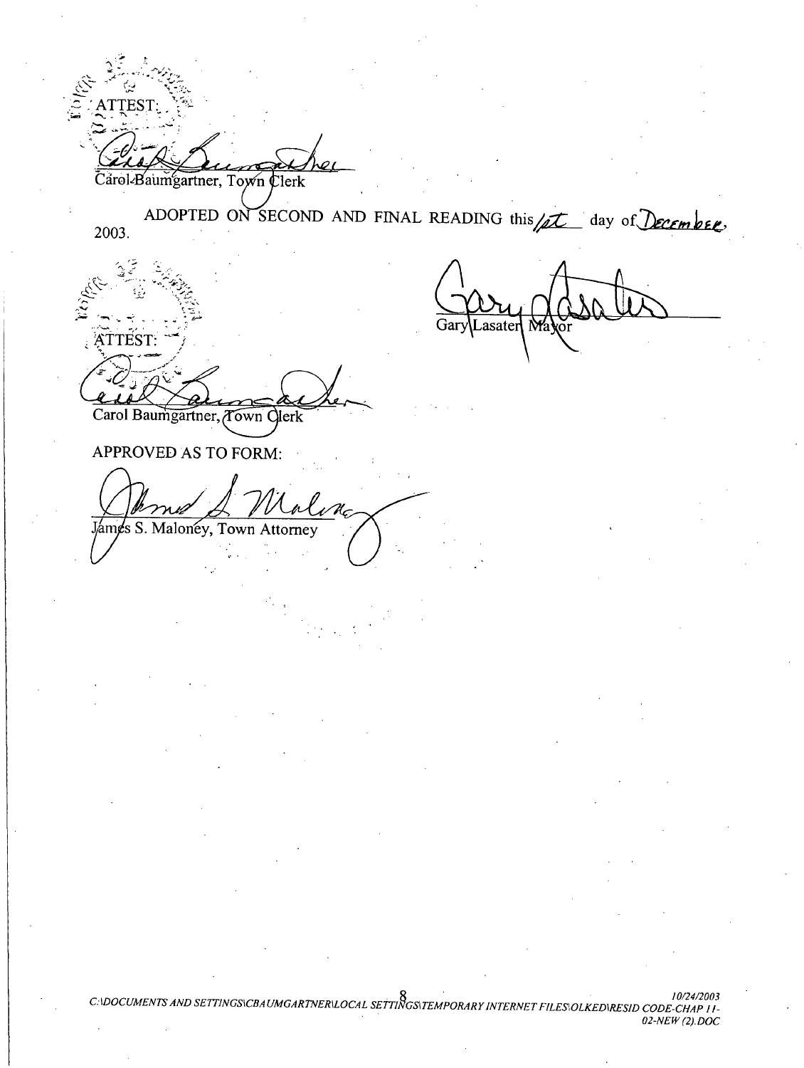ATTEST:

Carol Baumgartner, Town Clerk

ADOPTED ON SECOND AND FINAL READING this 1st day of December, 2003.

Gary Lasater, Mayor

ATTEST:

Carol Baumgartner, Town Clerk

APPROVED AS TO FORM:

James S. Maloney, Town Attorney

C:\DOCUMENTS AND SETTINGS\CBAUMGARTNER\LOCAL SETTINGS\TEMPORARY INTERNET FILES\OLKED\RESID CODE-CHAP 11-02-NEW (2).DOC 10/24/2003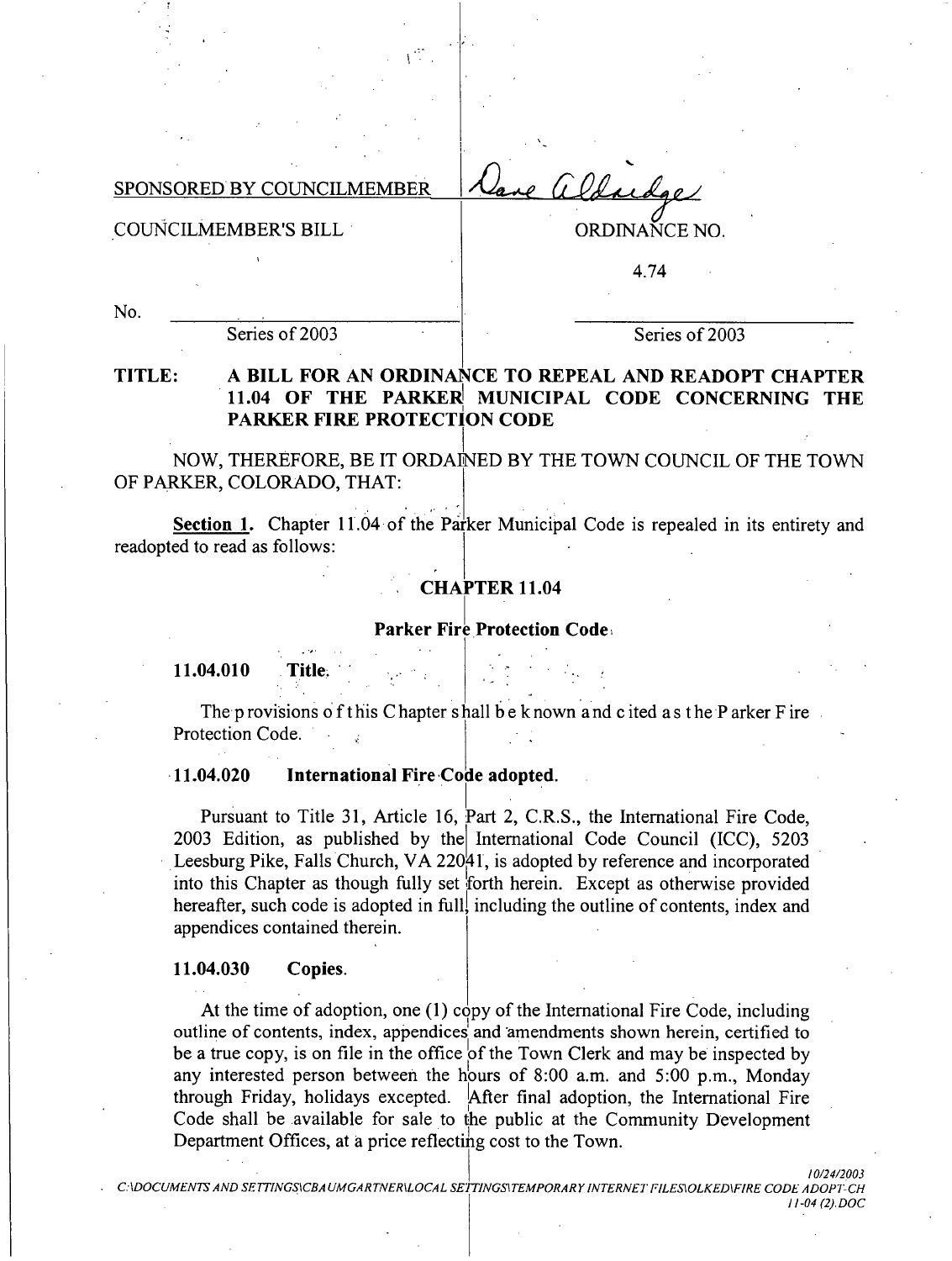SPONSORED BY COUNCILMEMBER Dave Aldridge

COUNCILMEMBER'S BILL

No. ______________________
Series of 2003

ORDINANCE NO.

4.74

______________________
Series of 2003

**TITLE: A BILL FOR AN ORDINANCE TO REPEAL AND READOPT CHAPTER 11.04 OF THE PARKER MUNICIPAL CODE CONCERNING THE PARKER FIRE PROTECTION CODE**

NOW, THEREFORE, BE IT ORDAINED BY THE TOWN COUNCIL OF THE TOWN OF PARKER, COLORADO, THAT:

**Section 1.** Chapter 11.04 of the Parker Municipal Code is repealed in its entirety and readopted to read as follows:

## CHAPTER 11.04

### Parker Fire Protection Code

**11.04.010 Title.**

The provisions of this Chapter shall be known and cited as the Parker Fire Protection Code.

**11.04.020 International Fire Code adopted.**

Pursuant to Title 31, Article 16, Part 2, C.R.S., the International Fire Code, 2003 Edition, as published by the International Code Council (ICC), 5203 Leesburg Pike, Falls Church, VA 22041, is adopted by reference and incorporated into this Chapter as though fully set forth herein. Except as otherwise provided hereafter, such code is adopted in full, including the outline of contents, index and appendices contained therein.

**11.04.030 Copies.**

At the time of adoption, one (1) copy of the International Fire Code, including outline of contents, index, appendices and amendments shown herein, certified to be a true copy, is on file in the office of the Town Clerk and may be inspected by any interested person between the hours of 8:00 a.m. and 5:00 p.m., Monday through Friday, holidays excepted. After final adoption, the International Fire Code shall be available for sale to the public at the Community Development Department Offices, at a price reflecting cost to the Town.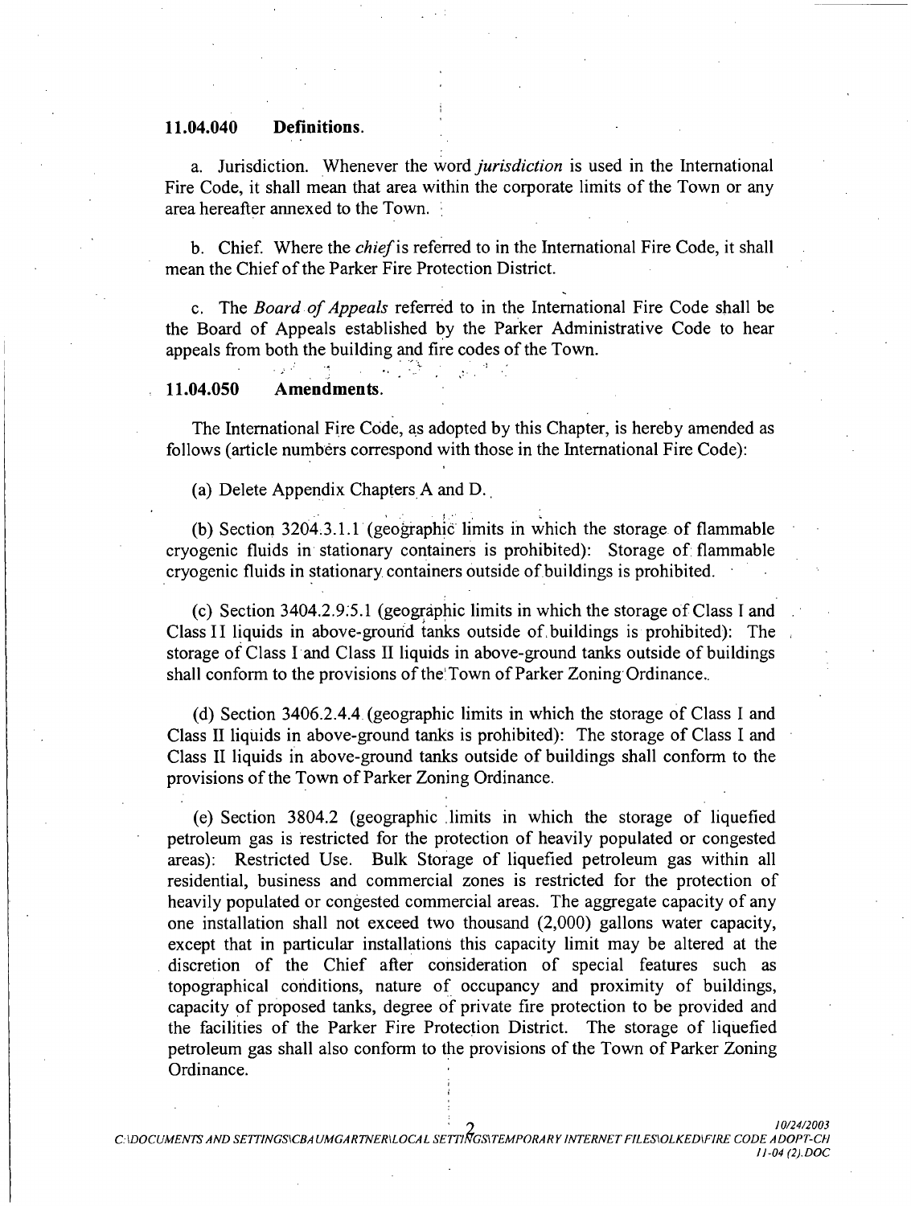**11.04.040 Definitions.**

a. Jurisdiction. Whenever the word *jurisdiction* is used in the International Fire Code, it shall mean that area within the corporate limits of the Town or any area hereafter annexed to the Town.

b. Chief. Where the *chief* is referred to in the International Fire Code, it shall mean the Chief of the Parker Fire Protection District.

c. The *Board of Appeals* referred to in the International Fire Code shall be the Board of Appeals established by the Parker Administrative Code to hear appeals from both the building and fire codes of the Town.

**11.04.050 Amendments.**

The International Fire Code, as adopted by this Chapter, is hereby amended as follows (article numbers correspond with those in the International Fire Code):

(a) Delete Appendix Chapters A and D.

(b) Section 3204.3.1.1 (geographic limits in which the storage of flammable cryogenic fluids in stationary containers is prohibited): Storage of flammable cryogenic fluids in stationary containers outside of buildings is prohibited.

(c) Section 3404.2.9.5.1 (geographic limits in which the storage of Class I and Class II liquids in above-ground tanks outside of buildings is prohibited): The storage of Class I and Class II liquids in above-ground tanks outside of buildings shall conform to the provisions of the Town of Parker Zoning Ordinance.

(d) Section 3406.2.4.4 (geographic limits in which the storage of Class I and Class II liquids in above-ground tanks is prohibited): The storage of Class I and Class II liquids in above-ground tanks outside of buildings shall conform to the provisions of the Town of Parker Zoning Ordinance.

(e) Section 3804.2 (geographic limits in which the storage of liquefied petroleum gas is restricted for the protection of heavily populated or congested areas): Restricted Use. Bulk Storage of liquefied petroleum gas within all residential, business and commercial zones is restricted for the protection of heavily populated or congested commercial areas. The aggregate capacity of any one installation shall not exceed two thousand (2,000) gallons water capacity, except that in particular installations this capacity limit may be altered at the discretion of the Chief after consideration of special features such as topographical conditions, nature of occupancy and proximity of buildings, capacity of proposed tanks, degree of private fire protection to be provided and the facilities of the Parker Fire Protection District. The storage of liquefied petroleum gas shall also conform to the provisions of the Town of Parker Zoning Ordinance.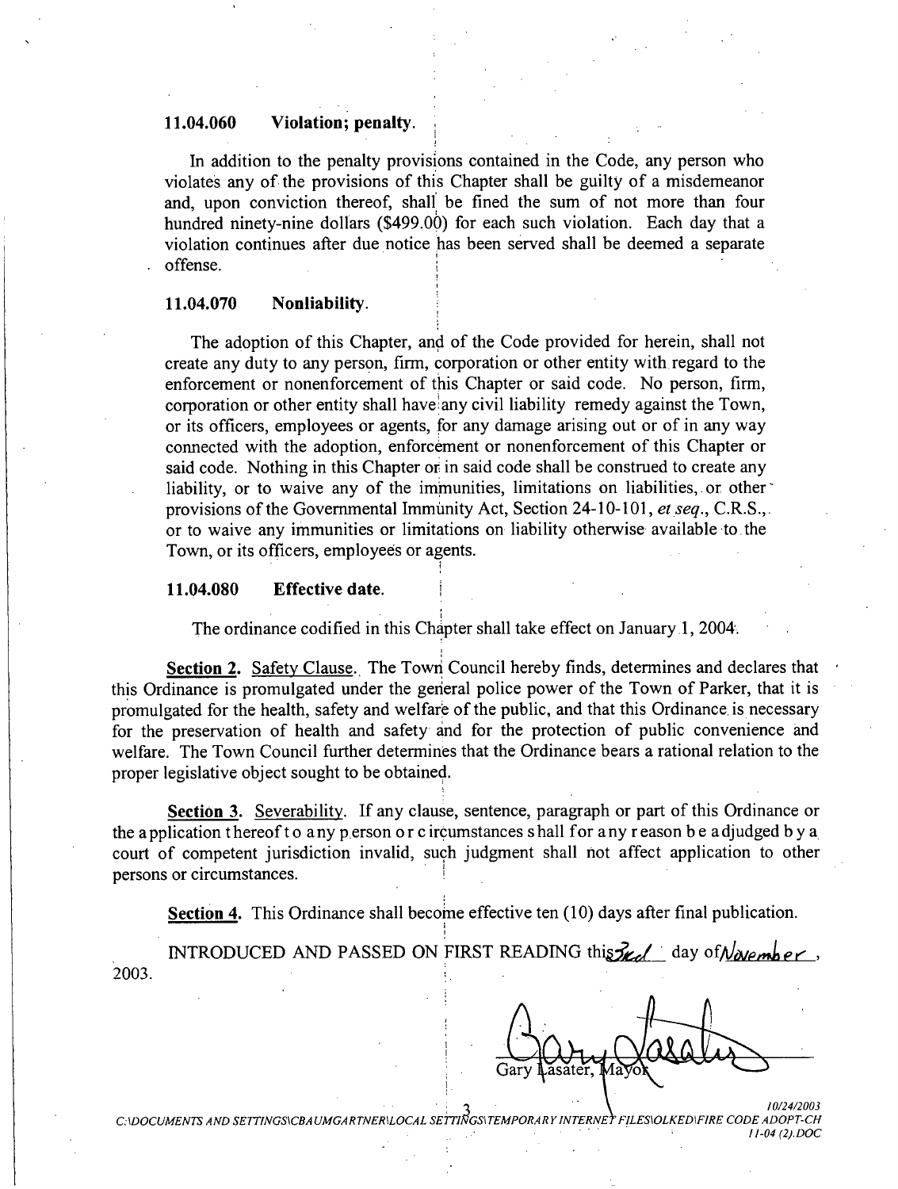### 11.04.060 Violation; penalty.

In addition to the penalty provisions contained in the Code, any person who violates any of the provisions of this Chapter shall be guilty of a misdemeanor and, upon conviction thereof, shall be fined the sum of not more than four hundred ninety-nine dollars ($499.00) for each such violation. Each day that a violation continues after due notice has been served shall be deemed a separate offense.

### 11.04.070 Nonliability.

The adoption of this Chapter, and of the Code provided for herein, shall not create any duty to any person, firm, corporation or other entity with regard to the enforcement or nonenforcement of this Chapter or said code. No person, firm, corporation or other entity shall have any civil liability remedy against the Town, or its officers, employees or agents, for any damage arising out or of in any way connected with the adoption, enforcement or nonenforcement of this Chapter or said code. Nothing in this Chapter or in said code shall be construed to create any liability, or to waive any of the immunities, limitations on liabilities, or other provisions of the Governmental Immunity Act, Section 24-10-101, *et seq.*, C.R.S., or to waive any immunities or limitations on liability otherwise available to the Town, or its officers, employees or agents.

### 11.04.080 Effective date.

The ordinance codified in this Chapter shall take effect on January 1, 2004.

**Section 2.** Safety Clause. The Town Council hereby finds, determines and declares that this Ordinance is promulgated under the general police power of the Town of Parker, that it is promulgated for the health, safety and welfare of the public, and that this Ordinance is necessary for the preservation of health and safety and for the protection of public convenience and welfare. The Town Council further determines that the Ordinance bears a rational relation to the proper legislative object sought to be obtained.

**Section 3.** Severability. If any clause, sentence, paragraph or part of this Ordinance or the application thereof to any person or circumstances shall for any reason be adjudged by a court of competent jurisdiction invalid, such judgment shall not affect application to other persons or circumstances.

**Section 4.** This Ordinance shall become effective ten (10) days after final publication.

INTRODUCED AND PASSED ON FIRST READING this 3rd day of November, 2003.

Gary Lasater, Mayor

10/24/2003
C:\DOCUMENTS AND SETTINGS\CBAUMGARTNER\LOCAL SETTINGS\TEMPORARY INTERNET FILES\OLKED\FIRE CODE ADOPT-CH 11-04 (2).DOC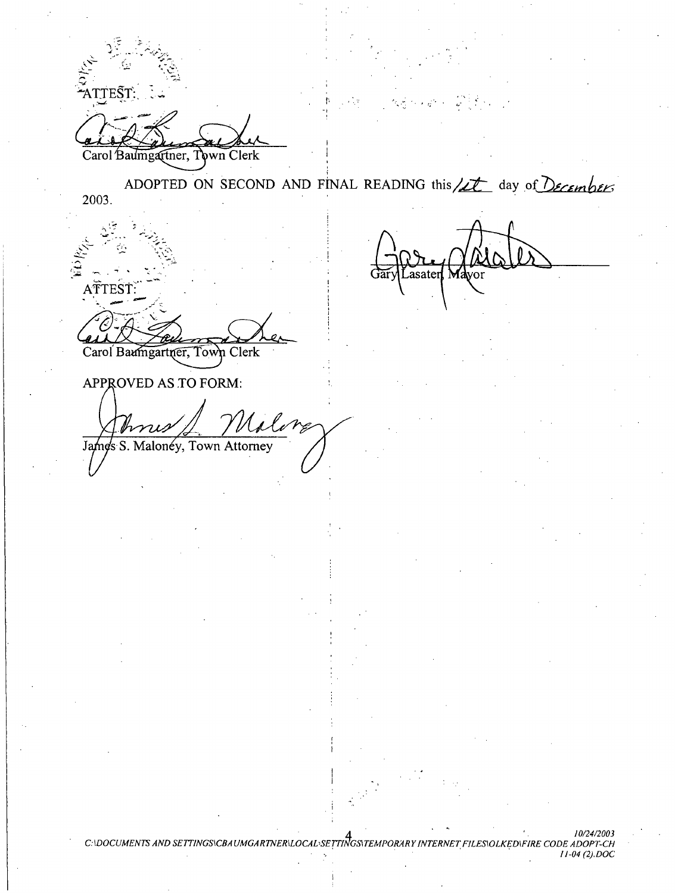ATTEST:

Carol Baumgartner, Town Clerk

ADOPTED ON SECOND AND FINAL READING this *1st* day of *December* 2003.

Gary Lasater, Mayor

ATTEST:

Carol Baumgartner, Town Clerk

APPROVED AS TO FORM:

James S. Maloney, Town Attorney

*10/24/2003*
*C:\DOCUMENTS AND SETTINGS\CBAUMGARTNER\LOCAL SETTINGS\TEMPORARY INTERNET FILES\OLKED\FIRE CODE ADOPT-CH 11-04 (2).DOC*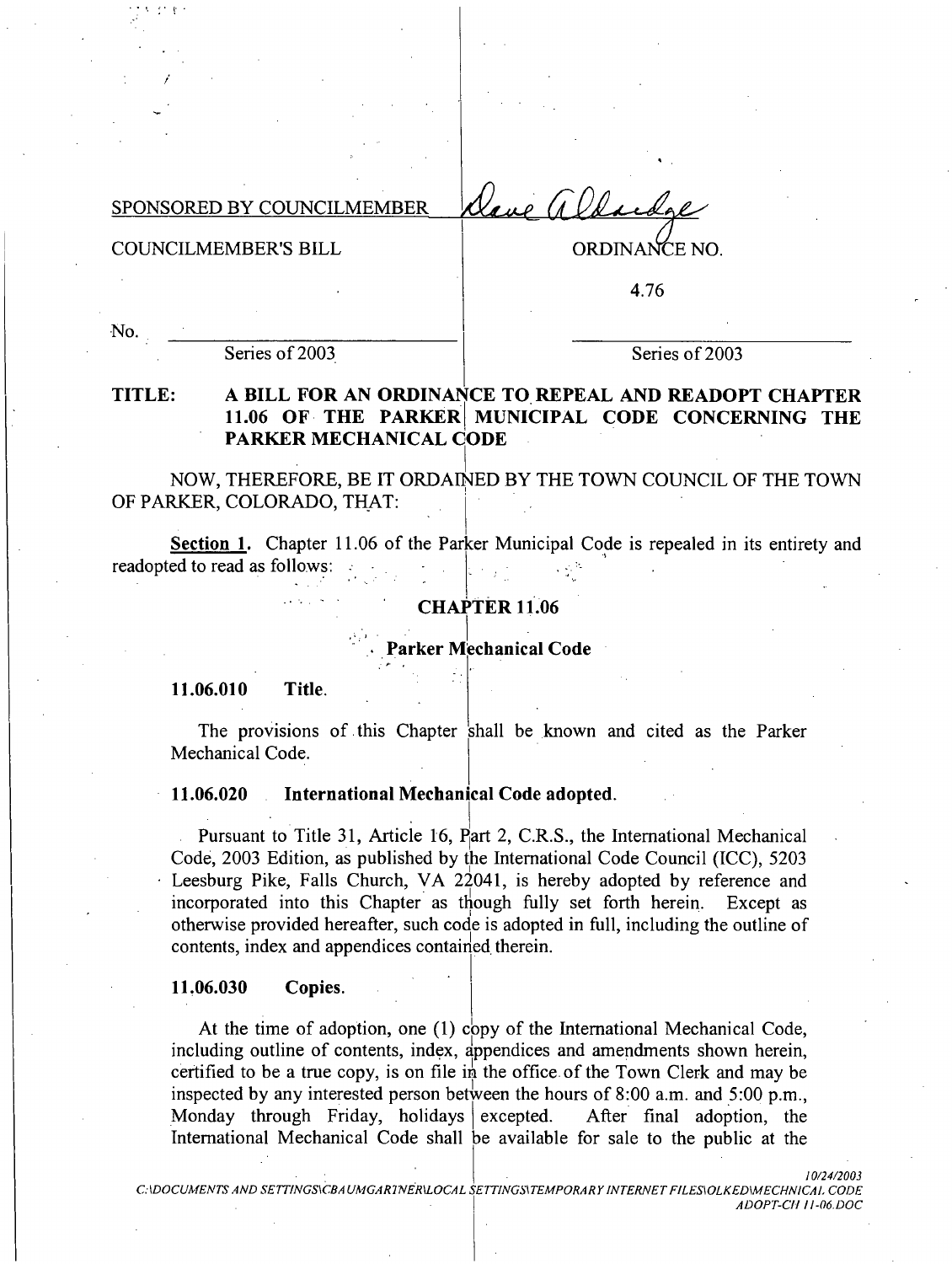SPONSORED BY COUNCILMEMBER Dave Aldridge

COUNCILMEMBER'S BILL

ORDINANCE NO. 4.76

No. ______________________ Series of 2003

______________________ Series of 2003

**TITLE: A BILL FOR AN ORDINANCE TO REPEAL AND READOPT CHAPTER 11.06 OF THE PARKER MUNICIPAL CODE CONCERNING THE PARKER MECHANICAL CODE**

NOW, THEREFORE, BE IT ORDAINED BY THE TOWN COUNCIL OF THE TOWN OF PARKER, COLORADO, THAT:

**Section 1.** Chapter 11.06 of the Parker Municipal Code is repealed in its entirety and readopted to read as follows:

## CHAPTER 11.06

### Parker Mechanical Code

**11.06.010 Title.**

The provisions of this Chapter shall be known and cited as the Parker Mechanical Code.

**11.06.020 International Mechanical Code adopted.**

Pursuant to Title 31, Article 16, Part 2, C.R.S., the International Mechanical Code, 2003 Edition, as published by the International Code Council (ICC), 5203 Leesburg Pike, Falls Church, VA 22041, is hereby adopted by reference and incorporated into this Chapter as though fully set forth herein. Except as otherwise provided hereafter, such code is adopted in full, including the outline of contents, index and appendices contained therein.

**11.06.030 Copies.**

At the time of adoption, one (1) copy of the International Mechanical Code, including outline of contents, index, appendices and amendments shown herein, certified to be a true copy, is on file in the office of the Town Clerk and may be inspected by any interested person between the hours of 8:00 a.m. and 5:00 p.m., Monday through Friday, holidays excepted. After final adoption, the International Mechanical Code shall be available for sale to the public at the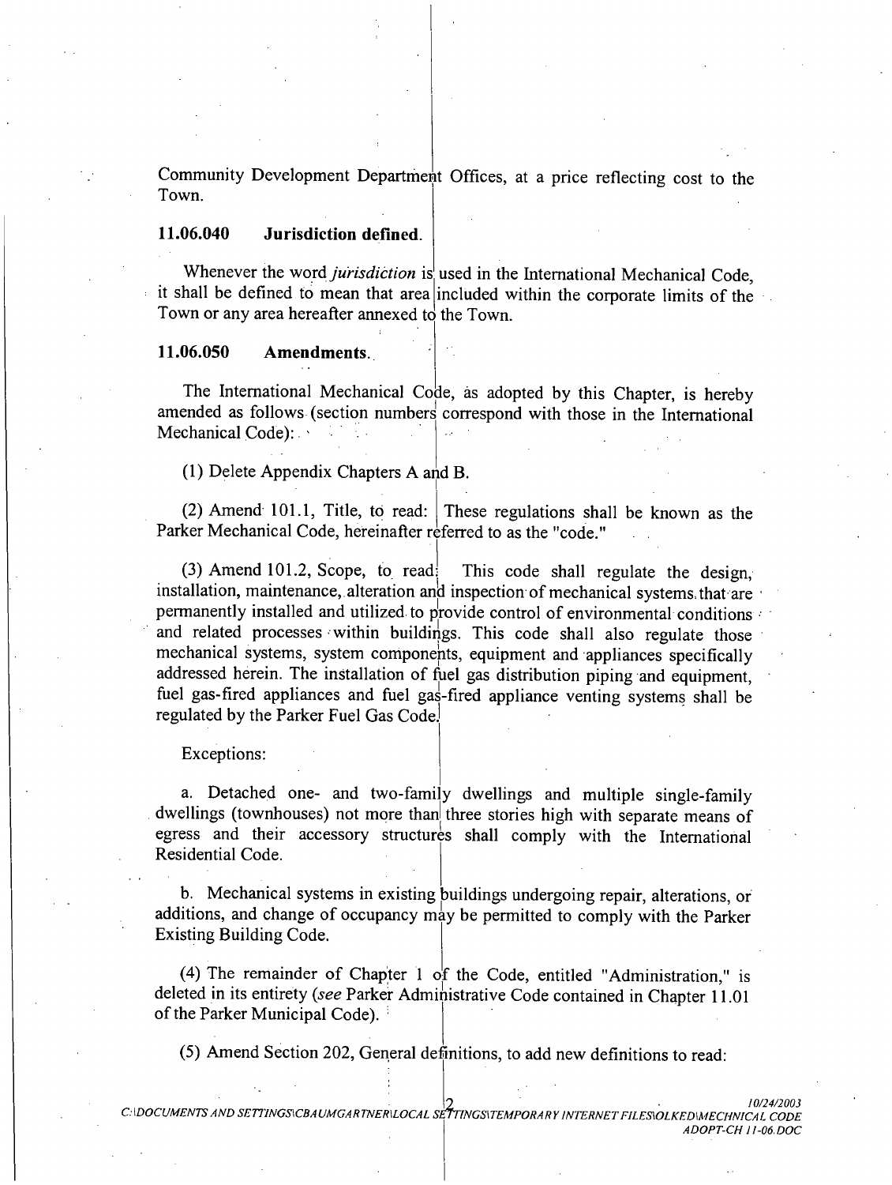Community Development Department Offices, at a price reflecting cost to the Town.

**11.06.040 Jurisdiction defined.**

Whenever the word *jurisdiction* is used in the International Mechanical Code, it shall be defined to mean that area included within the corporate limits of the Town or any area hereafter annexed to the Town.

**11.06.050 Amendments.**

The International Mechanical Code, as adopted by this Chapter, is hereby amended as follows (section numbers correspond with those in the International Mechanical Code):

(1) Delete Appendix Chapters A and B.

(2) Amend 101.1, Title, to read: These regulations shall be known as the Parker Mechanical Code, hereinafter referred to as the "code."

(3) Amend 101.2, Scope, to read: This code shall regulate the design, installation, maintenance, alteration and inspection of mechanical systems that are permanently installed and utilized to provide control of environmental conditions and related processes within buildings. This code shall also regulate those mechanical systems, system components, equipment and appliances specifically addressed herein. The installation of fuel gas distribution piping and equipment, fuel gas-fired appliances and fuel gas-fired appliance venting systems shall be regulated by the Parker Fuel Gas Code.

Exceptions:

a. Detached one- and two-family dwellings and multiple single-family dwellings (townhouses) not more than three stories high with separate means of egress and their accessory structures shall comply with the International Residential Code.

b. Mechanical systems in existing buildings undergoing repair, alterations, or additions, and change of occupancy may be permitted to comply with the Parker Existing Building Code.

(4) The remainder of Chapter 1 of the Code, entitled "Administration," is deleted in its entirety (*see* Parker Administrative Code contained in Chapter 11.01 of the Parker Municipal Code).

(5) Amend Section 202, General definitions, to add new definitions to read: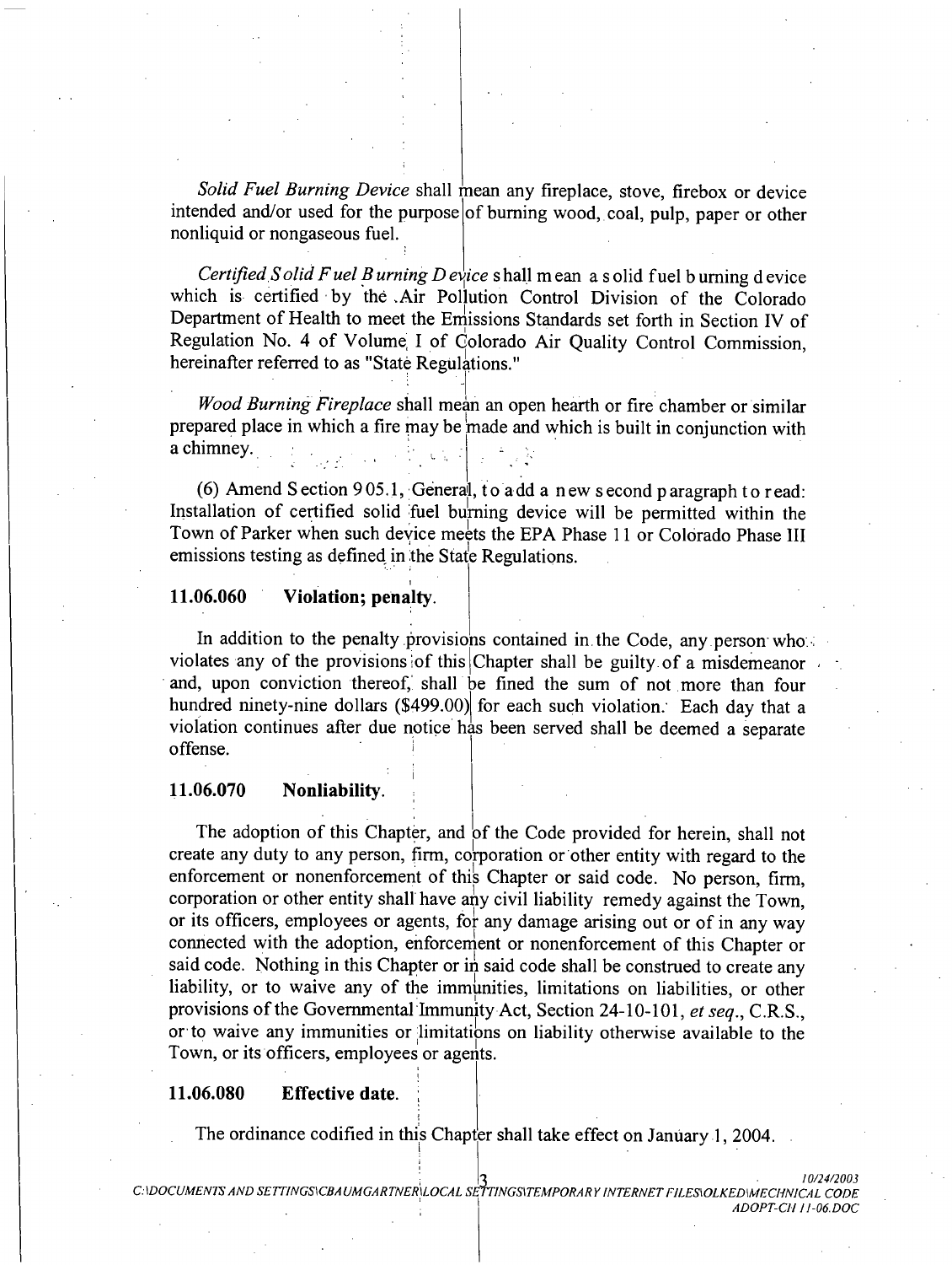*Solid Fuel Burning Device* shall mean any fireplace, stove, firebox or device intended and/or used for the purpose of burning wood, coal, pulp, paper or other nonliquid or nongaseous fuel.

*Certified Solid Fuel Burning Device* shall mean a solid fuel burning device which is certified by the Air Pollution Control Division of the Colorado Department of Health to meet the Emissions Standards set forth in Section IV of Regulation No. 4 of Volume I of Colorado Air Quality Control Commission, hereinafter referred to as "State Regulations."

*Wood Burning Fireplace* shall mean an open hearth or fire chamber or similar prepared place in which a fire may be made and which is built in conjunction with a chimney.

(6) Amend Section 905.1, General, to add a new second paragraph to read: Installation of certified solid fuel burning device will be permitted within the Town of Parker when such device meets the EPA Phase 11 or Colorado Phase III emissions testing as defined in the State Regulations.

**11.06.060 Violation; penalty.**

In addition to the penalty provisions contained in the Code, any person who violates any of the provisions of this Chapter shall be guilty of a misdemeanor and, upon conviction thereof, shall be fined the sum of not more than four hundred ninety-nine dollars ($499.00) for each such violation. Each day that a violation continues after due notice has been served shall be deemed a separate offense.

**11.06.070 Nonliability.**

The adoption of this Chapter, and of the Code provided for herein, shall not create any duty to any person, firm, corporation or other entity with regard to the enforcement or nonenforcement of this Chapter or said code. No person, firm, corporation or other entity shall have any civil liability remedy against the Town, or its officers, employees or agents, for any damage arising out or of in any way connected with the adoption, enforcement or nonenforcement of this Chapter or said code. Nothing in this Chapter or in said code shall be construed to create any liability, or to waive any of the immunities, limitations on liabilities, or other provisions of the Governmental Immunity Act, Section 24-10-101, *et seq.*, C.R.S., or to waive any immunities or limitations on liability otherwise available to the Town, or its officers, employees or agents.

**11.06.080 Effective date.**

The ordinance codified in this Chapter shall take effect on January 1, 2004.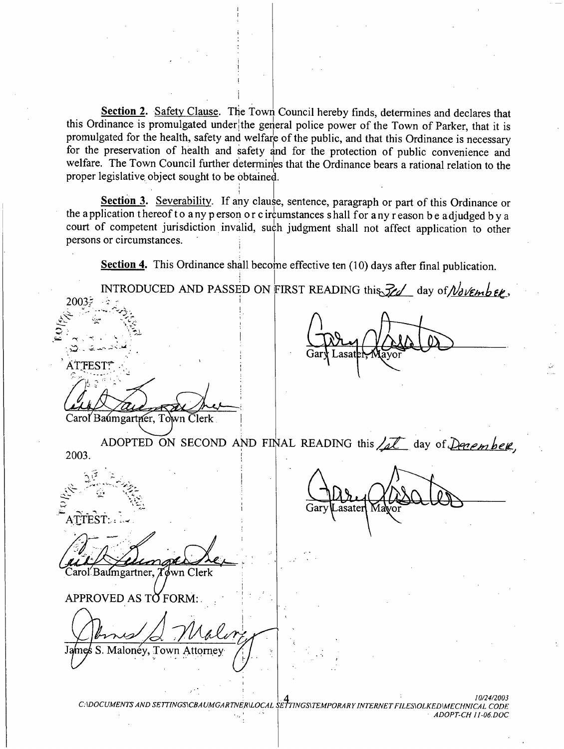**Section 2**. Safety Clause. The Town Council hereby finds, determines and declares that this Ordinance is promulgated under the general police power of the Town of Parker, that it is promulgated for the health, safety and welfare of the public, and that this Ordinance is necessary for the preservation of health and safety and for the protection of public convenience and welfare. The Town Council further determines that the Ordinance bears a rational relation to the proper legislative object sought to be obtained.

**Section 3**. Severability. If any clause, sentence, paragraph or part of this Ordinance or the application thereof to any person or circumstances shall for any reason be adjudged by a court of competent jurisdiction invalid, such judgment shall not affect application to other persons or circumstances.

**Section 4**. This Ordinance shall become effective ten (10) days after final publication.

INTRODUCED AND PASSED ON FIRST READING this *3rd* day of *November*, 2003.

Gary Lasater, Mayor

ATTEST:

Carol Baumgartner, Town Clerk

ADOPTED ON SECOND AND FINAL READING this *1st* day of *December*, 2003.

Gary Lasater, Mayor

ATTEST:

Carol Baumgartner, Town Clerk

APPROVED AS TO FORM:

James S. Maloney, Town Attorney

10/24/2003
C:\DOCUMENTS AND SETTINGS\CBAUMGARTNER\LOCAL SETTINGS\TEMPORARY INTERNET FILES\OLKED\MECHNICAL CODE ADOPT-CH 11-06.DOC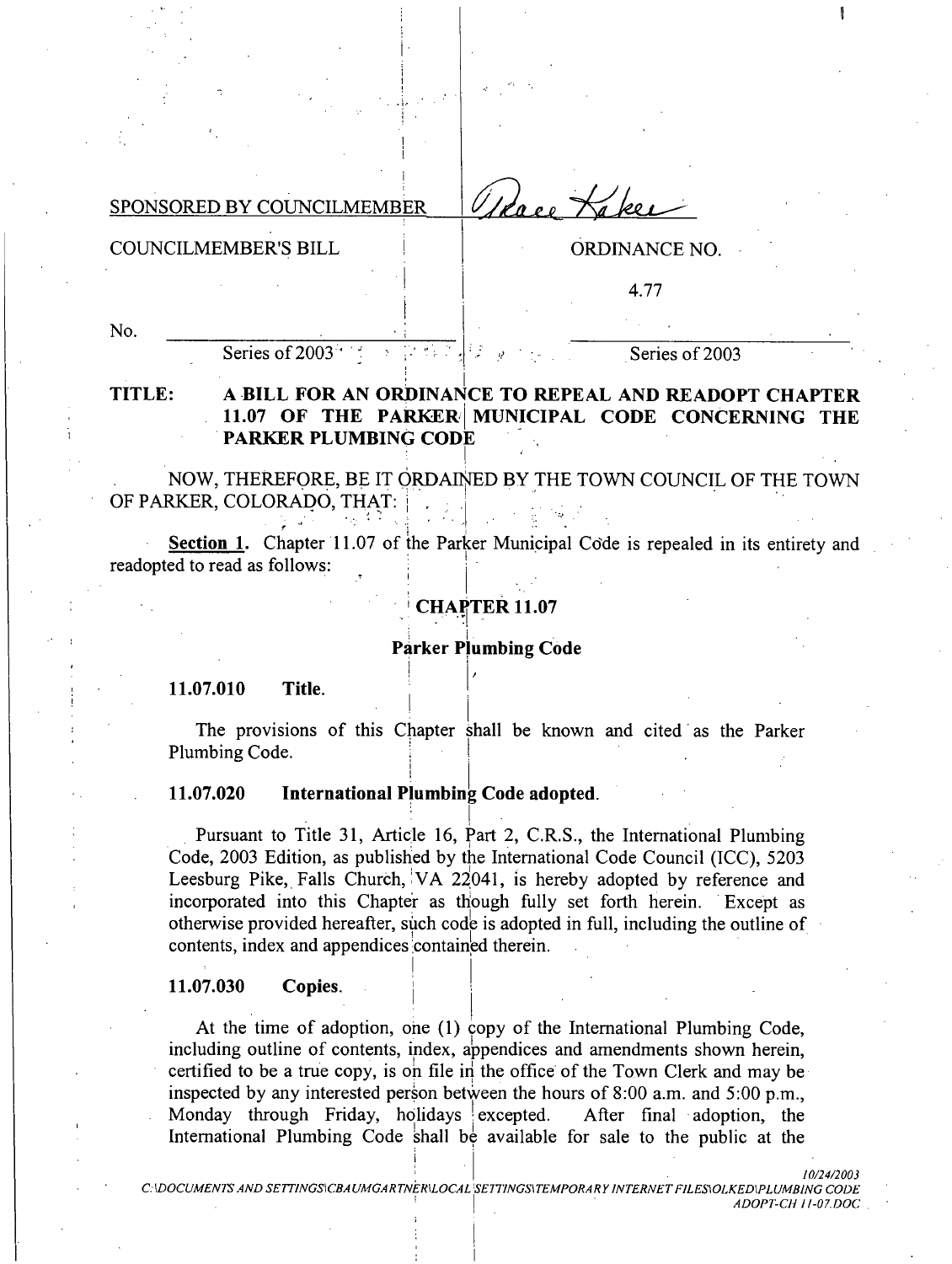SPONSORED BY COUNCILMEMBER Grace Baker

COUNCILMEMBER'S BILL | ORDINANCE NO.

4.77

No. ____________ Series of 2003 | ____________ Series of 2003

**TITLE: A BILL FOR AN ORDINANCE TO REPEAL AND READOPT CHAPTER 11.07 OF THE PARKER MUNICIPAL CODE CONCERNING THE PARKER PLUMBING CODE**

NOW, THEREFORE, BE IT ORDAINED BY THE TOWN COUNCIL OF THE TOWN OF PARKER, COLORADO, THAT:

**Section 1.** Chapter 11.07 of the Parker Municipal Code is repealed in its entirety and readopted to read as follows:

## CHAPTER 11.07

### Parker Plumbing Code

**11.07.010 Title.**

The provisions of this Chapter shall be known and cited as the Parker Plumbing Code.

**11.07.020 International Plumbing Code adopted.**

Pursuant to Title 31, Article 16, Part 2, C.R.S., the International Plumbing Code, 2003 Edition, as published by the International Code Council (ICC), 5203 Leesburg Pike, Falls Church, VA 22041, is hereby adopted by reference and incorporated into this Chapter as though fully set forth herein. Except as otherwise provided hereafter, such code is adopted in full, including the outline of contents, index and appendices contained therein.

**11.07.030 Copies.**

At the time of adoption, one (1) copy of the International Plumbing Code, including outline of contents, index, appendices and amendments shown herein, certified to be a true copy, is on file in the office of the Town Clerk and may be inspected by any interested person between the hours of 8:00 a.m. and 5:00 p.m., Monday through Friday, holidays excepted. After final adoption, the International Plumbing Code shall be available for sale to the public at the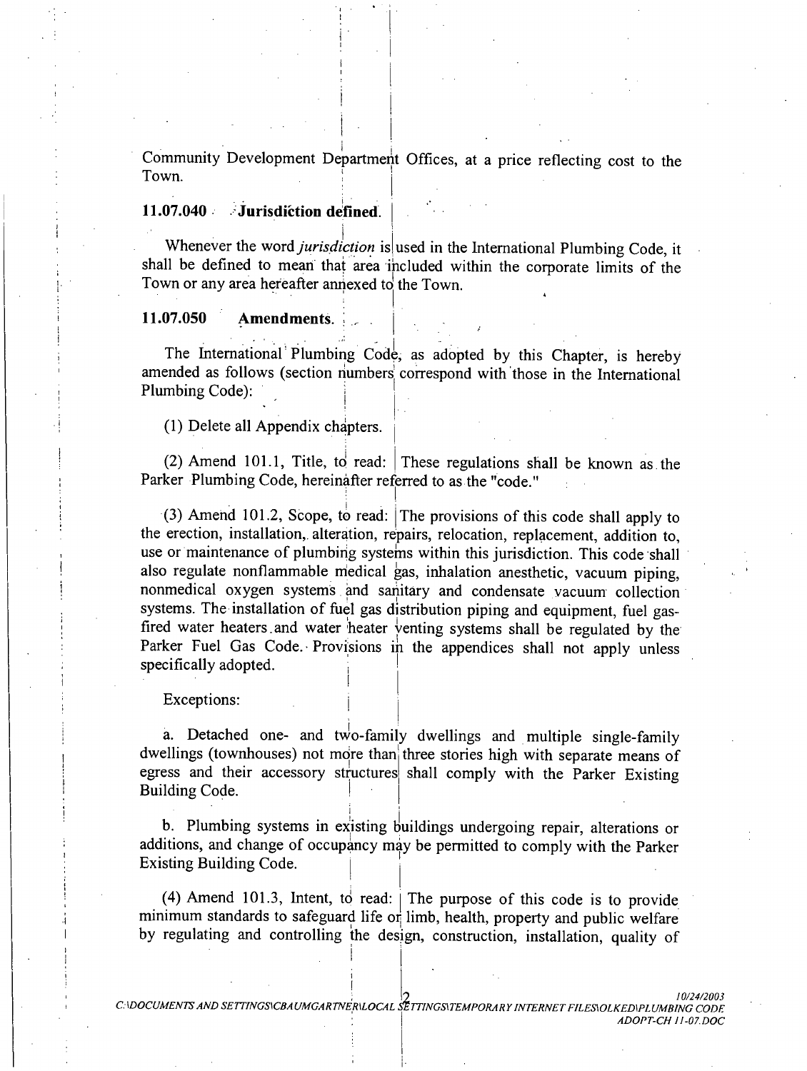Community Development Department Offices, at a price reflecting cost to the Town.

**11.07.040 Jurisdiction defined.**

Whenever the word *jurisdiction* is used in the International Plumbing Code, it shall be defined to mean that area included within the corporate limits of the Town or any area hereafter annexed to the Town.

**11.07.050 Amendments.**

The International Plumbing Code, as adopted by this Chapter, is hereby amended as follows (section numbers correspond with those in the International Plumbing Code):

(1) Delete all Appendix chapters.

(2) Amend 101.1, Title, to read: These regulations shall be known as the Parker Plumbing Code, hereinafter referred to as the "code."

(3) Amend 101.2, Scope, to read: The provisions of this code shall apply to the erection, installation, alteration, repairs, relocation, replacement, addition to, use or maintenance of plumbing systems within this jurisdiction. This code shall also regulate nonflammable medical gas, inhalation anesthetic, vacuum piping, nonmedical oxygen systems and sanitary and condensate vacuum collection systems. The installation of fuel gas distribution piping and equipment, fuel gas-fired water heaters and water heater venting systems shall be regulated by the Parker Fuel Gas Code. Provisions in the appendices shall not apply unless specifically adopted.

Exceptions:

a. Detached one- and two-family dwellings and multiple single-family dwellings (townhouses) not more than three stories high with separate means of egress and their accessory structures shall comply with the Parker Existing Building Code.

b. Plumbing systems in existing buildings undergoing repair, alterations or additions, and change of occupancy may be permitted to comply with the Parker Existing Building Code.

(4) Amend 101.3, Intent, to read: The purpose of this code is to provide minimum standards to safeguard life or limb, health, property and public welfare by regulating and controlling the design, construction, installation, quality of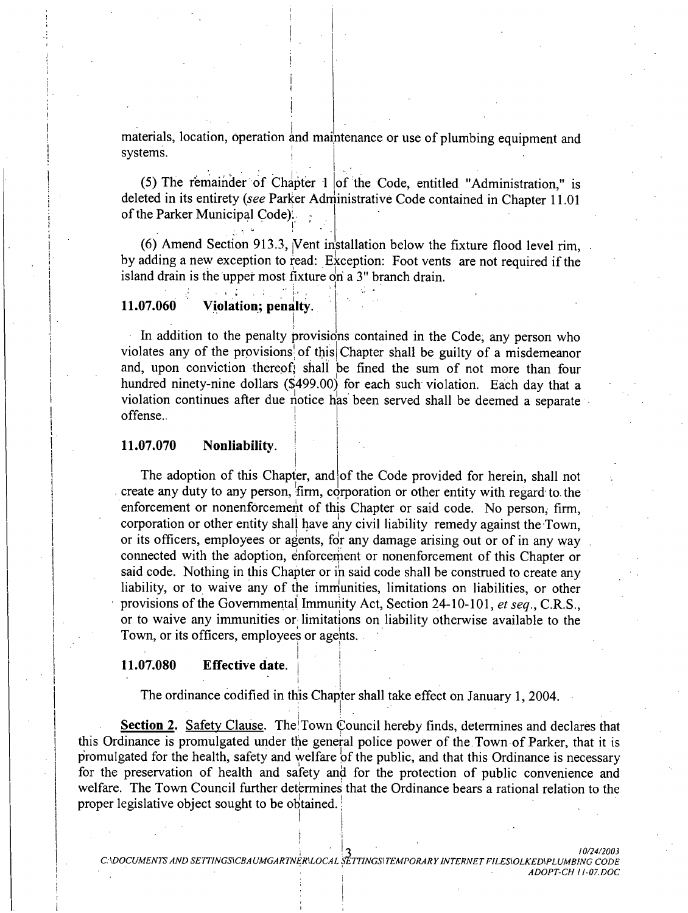materials, location, operation and maintenance or use of plumbing equipment and systems.

(5) The remainder of Chapter 1 of the Code, entitled "Administration," is deleted in its entirety (*see* Parker Administrative Code contained in Chapter 11.01 of the Parker Municipal Code).

(6) Amend Section 913.3, Vent installation below the fixture flood level rim, by adding a new exception to read: Exception: Foot vents are not required if the island drain is the upper most fixture on a 3" branch drain.

### 11.07.060 Violation; penalty.

In addition to the penalty provisions contained in the Code, any person who violates any of the provisions of this Chapter shall be guilty of a misdemeanor and, upon conviction thereof, shall be fined the sum of not more than four hundred ninety-nine dollars ($499.00) for each such violation. Each day that a violation continues after due notice has been served shall be deemed a separate offense.

### 11.07.070 Nonliability.

The adoption of this Chapter, and of the Code provided for herein, shall not create any duty to any person, firm, corporation or other entity with regard to the enforcement or nonenforcement of this Chapter or said code. No person, firm, corporation or other entity shall have any civil liability remedy against the Town, or its officers, employees or agents, for any damage arising out or of in any way connected with the adoption, enforcement or nonenforcement of this Chapter or said code. Nothing in this Chapter or in said code shall be construed to create any liability, or to waive any of the immunities, limitations on liabilities, or other provisions of the Governmental Immunity Act, Section 24-10-101, *et seq.*, C.R.S., or to waive any immunities or limitations on liability otherwise available to the Town, or its officers, employees or agents.

### 11.07.080 Effective date.

The ordinance codified in this Chapter shall take effect on January 1, 2004.

**Section 2.** Safety Clause. The Town Council hereby finds, determines and declares that this Ordinance is promulgated under the general police power of the Town of Parker, that it is promulgated for the health, safety and welfare of the public, and that this Ordinance is necessary for the preservation of health and safety and for the protection of public convenience and welfare. The Town Council further determines that the Ordinance bears a rational relation to the proper legislative object sought to be obtained.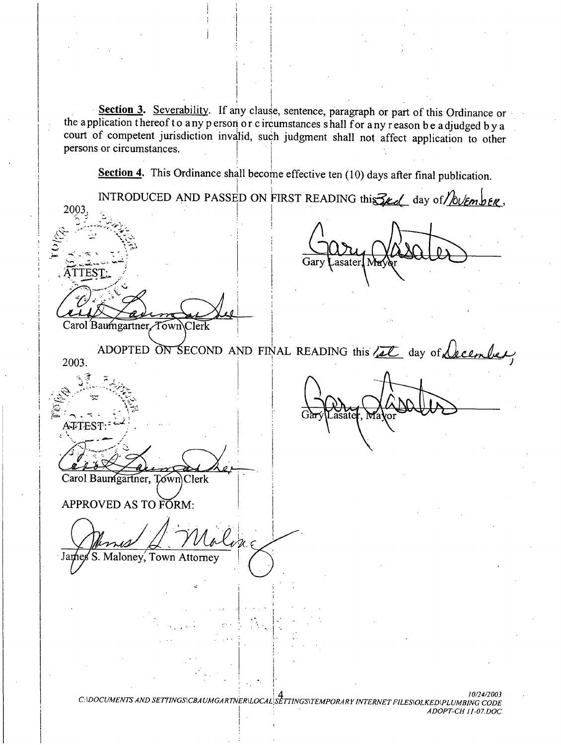**Section 3**. Severability. If any clause, sentence, paragraph or part of this Ordinance or the application thereof to any person or circumstances shall for any reason be adjudged by a court of competent jurisdiction invalid, such judgment shall not affect application to other persons or circumstances.

**Section 4**. This Ordinance shall become effective ten (10) days after final publication.

INTRODUCED AND PASSED ON FIRST READING this 3rd day of November, 2003.

ATTEST:

Carol Baumgartner, Town Clerk

Gary Lasater, Mayor

ADOPTED ON SECOND AND FINAL READING this 1st day of December, 2003.

ATTEST:

Carol Baumgartner, Town Clerk

Gary Lasater, Mayor

APPROVED AS TO FORM:

James S. Maloney, Town Attorney

C:\DOCUMENTS AND SETTINGS\CBAUMGARTNER\LOCAL SETTINGS\TEMPORARY INTERNET FILES\OLKED\PLUMBING CODE ADOPT-CH 11-07.DOC 10/24/2003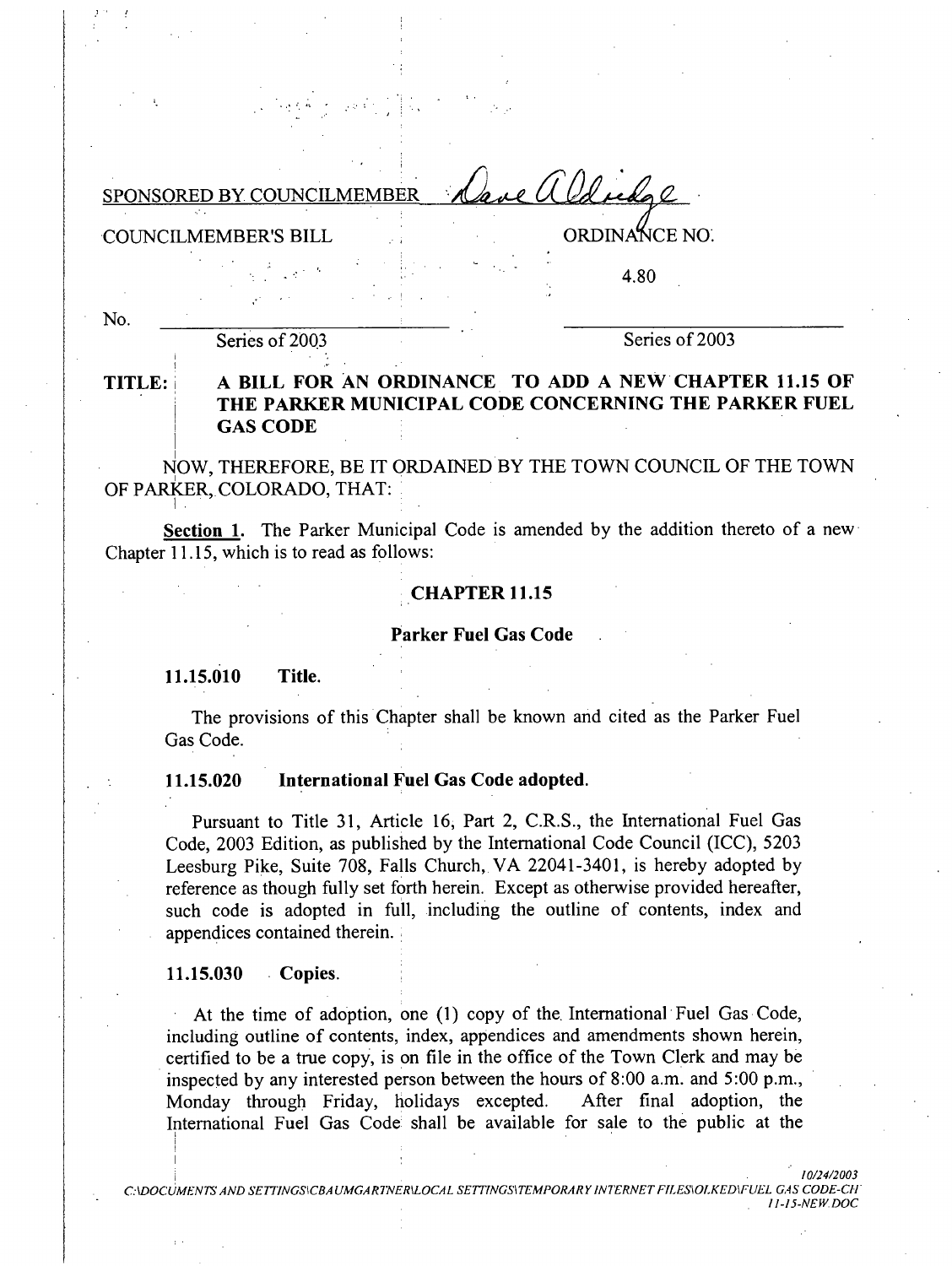SPONSORED BY COUNCILMEMBER Dave Aldridge

COUNCILMEMBER'S BILL ORDINANCE NO.

4.80

No. \_\_\_\_\_\_\_\_\_\_\_\_\_\_\_\_\_\_\_\_ \_\_\_\_\_\_\_\_\_\_\_\_\_\_\_\_\_\_\_\_

Series of 2003 Series of 2003

**TITLE: A BILL FOR AN ORDINANCE TO ADD A NEW CHAPTER 11.15 OF THE PARKER MUNICIPAL CODE CONCERNING THE PARKER FUEL GAS CODE**

NOW, THEREFORE, BE IT ORDAINED BY THE TOWN COUNCIL OF THE TOWN OF PARKER, COLORADO, THAT:

**Section 1.** The Parker Municipal Code is amended by the addition thereto of a new Chapter 11.15, which is to read as follows:

## CHAPTER 11.15

### Parker Fuel Gas Code

**11.15.010 Title.**

The provisions of this Chapter shall be known and cited as the Parker Fuel Gas Code.

**11.15.020 International Fuel Gas Code adopted.**

Pursuant to Title 31, Article 16, Part 2, C.R.S., the International Fuel Gas Code, 2003 Edition, as published by the International Code Council (ICC), 5203 Leesburg Pike, Suite 708, Falls Church, VA 22041-3401, is hereby adopted by reference as though fully set forth herein. Except as otherwise provided hereafter, such code is adopted in full, including the outline of contents, index and appendices contained therein.

**11.15.030 Copies.**

At the time of adoption, one (1) copy of the International Fuel Gas Code, including outline of contents, index, appendices and amendments shown herein, certified to be a true copy, is on file in the office of the Town Clerk and may be inspected by any interested person between the hours of 8:00 a.m. and 5:00 p.m., Monday through Friday, holidays excepted. After final adoption, the International Fuel Gas Code shall be available for sale to the public at the

*10/24/2003*
*C:\DOCUMENTS AND SETTINGS\CBAUMGARTNER\LOCAL SETTINGS\TEMPORARY INTERNET FILES\OLKED\FUEL GAS CODE-CH 11-15-NEW.DOC*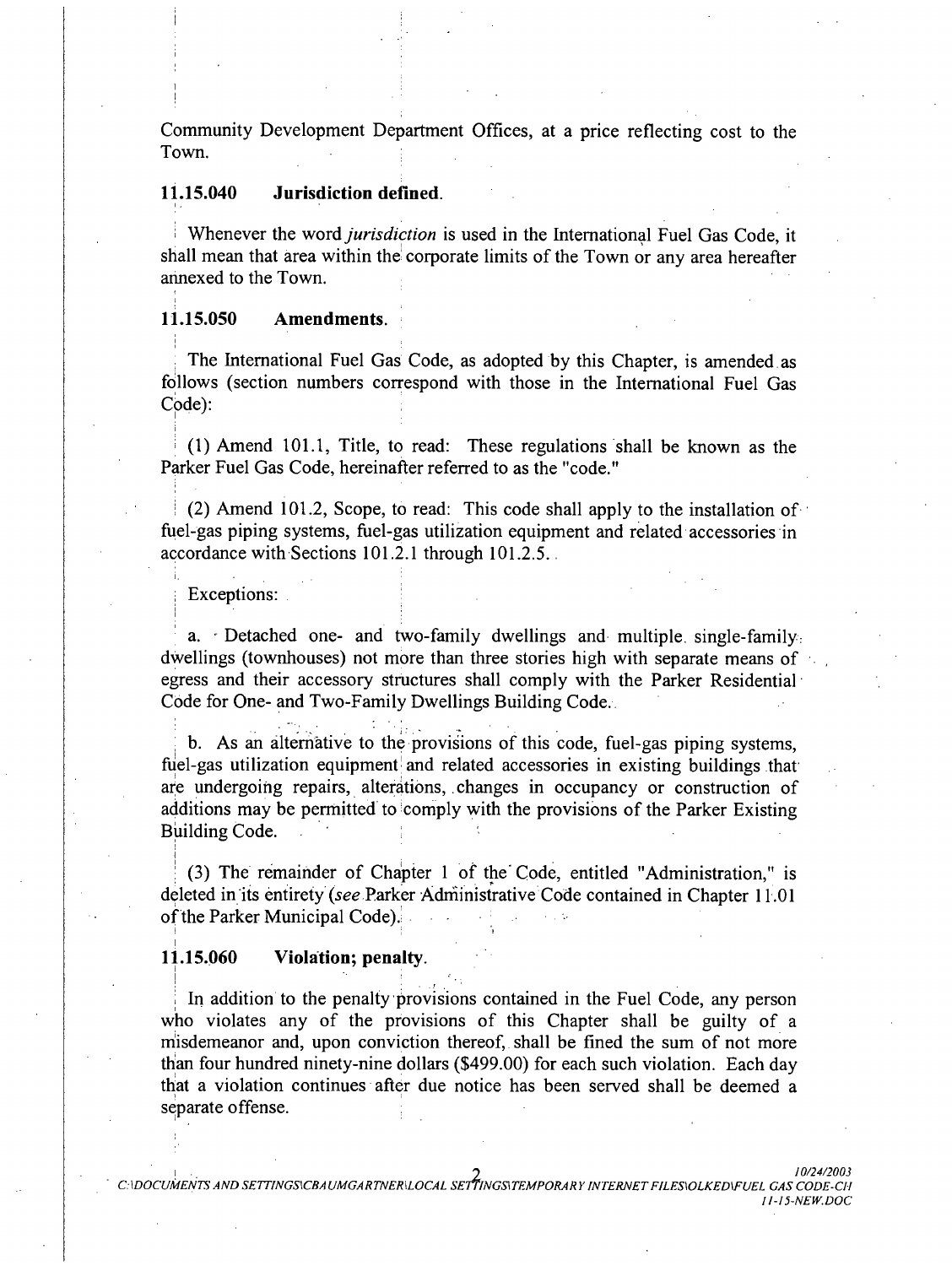Community Development Department Offices, at a price reflecting cost to the Town.

**11.15.040 Jurisdiction defined.**

Whenever the word *jurisdiction* is used in the International Fuel Gas Code, it shall mean that area within the corporate limits of the Town or any area hereafter annexed to the Town.

**11.15.050 Amendments.**

The International Fuel Gas Code, as adopted by this Chapter, is amended as follows (section numbers correspond with those in the International Fuel Gas Code):

(1) Amend 101.1, Title, to read: These regulations shall be known as the Parker Fuel Gas Code, hereinafter referred to as the "code."

(2) Amend 101.2, Scope, to read: This code shall apply to the installation of fuel-gas piping systems, fuel-gas utilization equipment and related accessories in accordance with Sections 101.2.1 through 101.2.5.

Exceptions:

a. Detached one- and two-family dwellings and multiple single-family dwellings (townhouses) not more than three stories high with separate means of egress and their accessory structures shall comply with the Parker Residential Code for One- and Two-Family Dwellings Building Code.

b. As an alternative to the provisions of this code, fuel-gas piping systems, fuel-gas utilization equipment and related accessories in existing buildings that are undergoing repairs, alterations, changes in occupancy or construction of additions may be permitted to comply with the provisions of the Parker Existing Building Code.

(3) The remainder of Chapter 1 of the Code, entitled "Administration," is deleted in its entirety (*see* Parker Administrative Code contained in Chapter 11.01 of the Parker Municipal Code).

**11.15.060 Violation; penalty.**

In addition to the penalty provisions contained in the Fuel Code, any person who violates any of the provisions of this Chapter shall be guilty of a misdemeanor and, upon conviction thereof, shall be fined the sum of not more than four hundred ninety-nine dollars ($499.00) for each such violation. Each day that a violation continues after due notice has been served shall be deemed a separate offense.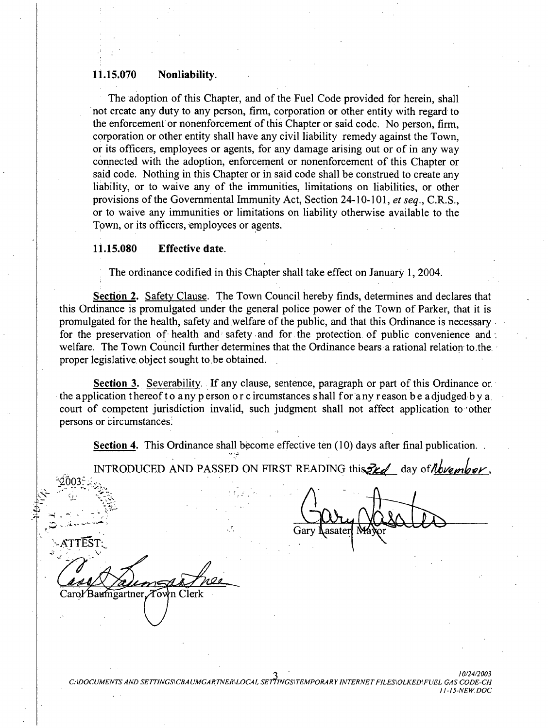### 11.15.070 Nonliability.

The adoption of this Chapter, and of the Fuel Code provided for herein, shall not create any duty to any person, firm, corporation or other entity with regard to the enforcement or nonenforcement of this Chapter or said code. No person, firm, corporation or other entity shall have any civil liability remedy against the Town, or its officers, employees or agents, for any damage arising out or of in any way connected with the adoption, enforcement or nonenforcement of this Chapter or said code. Nothing in this Chapter or in said code shall be construed to create any liability, or to waive any of the immunities, limitations on liabilities, or other provisions of the Governmental Immunity Act, Section 24-10-101, *et seq.*, C.R.S., or to waive any immunities or limitations on liability otherwise available to the Town, or its officers, employees or agents.

### 11.15.080 Effective date.

The ordinance codified in this Chapter shall take effect on January 1, 2004.

**Section 2.** Safety Clause. The Town Council hereby finds, determines and declares that this Ordinance is promulgated under the general police power of the Town of Parker, that it is promulgated for the health, safety and welfare of the public, and that this Ordinance is necessary for the preservation of health and safety and for the protection of public convenience and welfare. The Town Council further determines that the Ordinance bears a rational relation to the proper legislative object sought to be obtained.

**Section 3.** Severability. If any clause, sentence, paragraph or part of this Ordinance or the application thereof to any person or circumstances shall for any reason be adjudged by a court of competent jurisdiction invalid, such judgment shall not affect application to other persons or circumstances.

**Section 4.** This Ordinance shall become effective ten (10) days after final publication.

INTRODUCED AND PASSED ON FIRST READING this *3rd* day of *November*, 2003.

Gary Lasater, Mayor

ATTEST:

Carol Baumgartner, Town Clerk

10/24/2003
C:\DOCUMENTS AND SETTINGS\CBAUMGARTNER\LOCAL SETTINGS\TEMPORARY INTERNET FILES\OLKED\FUEL GAS CODE-CH 11-15-NEW.DOC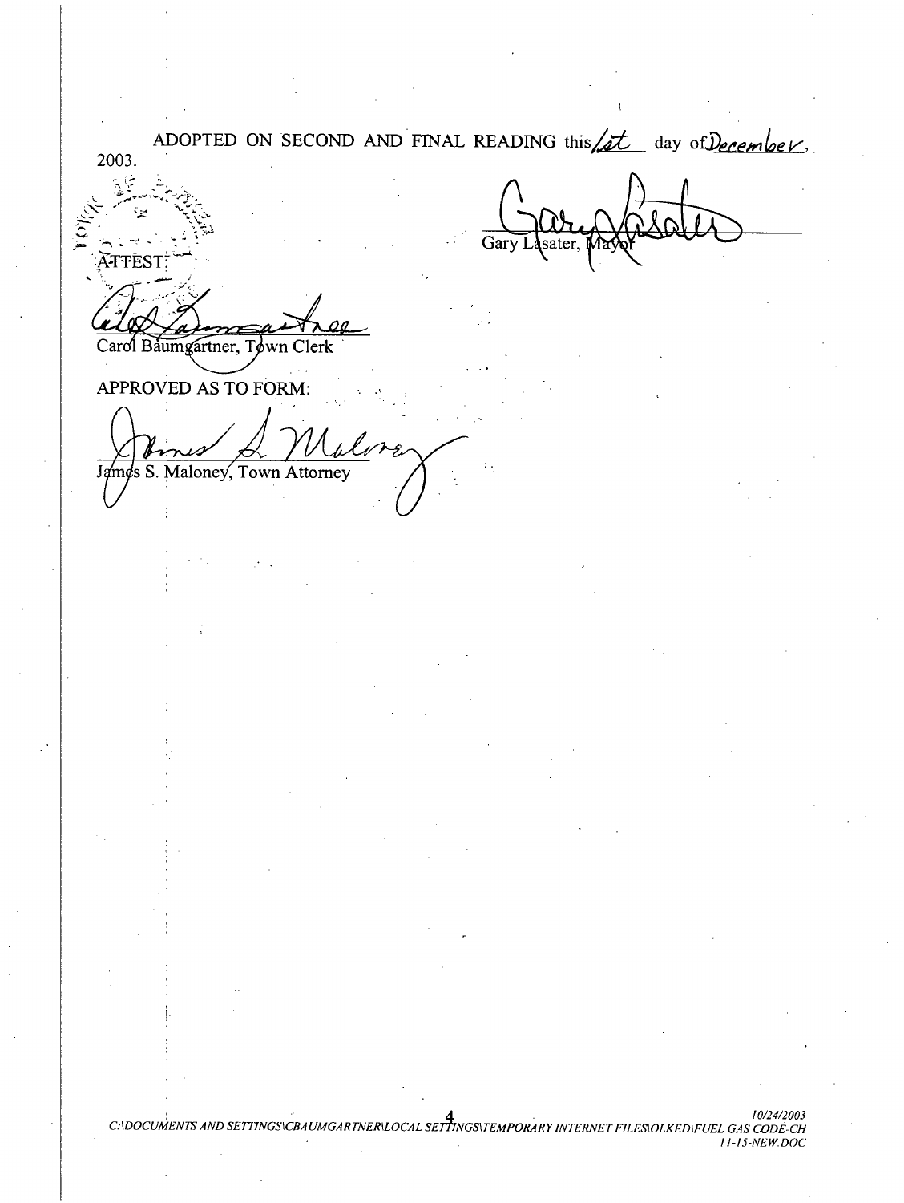ADOPTED ON SECOND AND FINAL READING this 1st day of December, 2003.

Gary Lasater, Mayor

ATTEST:

Carol Baumgartner, Town Clerk

APPROVED AS TO FORM:

James S. Maloney, Town Attorney

C:\DOCUMENTS AND SETTINGS\CBAUMGARTNER\LOCAL SETTINGS\TEMPORARY INTERNET FILES\OLKED\FUEL GAS CODE-CH 11-15-NEW.DOC 10/24/2003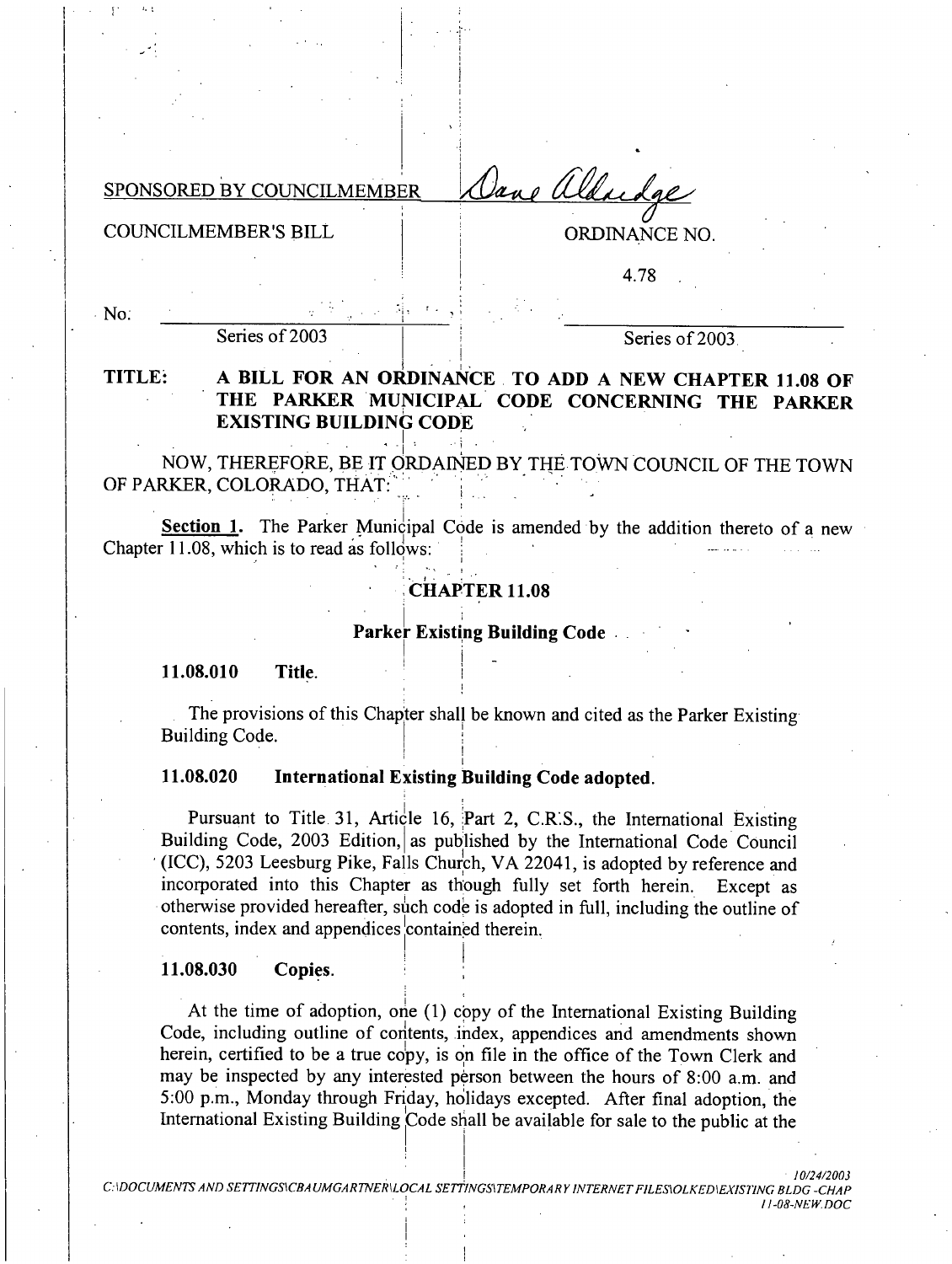SPONSORED BY COUNCILMEMBER Dave Aldridge

COUNCILMEMBER'S BILL

ORDINANCE NO. 4.78

No. ____________ Series of 2003

____________ Series of 2003

**TITLE: A BILL FOR AN ORDINANCE TO ADD A NEW CHAPTER 11.08 OF THE PARKER MUNICIPAL CODE CONCERNING THE PARKER EXISTING BUILDING CODE**

NOW, THEREFORE, BE IT ORDAINED BY THE TOWN COUNCIL OF THE TOWN OF PARKER, COLORADO, THAT:

**Section 1.** The Parker Municipal Code is amended by the addition thereto of a new Chapter 11.08, which is to read as follows:

## CHAPTER 11.08

### Parker Existing Building Code

**11.08.010 Title.**

The provisions of this Chapter shall be known and cited as the Parker Existing Building Code.

**11.08.020 International Existing Building Code adopted.**

Pursuant to Title 31, Article 16, Part 2, C.R.S., the International Existing Building Code, 2003 Edition, as published by the International Code Council (ICC), 5203 Leesburg Pike, Falls Church, VA 22041, is adopted by reference and incorporated into this Chapter as though fully set forth herein. Except as otherwise provided hereafter, such code is adopted in full, including the outline of contents, index and appendices contained therein.

**11.08.030 Copies.**

At the time of adoption, one (1) copy of the International Existing Building Code, including outline of contents, index, appendices and amendments shown herein, certified to be a true copy, is on file in the office of the Town Clerk and may be inspected by any interested person between the hours of 8:00 a.m. and 5:00 p.m., Monday through Friday, holidays excepted. After final adoption, the International Existing Building Code shall be available for sale to the public at the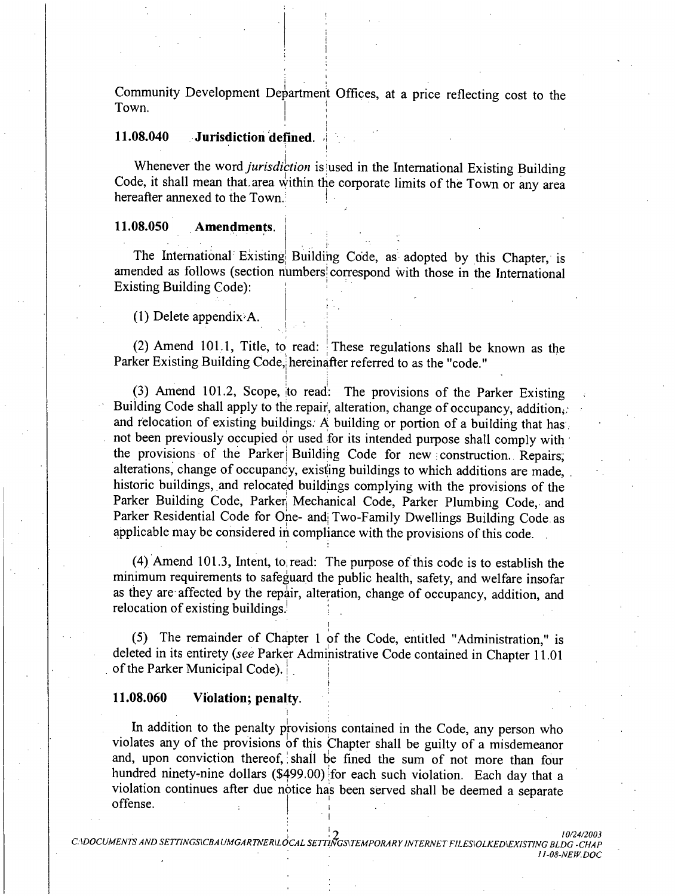Community Development Department Offices, at a price reflecting cost to the Town.

### 11.08.040 Jurisdiction defined.

Whenever the word *jurisdiction* is used in the International Existing Building Code, it shall mean that area within the corporate limits of the Town or any area hereafter annexed to the Town.

### 11.08.050 Amendments.

The International Existing Building Code, as adopted by this Chapter, is amended as follows (section numbers correspond with those in the International Existing Building Code):

(1) Delete appendix A.

(2) Amend 101.1, Title, to read: These regulations shall be known as the Parker Existing Building Code, hereinafter referred to as the "code."

(3) Amend 101.2, Scope, to read: The provisions of the Parker Existing Building Code shall apply to the repair, alteration, change of occupancy, addition, and relocation of existing buildings. A building or portion of a building that has not been previously occupied or used for its intended purpose shall comply with the provisions of the Parker Building Code for new construction. Repairs, alterations, change of occupancy, existing buildings to which additions are made, historic buildings, and relocated buildings complying with the provisions of the Parker Building Code, Parker Mechanical Code, Parker Plumbing Code, and Parker Residential Code for One- and Two-Family Dwellings Building Code as applicable may be considered in compliance with the provisions of this code.

(4) Amend 101.3, Intent, to read: The purpose of this code is to establish the minimum requirements to safeguard the public health, safety, and welfare insofar as they are affected by the repair, alteration, change of occupancy, addition, and relocation of existing buildings.

(5) The remainder of Chapter 1 of the Code, entitled "Administration," is deleted in its entirety (*see* Parker Administrative Code contained in Chapter 11.01 of the Parker Municipal Code).

### 11.08.060 Violation; penalty.

In addition to the penalty provisions contained in the Code, any person who violates any of the provisions of this Chapter shall be guilty of a misdemeanor and, upon conviction thereof, shall be fined the sum of not more than four hundred ninety-nine dollars ($499.00) for each such violation. Each day that a violation continues after due notice has been served shall be deemed a separate offense.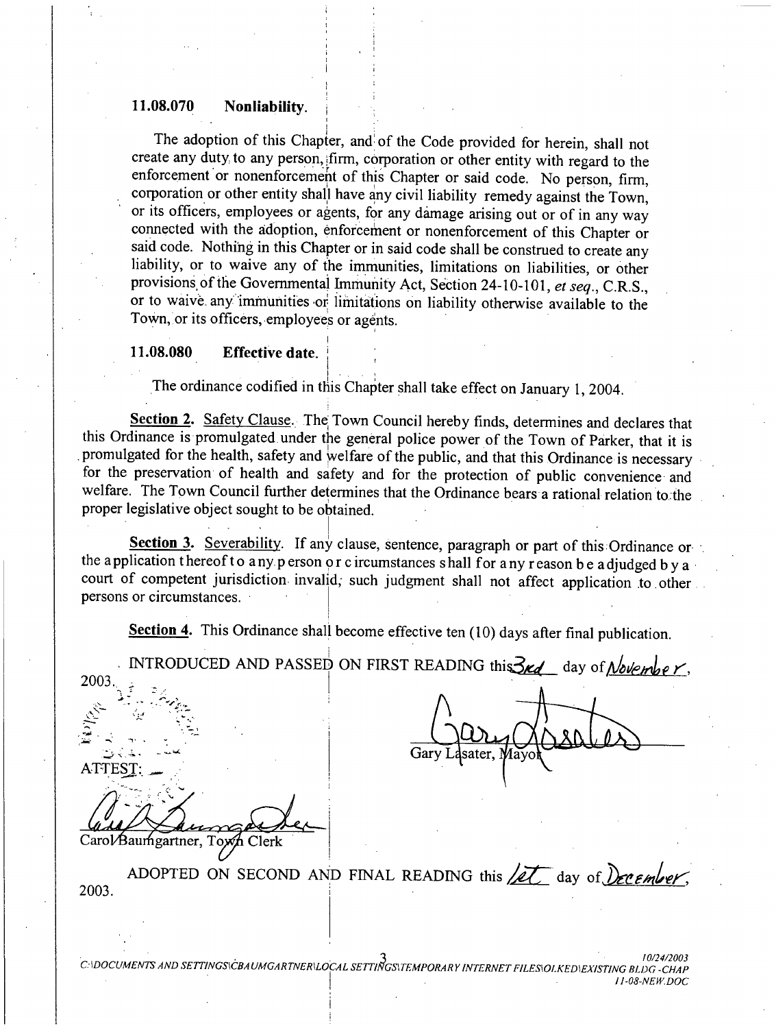### 11.08.070 Nonliability.

The adoption of this Chapter, and of the Code provided for herein, shall not create any duty to any person, firm, corporation or other entity with regard to the enforcement or nonenforcement of this Chapter or said code. No person, firm, corporation or other entity shall have any civil liability remedy against the Town, or its officers, employees or agents, for any damage arising out or of in any way connected with the adoption, enforcement or nonenforcement of this Chapter or said code. Nothing in this Chapter or in said code shall be construed to create any liability, or to waive any of the immunities, limitations on liabilities, or other provisions of the Governmental Immunity Act, Section 24-10-101, *et seq.*, C.R.S., or to waive any immunities or limitations on liability otherwise available to the Town, or its officers, employees or agents.

### 11.08.080 Effective date.

The ordinance codified in this Chapter shall take effect on January 1, 2004.

**Section 2.** Safety Clause. The Town Council hereby finds, determines and declares that this Ordinance is promulgated under the general police power of the Town of Parker, that it is promulgated for the health, safety and welfare of the public, and that this Ordinance is necessary for the preservation of health and safety and for the protection of public convenience and welfare. The Town Council further determines that the Ordinance bears a rational relation to the proper legislative object sought to be obtained.

**Section 3.** Severability. If any clause, sentence, paragraph or part of this Ordinance or the application thereof to any person or circumstances shall for any reason be adjudged by a court of competent jurisdiction invalid, such judgment shall not affect application to other persons or circumstances.

**Section 4.** This Ordinance shall become effective ten (10) days after final publication.

INTRODUCED AND PASSED ON FIRST READING this 3rd day of November, 2003.

Gary Lasater, Mayor

ATTEST:

Carol Baumgartner, Town Clerk

ADOPTED ON SECOND AND FINAL READING this 1st day of December, 2003.

C:\DOCUMENTS AND SETTINGS\CBAUMGARTNER\LOCAL SETTINGS\TEMPORARY INTERNET FILES\OLKED\EXISTING BLDG -CHAP 11-08-NEW.DOC 10/24/2003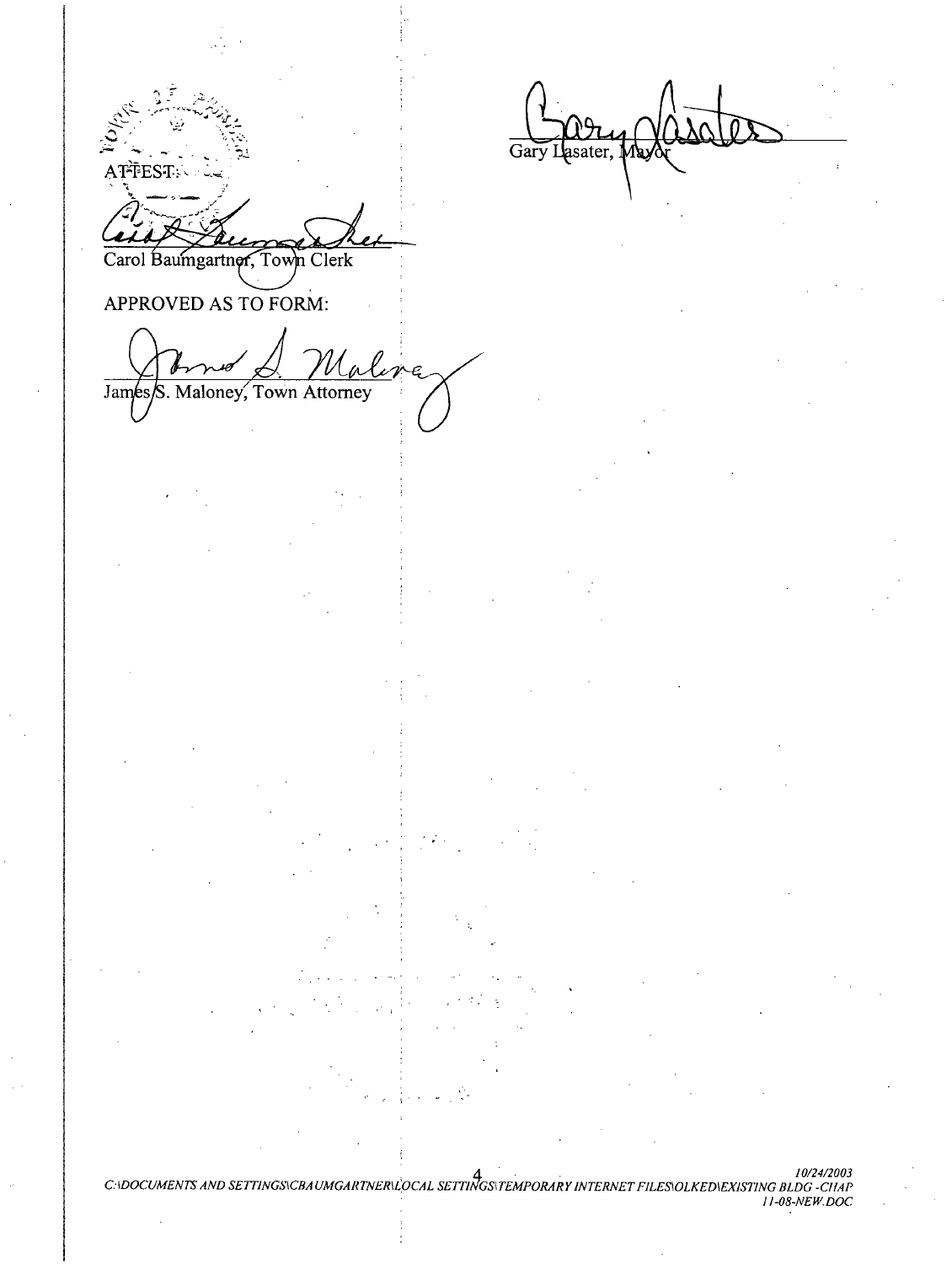ATTEST:

Carol Baumgartner, Town Clerk

Gary Lasater, Mayor

APPROVED AS TO FORM:

James S. Maloney, Town Attorney

C:\DOCUMENTS AND SETTINGS\CBAUMGARTNER\LOCAL SETTINGS\TEMPORARY INTERNET FILES\OLKED\EXISTING BLDG -CHAP 11-08-NEW.DOC 10/24/2003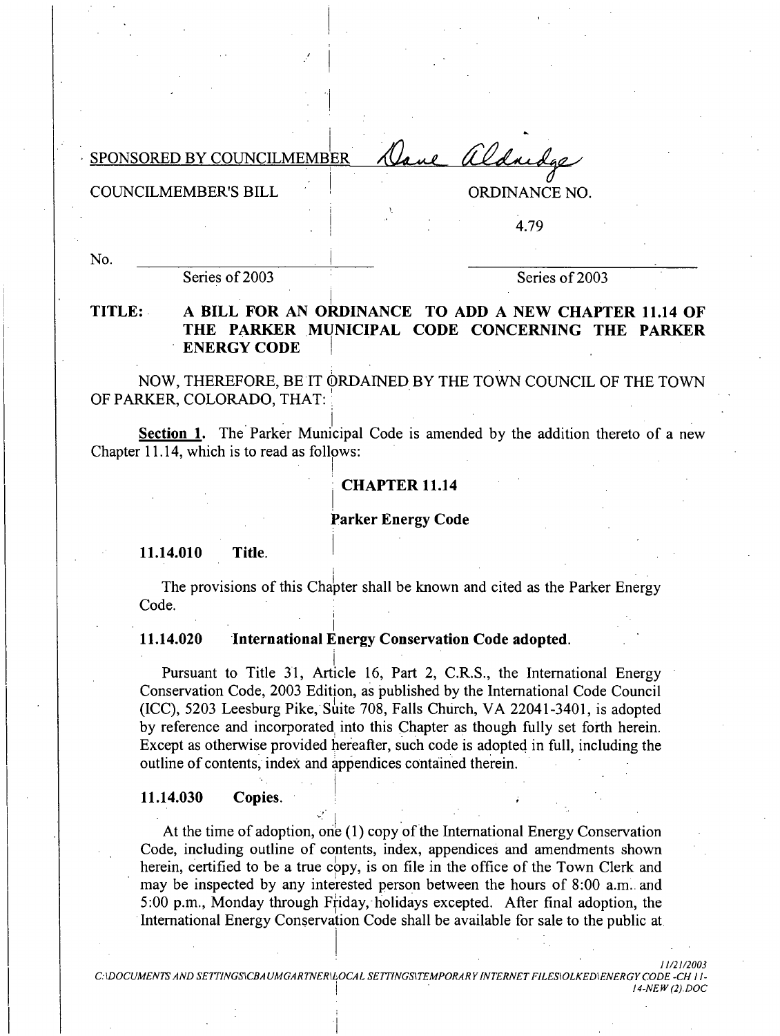SPONSORED BY COUNCILMEMBER Dave Aldridge

COUNCILMEMBER'S BILL

ORDINANCE NO.

4.79

No. \_\_\_\_\_\_\_\_\_\_\_\_\_\_\_\_\_\_\_\_ Series of 2003

\_\_\_\_\_\_\_\_\_\_\_\_\_\_\_\_\_\_\_\_ Series of 2003

**TITLE: A BILL FOR AN ORDINANCE TO ADD A NEW CHAPTER 11.14 OF THE PARKER MUNICIPAL CODE CONCERNING THE PARKER ENERGY CODE**

NOW, THEREFORE, BE IT ORDAINED BY THE TOWN COUNCIL OF THE TOWN OF PARKER, COLORADO, THAT:

**Section 1.** The Parker Municipal Code is amended by the addition thereto of a new Chapter 11.14, which is to read as follows:

## CHAPTER 11.14

## Parker Energy Code

**11.14.010 Title.**

The provisions of this Chapter shall be known and cited as the Parker Energy Code.

**11.14.020 International Energy Conservation Code adopted.**

Pursuant to Title 31, Article 16, Part 2, C.R.S., the International Energy Conservation Code, 2003 Edition, as published by the International Code Council (ICC), 5203 Leesburg Pike, Suite 708, Falls Church, VA 22041-3401, is adopted by reference and incorporated into this Chapter as though fully set forth herein. Except as otherwise provided hereafter, such code is adopted in full, including the outline of contents, index and appendices contained therein.

**11.14.030 Copies.**

At the time of adoption, one (1) copy of the International Energy Conservation Code, including outline of contents, index, appendices and amendments shown herein, certified to be a true copy, is on file in the office of the Town Clerk and may be inspected by any interested person between the hours of 8:00 a.m. and 5:00 p.m., Monday through Friday, holidays excepted. After final adoption, the International Energy Conservation Code shall be available for sale to the public at

*11/21/2003*
*C:\DOCUMENTS AND SETTINGS\CBAUMGARTNER\LOCAL SETTINGS\TEMPORARY INTERNET FILES\OLKED\ENERGY CODE -CH 11-14-NEW (2).DOC*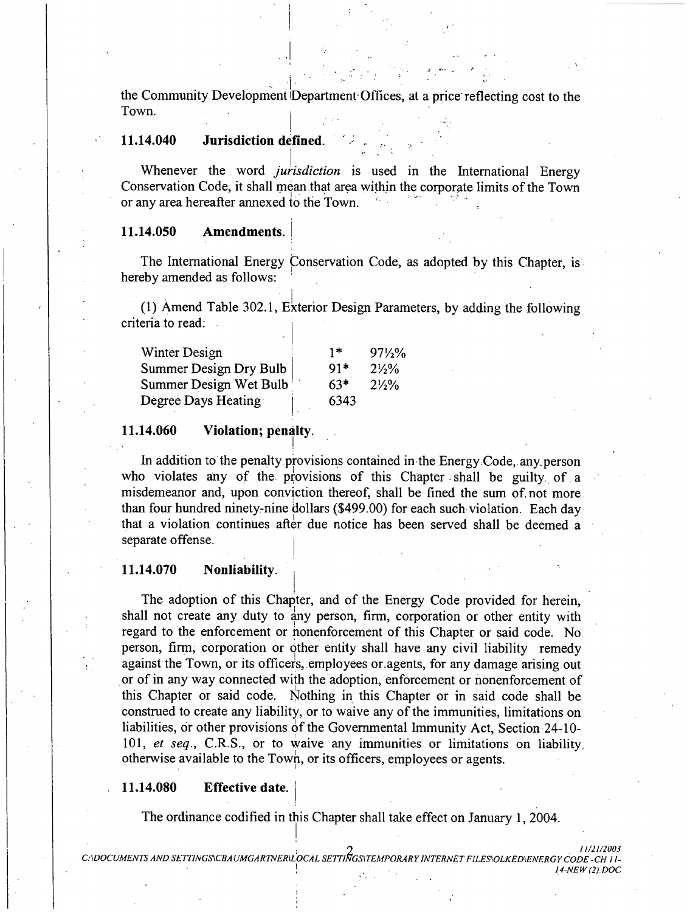the Community Development Department Offices, at a price reflecting cost to the Town.

### 11.14.040 Jurisdiction defined.

Whenever the word *jurisdiction* is used in the International Energy Conservation Code, it shall mean that area within the corporate limits of the Town or any area hereafter annexed to the Town.

### 11.14.050 Amendments.

The International Energy Conservation Code, as adopted by this Chapter, is hereby amended as follows:

(1) Amend Table 302.1, Exterior Design Parameters, by adding the following criteria to read:

| | | |
|---|---|---|
| Winter Design | 1* | 97½% |
| Summer Design Dry Bulb | 91* | 2½% |
| Summer Design Wet Bulb | 63* | 2½% |
| Degree Days Heating | 6343 | |

### 11.14.060 Violation; penalty.

In addition to the penalty provisions contained in the Energy Code, any person who violates any of the provisions of this Chapter shall be guilty of a misdemeanor and, upon conviction thereof, shall be fined the sum of not more than four hundred ninety-nine dollars ($499.00) for each such violation. Each day that a violation continues after due notice has been served shall be deemed a separate offense.

### 11.14.070 Nonliability.

The adoption of this Chapter, and of the Energy Code provided for herein, shall not create any duty to any person, firm, corporation or other entity with regard to the enforcement or nonenforcement of this Chapter or said code. No person, firm, corporation or other entity shall have any civil liability remedy against the Town, or its officers, employees or agents, for any damage arising out or of in any way connected with the adoption, enforcement or nonenforcement of this Chapter or said code. Nothing in this Chapter or in said code shall be construed to create any liability, or to waive any of the immunities, limitations on liabilities, or other provisions of the Governmental Immunity Act, Section 24-10-101, *et seq*., C.R.S., or to waive any immunities or limitations on liability otherwise available to the Town, or its officers, employees or agents.

### 11.14.080 Effective date.

The ordinance codified in this Chapter shall take effect on January 1, 2004.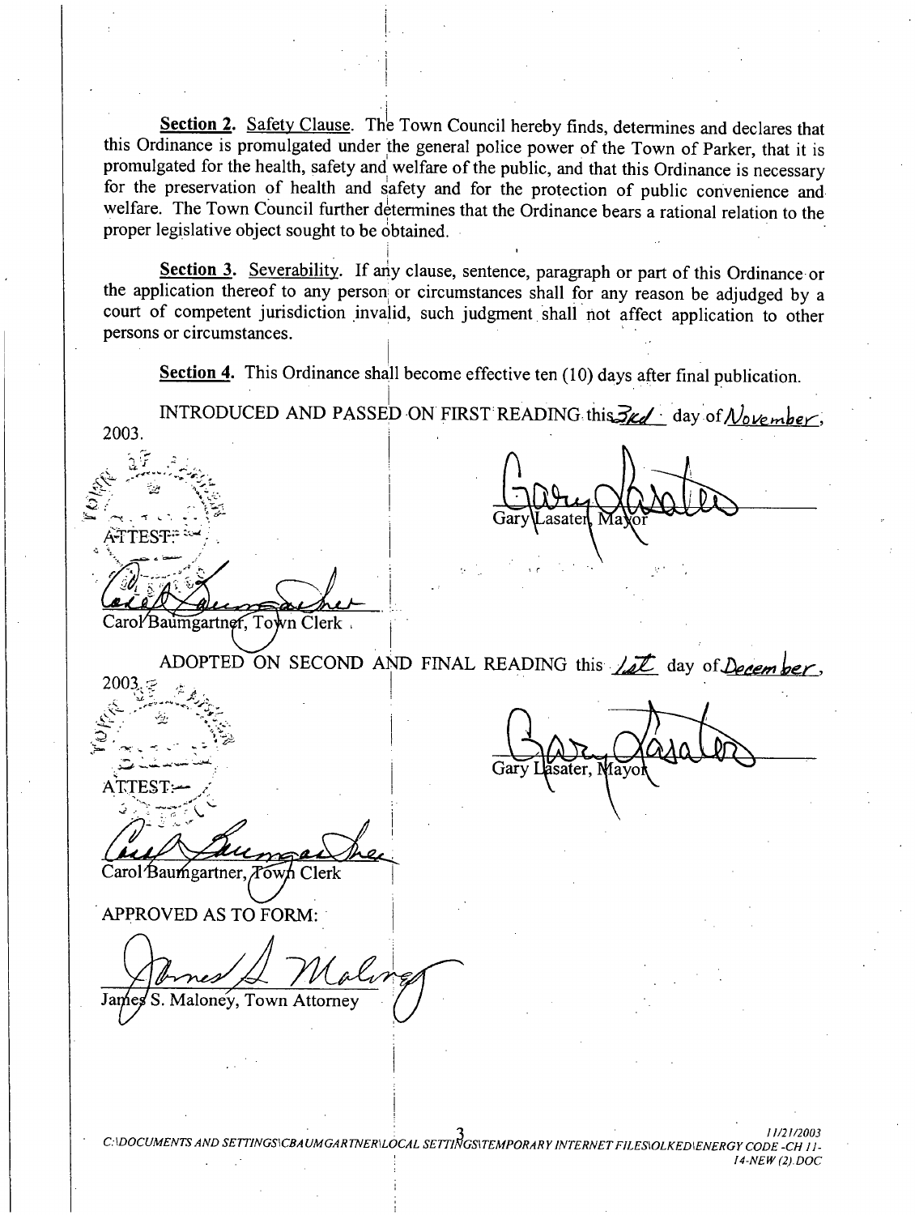**Section 2**. Safety Clause. The Town Council hereby finds, determines and declares that this Ordinance is promulgated under the general police power of the Town of Parker, that it is promulgated for the health, safety and welfare of the public, and that this Ordinance is necessary for the preservation of health and safety and for the protection of public convenience and welfare. The Town Council further determines that the Ordinance bears a rational relation to the proper legislative object sought to be obtained.

**Section 3**. Severability. If any clause, sentence, paragraph or part of this Ordinance or the application thereof to any person or circumstances shall for any reason be adjudged by a court of competent jurisdiction invalid, such judgment shall not affect application to other persons or circumstances.

**Section 4**. This Ordinance shall become effective ten (10) days after final publication.

INTRODUCED AND PASSED ON FIRST READING this 3rd day of November, 2003.

Gary Lasater, Mayor

ATTEST:

Carol Baumgartner, Town Clerk

ADOPTED ON SECOND AND FINAL READING this 1st day of December, 2003.

Gary Lasater, Mayor

ATTEST:

Carol Baumgartner, Town Clerk

APPROVED AS TO FORM:

James S. Maloney, Town Attorney

*11/21/2003*
*C:\DOCUMENTS AND SETTINGS\CBAUMGARTNER\LOCAL SETTINGS\TEMPORARY INTERNET FILES\OLKED\ENERGY CODE -CH 11-14-NEW (2).DOC*